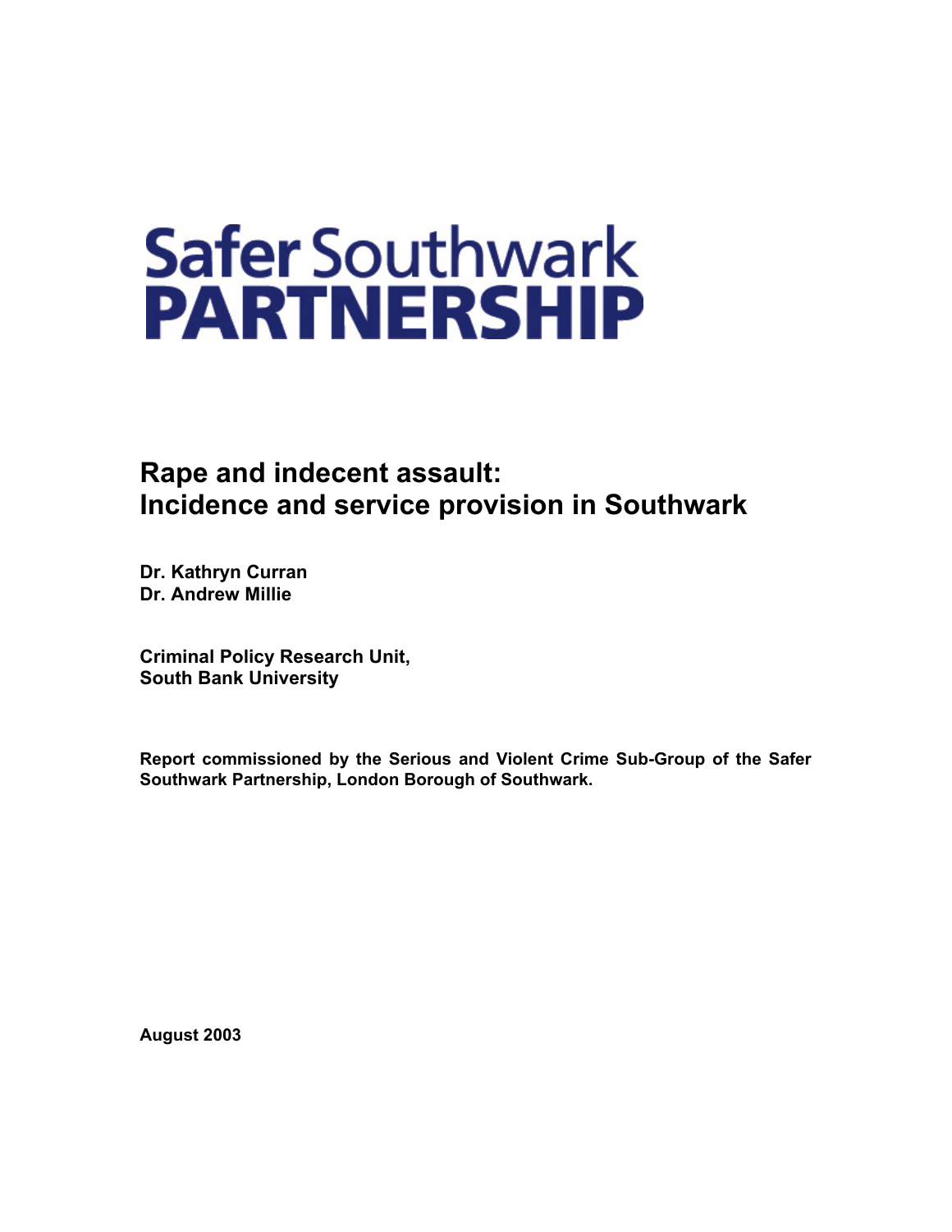# Safer Southwark PARTNERSHIP

## Rape and indecent assault: Incidence and service provision in Southwark

**Dr. Kathryn Curran**
**Dr. Andrew Millie**

**Criminal Policy Research Unit,**
**South Bank University**

**Report commissioned by the Serious and Violent Crime Sub-Group of the Safer Southwark Partnership, London Borough of Southwark.**

**August 2003**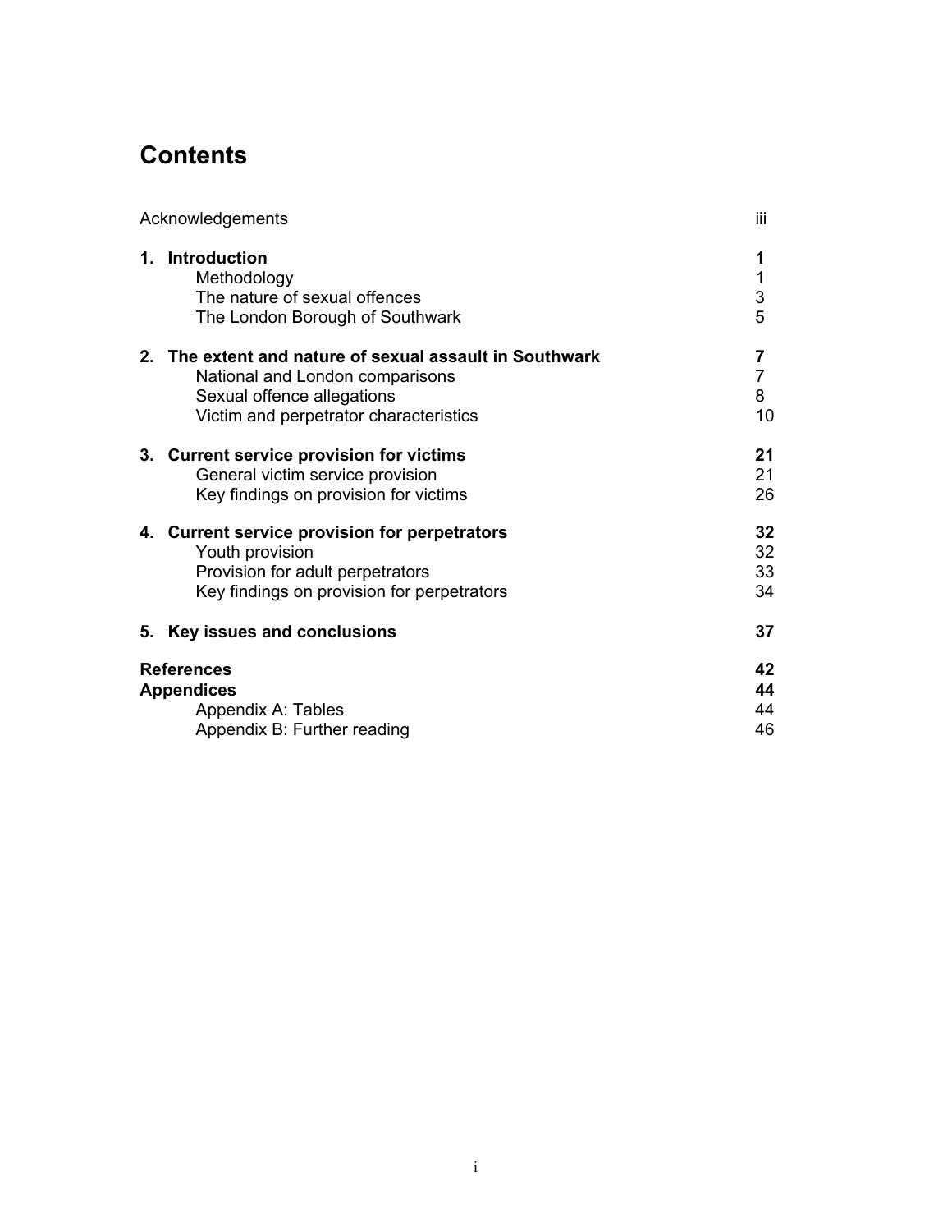# Contents

| | |
|---|---|
| Acknowledgements | iii |
| **1. Introduction** | **1** |
| Methodology | 1 |
| The nature of sexual offences | 3 |
| The London Borough of Southwark | 5 |
| **2. The extent and nature of sexual assault in Southwark** | **7** |
| National and London comparisons | 7 |
| Sexual offence allegations | 8 |
| Victim and perpetrator characteristics | 10 |
| **3. Current service provision for victims** | **21** |
| General victim service provision | 21 |
| Key findings on provision for victims | 26 |
| **4. Current service provision for perpetrators** | **32** |
| Youth provision | 32 |
| Provision for adult perpetrators | 33 |
| Key findings on provision for perpetrators | 34 |
| **5. Key issues and conclusions** | **37** |
| **References** | **42** |
| **Appendices** | **44** |
| Appendix A: Tables | 44 |
| Appendix B: Further reading | 46 |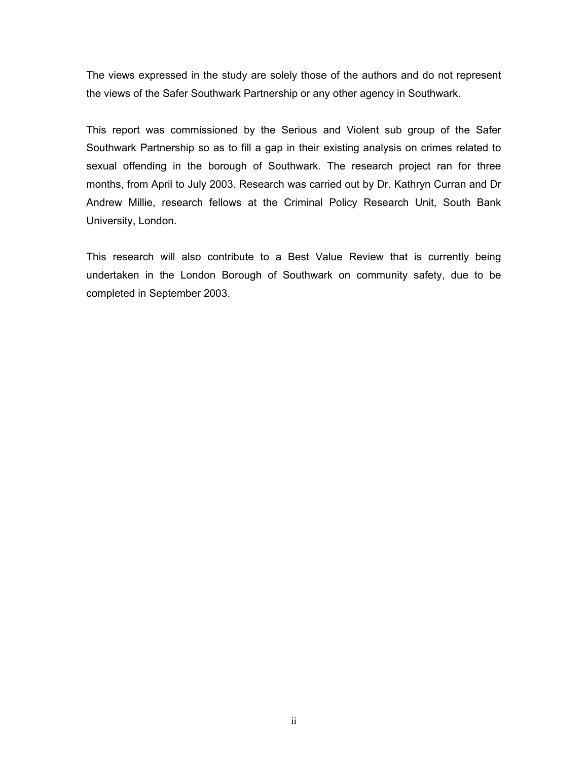The views expressed in the study are solely those of the authors and do not represent the views of the Safer Southwark Partnership or any other agency in Southwark.

This report was commissioned by the Serious and Violent sub group of the Safer Southwark Partnership so as to fill a gap in their existing analysis on crimes related to sexual offending in the borough of Southwark. The research project ran for three months, from April to July 2003. Research was carried out by Dr. Kathryn Curran and Dr Andrew Millie, research fellows at the Criminal Policy Research Unit, South Bank University, London.

This research will also contribute to a Best Value Review that is currently being undertaken in the London Borough of Southwark on community safety, due to be completed in September 2003.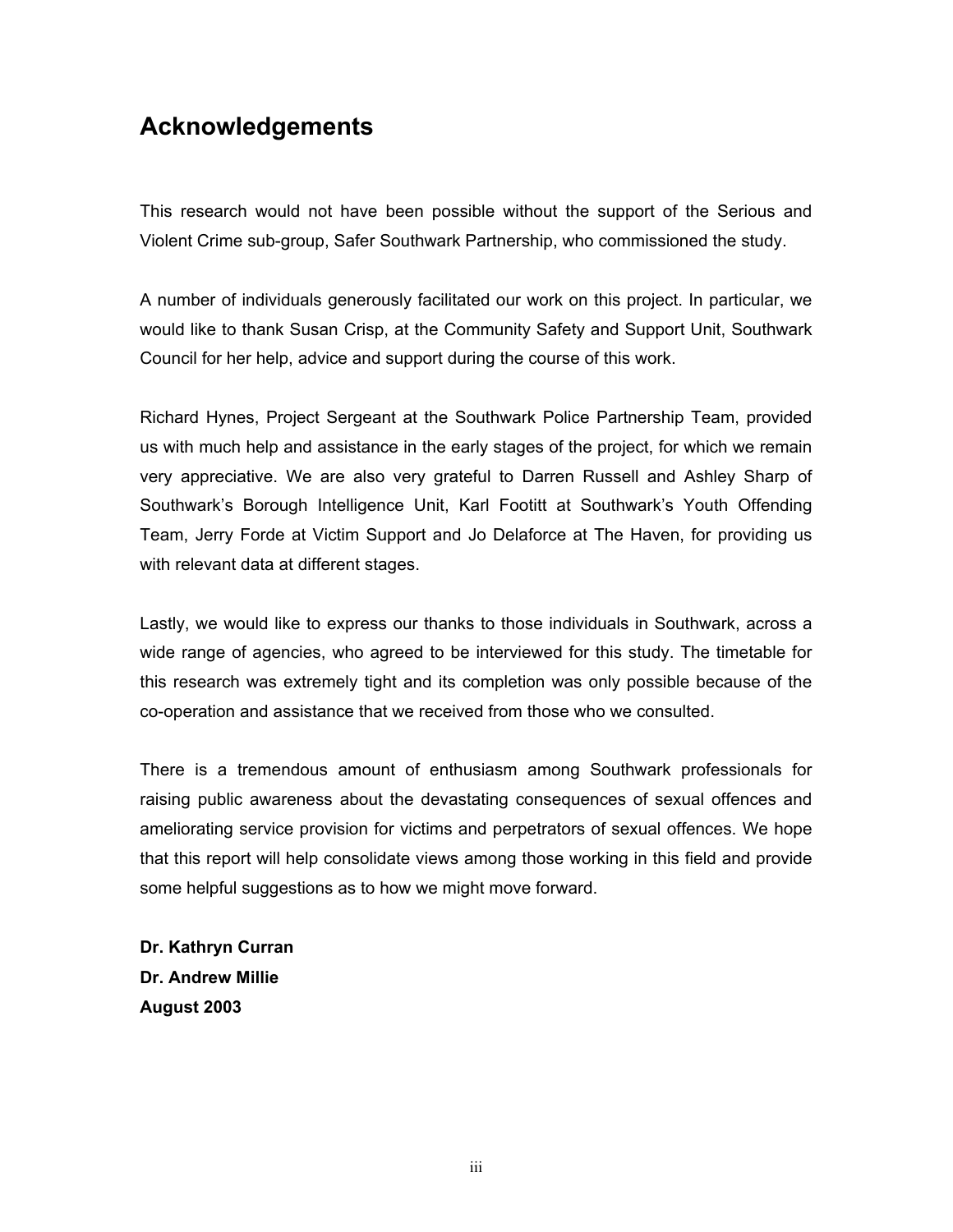## Acknowledgements

This research would not have been possible without the support of the Serious and Violent Crime sub-group, Safer Southwark Partnership, who commissioned the study.

A number of individuals generously facilitated our work on this project. In particular, we would like to thank Susan Crisp, at the Community Safety and Support Unit, Southwark Council for her help, advice and support during the course of this work.

Richard Hynes, Project Sergeant at the Southwark Police Partnership Team, provided us with much help and assistance in the early stages of the project, for which we remain very appreciative. We are also very grateful to Darren Russell and Ashley Sharp of Southwark's Borough Intelligence Unit, Karl Footitt at Southwark's Youth Offending Team, Jerry Forde at Victim Support and Jo Delaforce at The Haven, for providing us with relevant data at different stages.

Lastly, we would like to express our thanks to those individuals in Southwark, across a wide range of agencies, who agreed to be interviewed for this study. The timetable for this research was extremely tight and its completion was only possible because of the co-operation and assistance that we received from those who we consulted.

There is a tremendous amount of enthusiasm among Southwark professionals for raising public awareness about the devastating consequences of sexual offences and ameliorating service provision for victims and perpetrators of sexual offences. We hope that this report will help consolidate views among those working in this field and provide some helpful suggestions as to how we might move forward.

**Dr. Kathryn Curran**
**Dr. Andrew Millie**
**August 2003**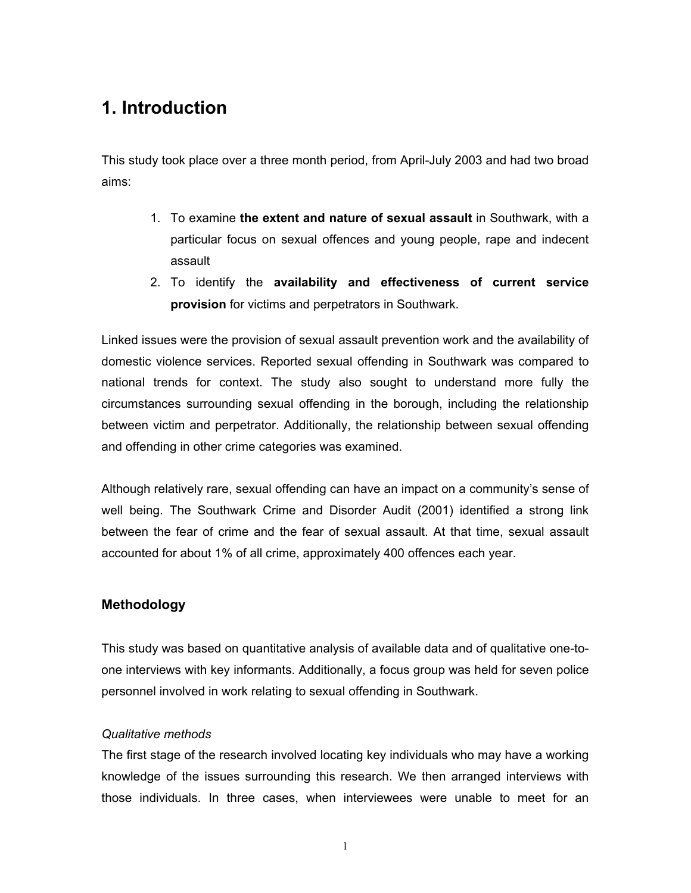# 1. Introduction

This study took place over a three month period, from April-July 2003 and had two broad aims:

1. To examine **the extent and nature of sexual assault** in Southwark, with a particular focus on sexual offences and young people, rape and indecent assault
2. To identify the **availability and effectiveness of current service provision** for victims and perpetrators in Southwark.

Linked issues were the provision of sexual assault prevention work and the availability of domestic violence services. Reported sexual offending in Southwark was compared to national trends for context. The study also sought to understand more fully the circumstances surrounding sexual offending in the borough, including the relationship between victim and perpetrator. Additionally, the relationship between sexual offending and offending in other crime categories was examined.

Although relatively rare, sexual offending can have an impact on a community's sense of well being. The Southwark Crime and Disorder Audit (2001) identified a strong link between the fear of crime and the fear of sexual assault. At that time, sexual assault accounted for about 1% of all crime, approximately 400 offences each year.

## Methodology

This study was based on quantitative analysis of available data and of qualitative one-to-one interviews with key informants. Additionally, a focus group was held for seven police personnel involved in work relating to sexual offending in Southwark.

*Qualitative methods*

The first stage of the research involved locating key individuals who may have a working knowledge of the issues surrounding this research. We then arranged interviews with those individuals. In three cases, when interviewees were unable to meet for an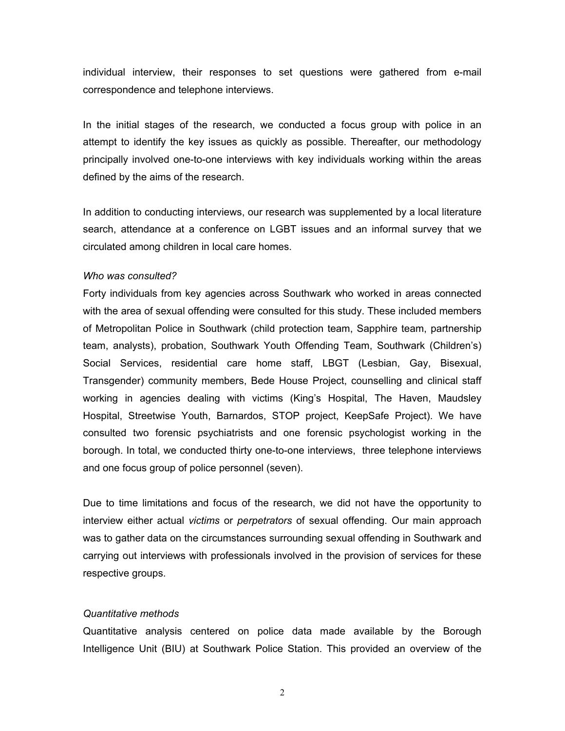individual interview, their responses to set questions were gathered from e-mail correspondence and telephone interviews.

In the initial stages of the research, we conducted a focus group with police in an attempt to identify the key issues as quickly as possible. Thereafter, our methodology principally involved one-to-one interviews with key individuals working within the areas defined by the aims of the research.

In addition to conducting interviews, our research was supplemented by a local literature search, attendance at a conference on LGBT issues and an informal survey that we circulated among children in local care homes.

*Who was consulted?*

Forty individuals from key agencies across Southwark who worked in areas connected with the area of sexual offending were consulted for this study. These included members of Metropolitan Police in Southwark (child protection team, Sapphire team, partnership team, analysts), probation, Southwark Youth Offending Team, Southwark (Children's) Social Services, residential care home staff, LBGT (Lesbian, Gay, Bisexual, Transgender) community members, Bede House Project, counselling and clinical staff working in agencies dealing with victims (King's Hospital, The Haven, Maudsley Hospital, Streetwise Youth, Barnardos, STOP project, KeepSafe Project). We have consulted two forensic psychiatrists and one forensic psychologist working in the borough. In total, we conducted thirty one-to-one interviews, three telephone interviews and one focus group of police personnel (seven).

Due to time limitations and focus of the research, we did not have the opportunity to interview either actual *victims* or *perpetrators* of sexual offending. Our main approach was to gather data on the circumstances surrounding sexual offending in Southwark and carrying out interviews with professionals involved in the provision of services for these respective groups.

*Quantitative methods*

Quantitative analysis centered on police data made available by the Borough Intelligence Unit (BIU) at Southwark Police Station. This provided an overview of the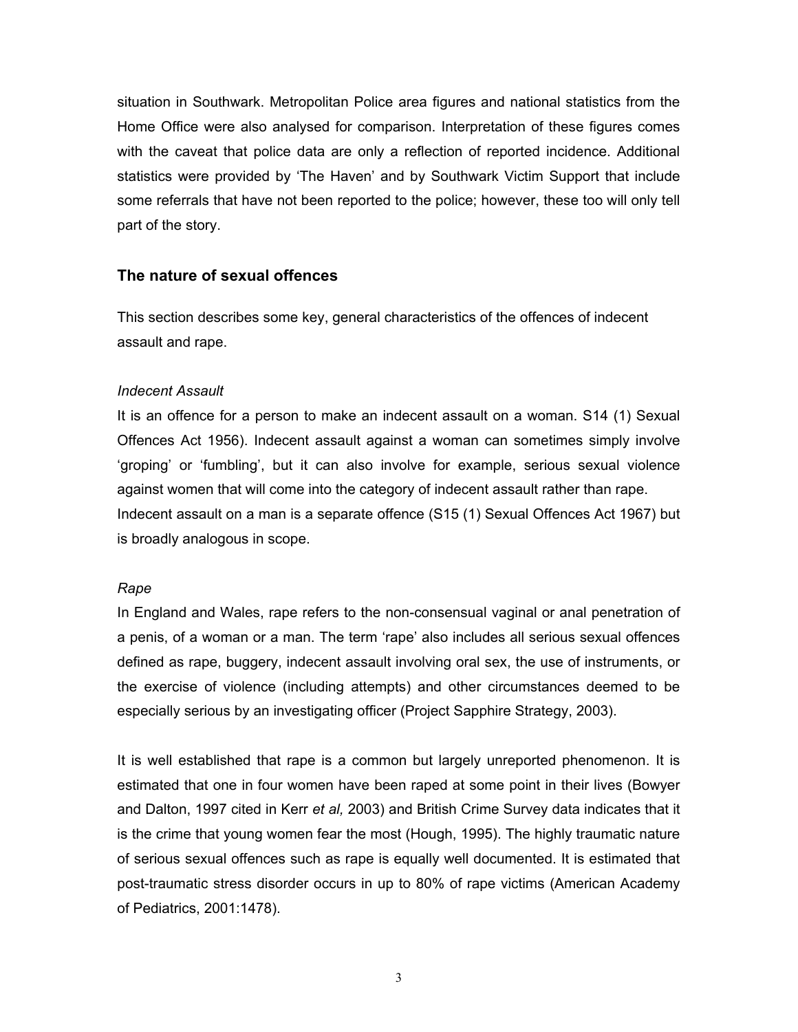situation in Southwark. Metropolitan Police area figures and national statistics from the Home Office were also analysed for comparison. Interpretation of these figures comes with the caveat that police data are only a reflection of reported incidence. Additional statistics were provided by 'The Haven' and by Southwark Victim Support that include some referrals that have not been reported to the police; however, these too will only tell part of the story.

## The nature of sexual offences

This section describes some key, general characteristics of the offences of indecent assault and rape.

*Indecent Assault*

It is an offence for a person to make an indecent assault on a woman. S14 (1) Sexual Offences Act 1956). Indecent assault against a woman can sometimes simply involve 'groping' or 'fumbling', but it can also involve for example, serious sexual violence against women that will come into the category of indecent assault rather than rape. Indecent assault on a man is a separate offence (S15 (1) Sexual Offences Act 1967) but is broadly analogous in scope.

*Rape*

In England and Wales, rape refers to the non-consensual vaginal or anal penetration of a penis, of a woman or a man. The term 'rape' also includes all serious sexual offences defined as rape, buggery, indecent assault involving oral sex, the use of instruments, or the exercise of violence (including attempts) and other circumstances deemed to be especially serious by an investigating officer (Project Sapphire Strategy, 2003).

It is well established that rape is a common but largely unreported phenomenon. It is estimated that one in four women have been raped at some point in their lives (Bowyer and Dalton, 1997 cited in Kerr *et al,* 2003) and British Crime Survey data indicates that it is the crime that young women fear the most (Hough, 1995). The highly traumatic nature of serious sexual offences such as rape is equally well documented. It is estimated that post-traumatic stress disorder occurs in up to 80% of rape victims (American Academy of Pediatrics, 2001:1478).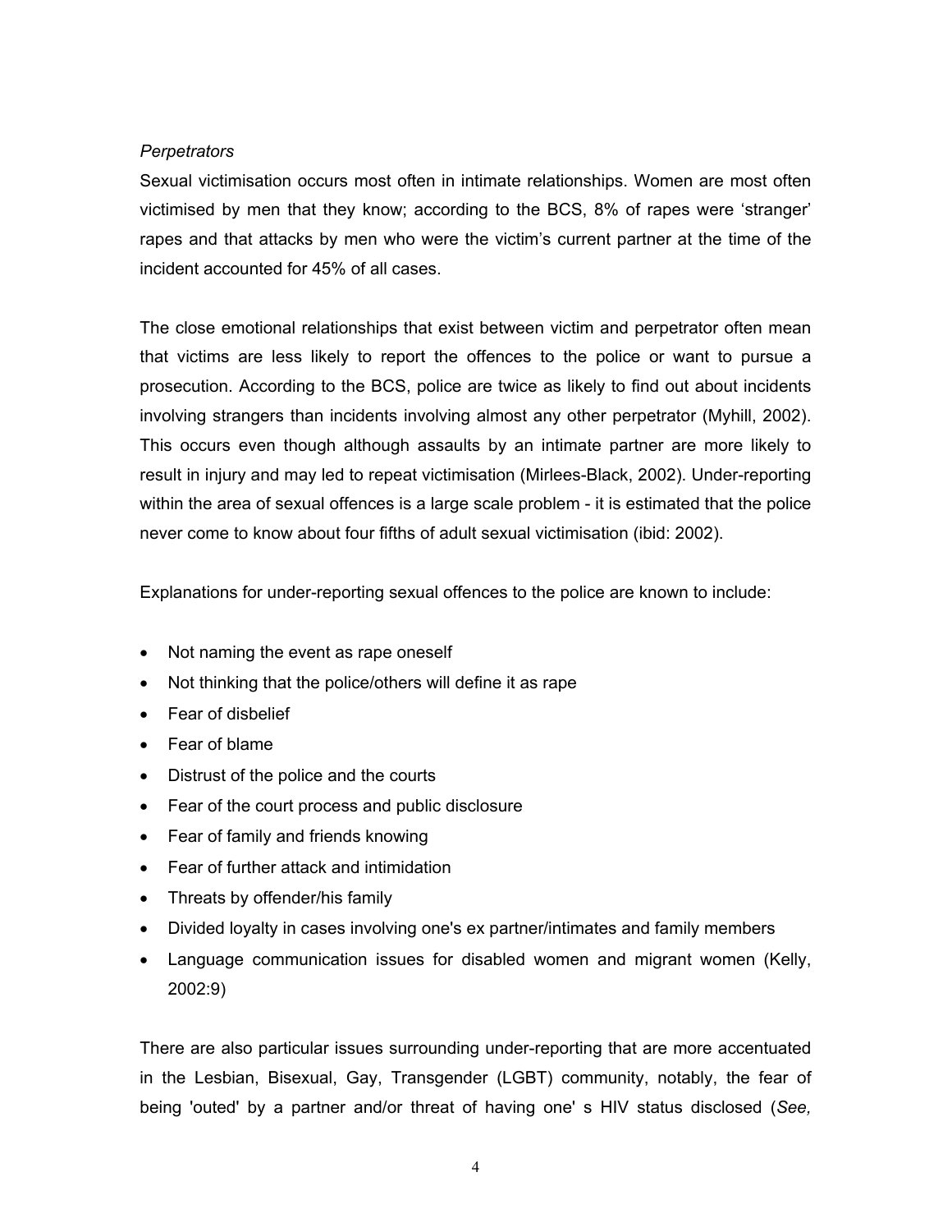*Perpetrators*

Sexual victimisation occurs most often in intimate relationships. Women are most often victimised by men that they know; according to the BCS, 8% of rapes were 'stranger' rapes and that attacks by men who were the victim's current partner at the time of the incident accounted for 45% of all cases.

The close emotional relationships that exist between victim and perpetrator often mean that victims are less likely to report the offences to the police or want to pursue a prosecution. According to the BCS, police are twice as likely to find out about incidents involving strangers than incidents involving almost any other perpetrator (Myhill, 2002). This occurs even though although assaults by an intimate partner are more likely to result in injury and may led to repeat victimisation (Mirlees-Black, 2002). Under-reporting within the area of sexual offences is a large scale problem - it is estimated that the police never come to know about four fifths of adult sexual victimisation (ibid: 2002).

Explanations for under-reporting sexual offences to the police are known to include:

- Not naming the event as rape oneself
- Not thinking that the police/others will define it as rape
- Fear of disbelief
- Fear of blame
- Distrust of the police and the courts
- Fear of the court process and public disclosure
- Fear of family and friends knowing
- Fear of further attack and intimidation
- Threats by offender/his family
- Divided loyalty in cases involving one's ex partner/intimates and family members
- Language communication issues for disabled women and migrant women (Kelly, 2002:9)

There are also particular issues surrounding under-reporting that are more accentuated in the Lesbian, Bisexual, Gay, Transgender (LGBT) community, notably, the fear of being 'outed' by a partner and/or threat of having one' s HIV status disclosed (*See,*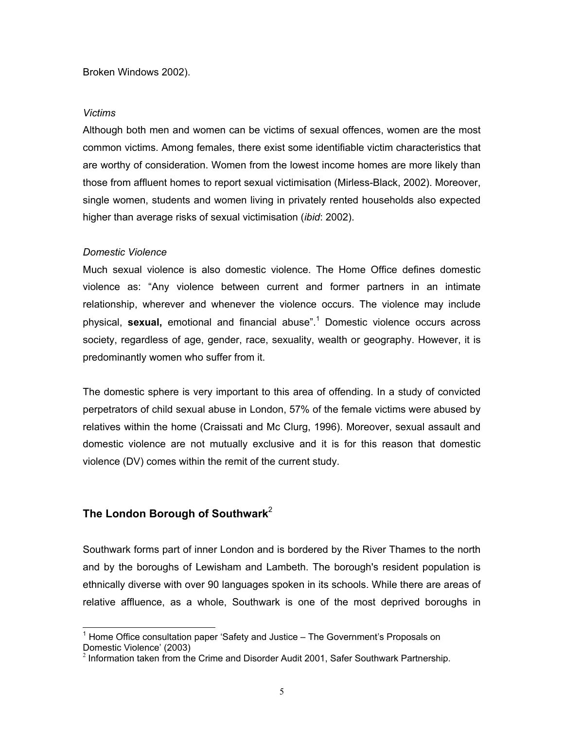Broken Windows 2002).

*Victims*

Although both men and women can be victims of sexual offences, women are the most common victims. Among females, there exist some identifiable victim characteristics that are worthy of consideration. Women from the lowest income homes are more likely than those from affluent homes to report sexual victimisation (Mirless-Black, 2002). Moreover, single women, students and women living in privately rented households also expected higher than average risks of sexual victimisation (*ibid*: 2002).

*Domestic Violence*

Much sexual violence is also domestic violence. The Home Office defines domestic violence as: "Any violence between current and former partners in an intimate relationship, wherever and whenever the violence occurs. The violence may include physical, **sexual,** emotional and financial abuse".[1] Domestic violence occurs across society, regardless of age, gender, race, sexuality, wealth or geography. However, it is predominantly women who suffer from it.

The domestic sphere is very important to this area of offending. In a study of convicted perpetrators of child sexual abuse in London, 57% of the female victims were abused by relatives within the home (Craissati and Mc Clurg, 1996). Moreover, sexual assault and domestic violence are not mutually exclusive and it is for this reason that domestic violence (DV) comes within the remit of the current study.

## The London Borough of Southwark[2]

Southwark forms part of inner London and is bordered by the River Thames to the north and by the boroughs of Lewisham and Lambeth. The borough's resident population is ethnically diverse with over 90 languages spoken in its schools. While there are areas of relative affluence, as a whole, Southwark is one of the most deprived boroughs in

---

[1] Home Office consultation paper 'Safety and Justice – The Government's Proposals on Domestic Violence' (2003)

[2] Information taken from the Crime and Disorder Audit 2001, Safer Southwark Partnership.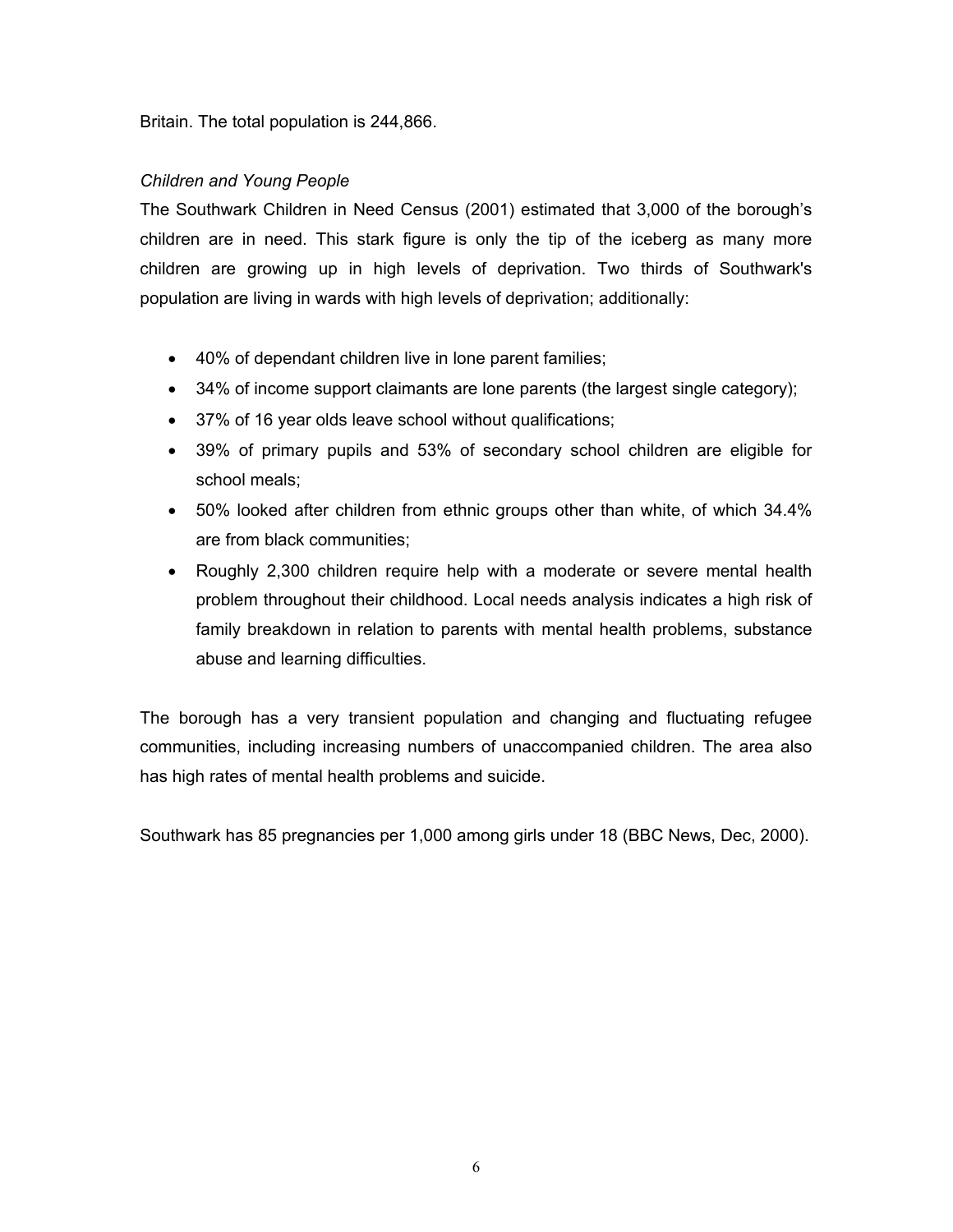Britain. The total population is 244,866.

*Children and Young People*

The Southwark Children in Need Census (2001) estimated that 3,000 of the borough's children are in need. This stark figure is only the tip of the iceberg as many more children are growing up in high levels of deprivation. Two thirds of Southwark's population are living in wards with high levels of deprivation; additionally:

- 40% of dependant children live in lone parent families;
- 34% of income support claimants are lone parents (the largest single category);
- 37% of 16 year olds leave school without qualifications;
- 39% of primary pupils and 53% of secondary school children are eligible for school meals;
- 50% looked after children from ethnic groups other than white, of which 34.4% are from black communities;
- Roughly 2,300 children require help with a moderate or severe mental health problem throughout their childhood. Local needs analysis indicates a high risk of family breakdown in relation to parents with mental health problems, substance abuse and learning difficulties.

The borough has a very transient population and changing and fluctuating refugee communities, including increasing numbers of unaccompanied children. The area also has high rates of mental health problems and suicide.

Southwark has 85 pregnancies per 1,000 among girls under 18 (BBC News, Dec, 2000).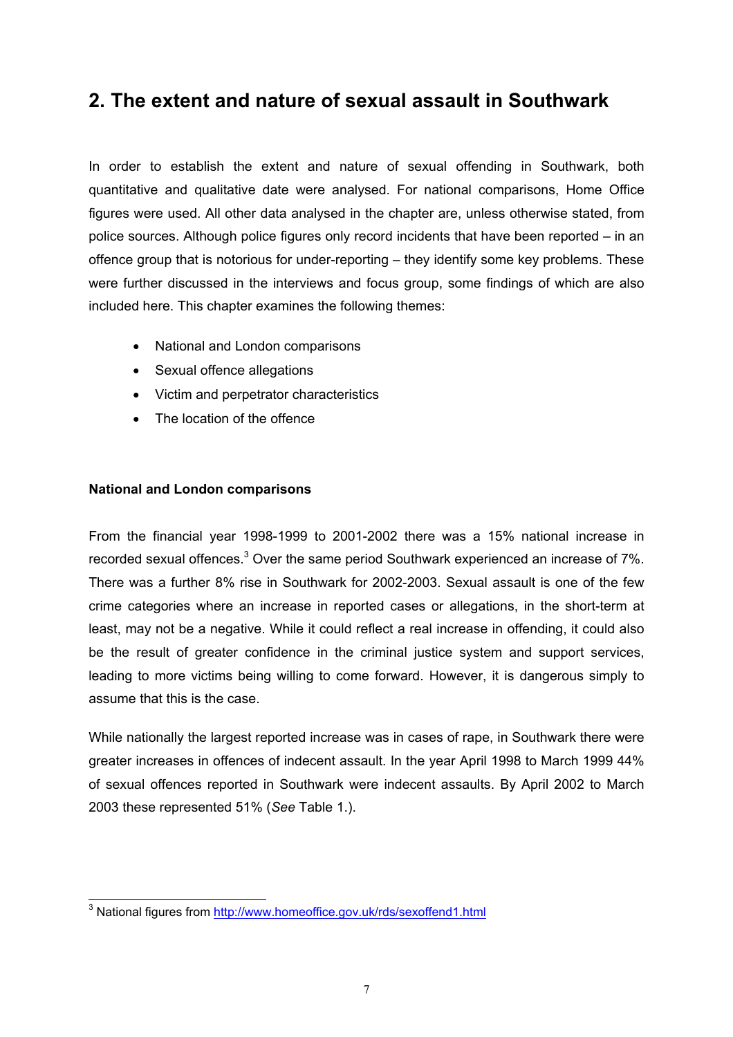## 2. The extent and nature of sexual assault in Southwark

In order to establish the extent and nature of sexual offending in Southwark, both quantitative and qualitative date were analysed. For national comparisons, Home Office figures were used. All other data analysed in the chapter are, unless otherwise stated, from police sources. Although police figures only record incidents that have been reported – in an offence group that is notorious for under-reporting – they identify some key problems. These were further discussed in the interviews and focus group, some findings of which are also included here. This chapter examines the following themes:

- National and London comparisons
- Sexual offence allegations
- Victim and perpetrator characteristics
- The location of the offence

**National and London comparisons**

From the financial year 1998-1999 to 2001-2002 there was a 15% national increase in recorded sexual offences.[3] Over the same period Southwark experienced an increase of 7%. There was a further 8% rise in Southwark for 2002-2003. Sexual assault is one of the few crime categories where an increase in reported cases or allegations, in the short-term at least, may not be a negative. While it could reflect a real increase in offending, it could also be the result of greater confidence in the criminal justice system and support services, leading to more victims being willing to come forward. However, it is dangerous simply to assume that this is the case.

While nationally the largest reported increase was in cases of rape, in Southwark there were greater increases in offences of indecent assault. In the year April 1998 to March 1999 44% of sexual offences reported in Southwark were indecent assaults. By April 2002 to March 2003 these represented 51% (*See* Table 1.).

[3] National figures from http://www.homeoffice.gov.uk/rds/sexoffend1.html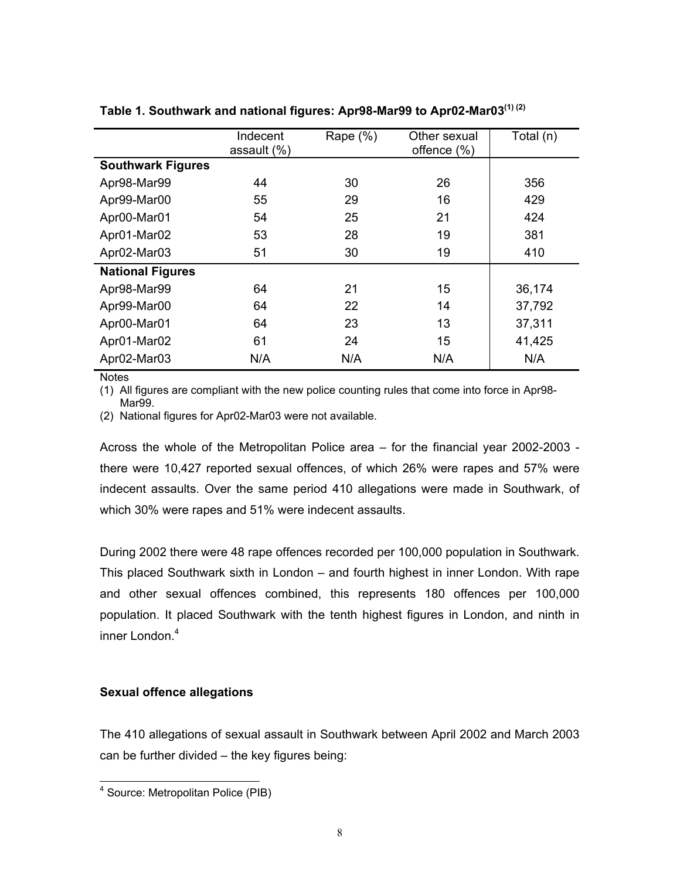**Table 1. Southwark and national figures: Apr98-Mar99 to Apr02-Mar03[(1) (2)]**

| | Indecent assault (%) | Rape (%) | Other sexual offence (%) | Total (n) |
|---|---|---|---|---|
| **Southwark Figures** | | | | |
| Apr98-Mar99 | 44 | 30 | 26 | 356 |
| Apr99-Mar00 | 55 | 29 | 16 | 429 |
| Apr00-Mar01 | 54 | 25 | 21 | 424 |
| Apr01-Mar02 | 53 | 28 | 19 | 381 |
| Apr02-Mar03 | 51 | 30 | 19 | 410 |
| **National Figures** | | | | |
| Apr98-Mar99 | 64 | 21 | 15 | 36,174 |
| Apr99-Mar00 | 64 | 22 | 14 | 37,792 |
| Apr00-Mar01 | 64 | 23 | 13 | 37,311 |
| Apr01-Mar02 | 61 | 24 | 15 | 41,425 |
| Apr02-Mar03 | N/A | N/A | N/A | N/A |

Notes

(1) All figures are compliant with the new police counting rules that come into force in Apr98-Mar99.

(2) National figures for Apr02-Mar03 were not available.

Across the whole of the Metropolitan Police area – for the financial year 2002-2003 - there were 10,427 reported sexual offences, of which 26% were rapes and 57% were indecent assaults. Over the same period 410 allegations were made in Southwark, of which 30% were rapes and 51% were indecent assaults.

During 2002 there were 48 rape offences recorded per 100,000 population in Southwark. This placed Southwark sixth in London – and fourth highest in inner London. With rape and other sexual offences combined, this represents 180 offences per 100,000 population. It placed Southwark with the tenth highest figures in London, and ninth in inner London.[4]

### Sexual offence allegations

The 410 allegations of sexual assault in Southwark between April 2002 and March 2003 can be further divided – the key figures being:

[4] Source: Metropolitan Police (PIB)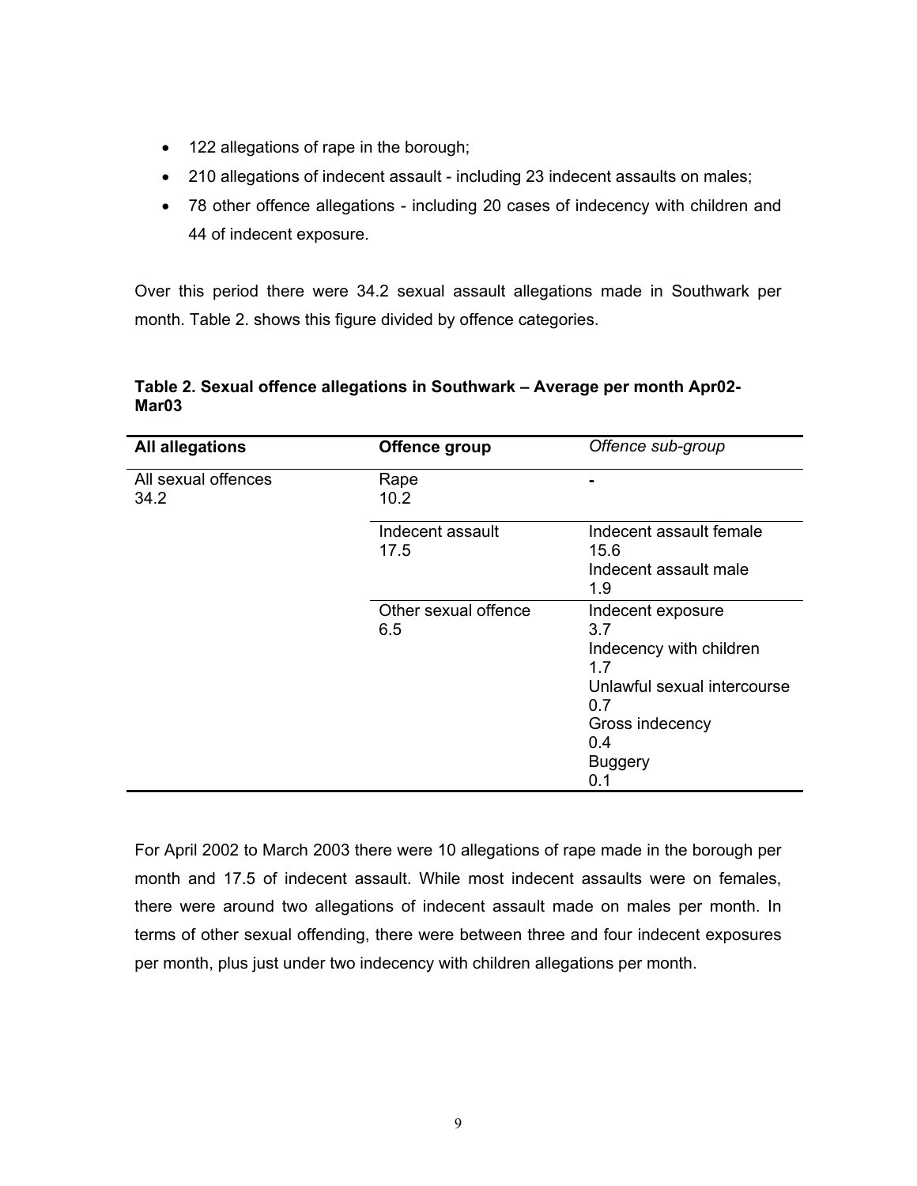- 122 allegations of rape in the borough;
- 210 allegations of indecent assault - including 23 indecent assaults on males;
- 78 other offence allegations - including 20 cases of indecency with children and 44 of indecent exposure.

Over this period there were 34.2 sexual assault allegations made in Southwark per month. Table 2. shows this figure divided by offence categories.

**Table 2. Sexual offence allegations in Southwark – Average per month Apr02-Mar03**

| **All allegations** | **Offence group** | *Offence sub-group* |
|---|---|---|
| All sexual offences 34.2 | Rape 10.2 | - |
| | Indecent assault 17.5 | Indecent assault female 15.6 |
| | | Indecent assault male 1.9 |
| | Other sexual offence 6.5 | Indecent exposure 3.7 |
| | | Indecency with children 1.7 |
| | | Unlawful sexual intercourse 0.7 |
| | | Gross indecency 0.4 |
| | | Buggery 0.1 |

For April 2002 to March 2003 there were 10 allegations of rape made in the borough per month and 17.5 of indecent assault. While most indecent assaults were on females, there were around two allegations of indecent assault made on males per month. In terms of other sexual offending, there were between three and four indecent exposures per month, plus just under two indecency with children allegations per month.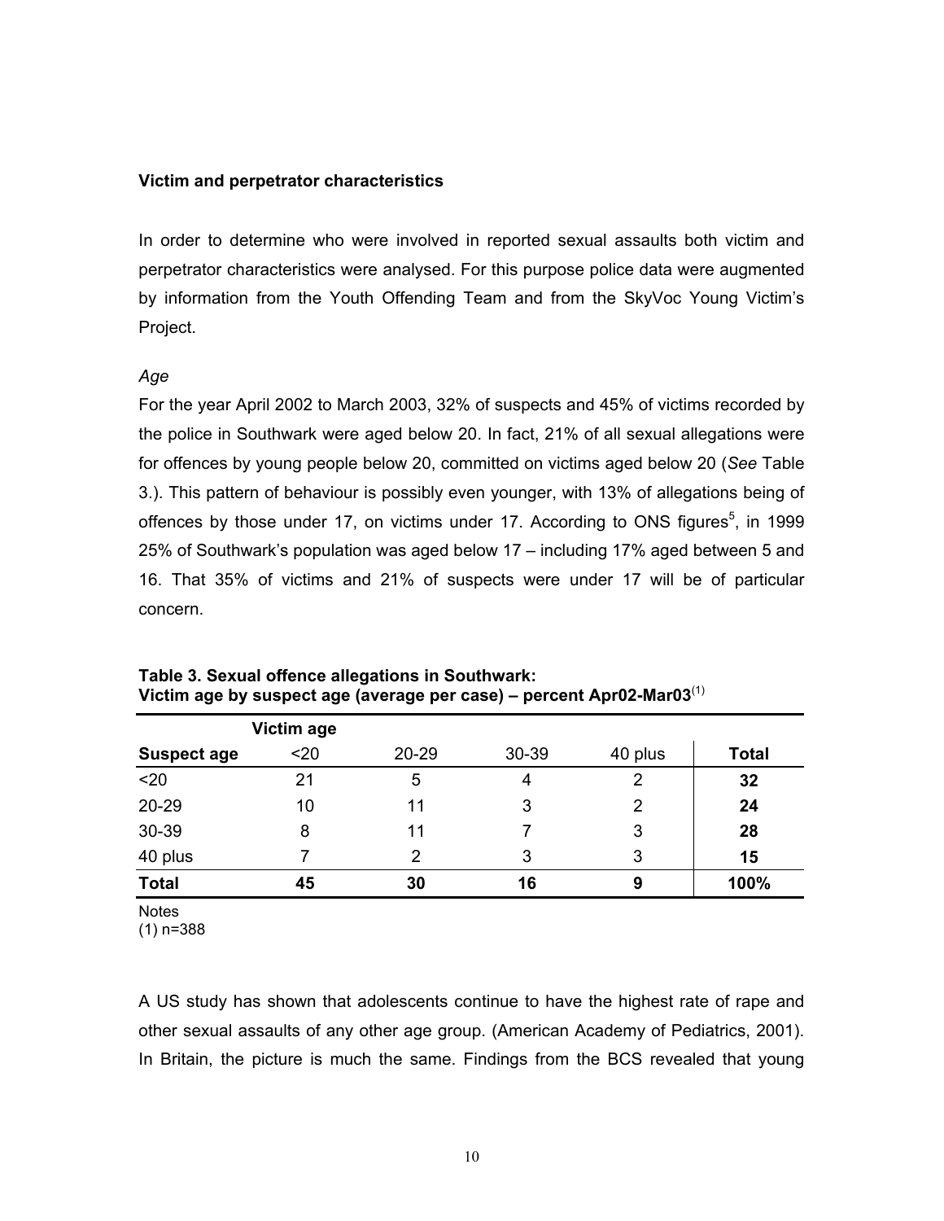**Victim and perpetrator characteristics**

In order to determine who were involved in reported sexual assaults both victim and perpetrator characteristics were analysed. For this purpose police data were augmented by information from the Youth Offending Team and from the SkyVoc Young Victim's Project.

*Age*

For the year April 2002 to March 2003, 32% of suspects and 45% of victims recorded by the police in Southwark were aged below 20. In fact, 21% of all sexual allegations were for offences by young people below 20, committed on victims aged below 20 (*See* Table 3.). This pattern of behaviour is possibly even younger, with 13% of allegations being of offences by those under 17, on victims under 17. According to ONS figures[5], in 1999 25% of Southwark's population was aged below 17 – including 17% aged between 5 and 16. That 35% of victims and 21% of suspects were under 17 will be of particular concern.

**Table 3. Sexual offence allegations in Southwark: Victim age by suspect age (average per case) – percent Apr02-Mar03**[(1)]

| | **Victim age** | | | | |
|---|---|---|---|---|---|
| **Suspect age** | <20 | 20-29 | 30-39 | 40 plus | **Total** |
| <20 | 21 | 5 | 4 | 2 | **32** |
| 20-29 | 10 | 11 | 3 | 2 | **24** |
| 30-39 | 8 | 11 | 7 | 3 | **28** |
| 40 plus | 7 | 2 | 3 | 3 | **15** |
| **Total** | **45** | **30** | **16** | **9** | **100%** |

Notes
(1) n=388

A US study has shown that adolescents continue to have the highest rate of rape and other sexual assaults of any other age group. (American Academy of Pediatrics, 2001). In Britain, the picture is much the same. Findings from the BCS revealed that young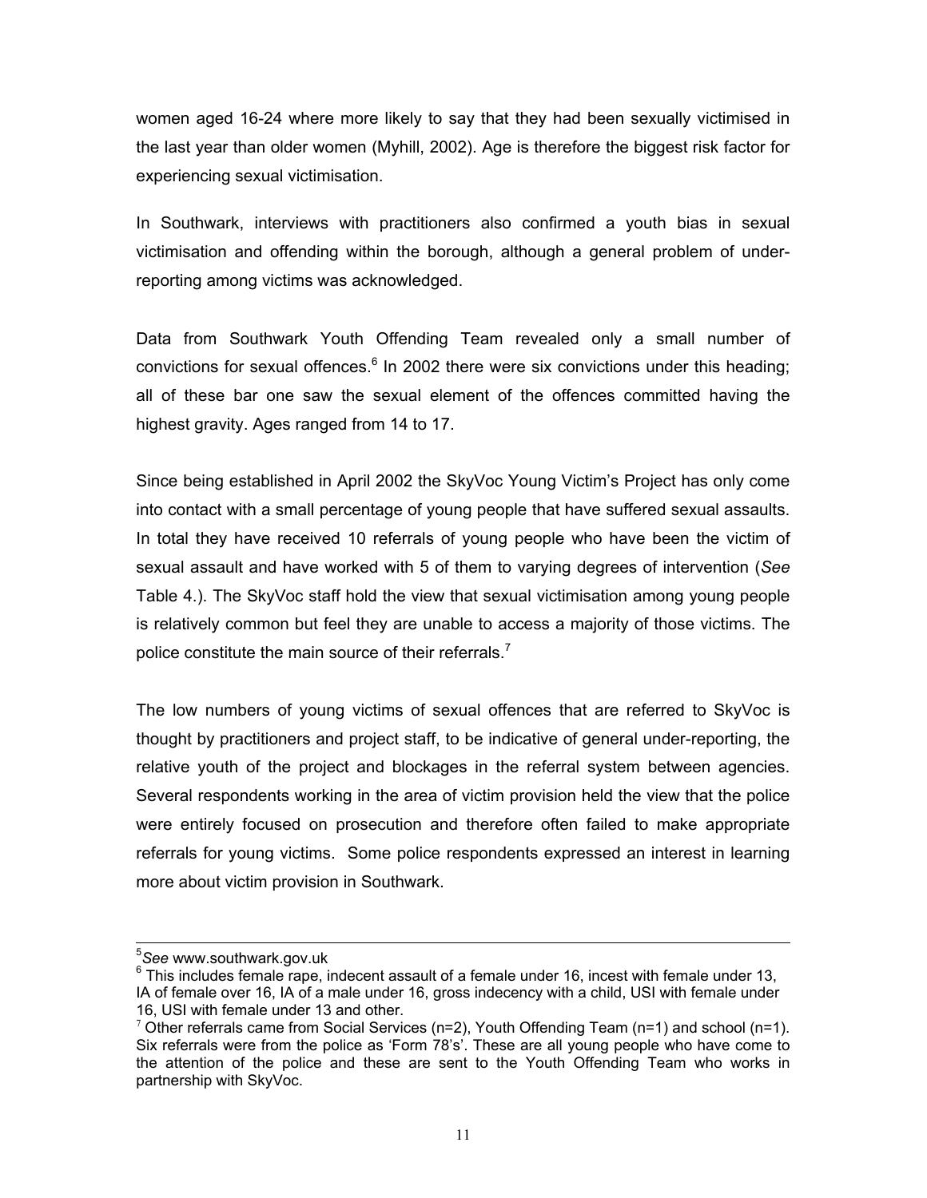women aged 16-24 where more likely to say that they had been sexually victimised in the last year than older women (Myhill, 2002). Age is therefore the biggest risk factor for experiencing sexual victimisation.

In Southwark, interviews with practitioners also confirmed a youth bias in sexual victimisation and offending within the borough, although a general problem of under-reporting among victims was acknowledged.

Data from Southwark Youth Offending Team revealed only a small number of convictions for sexual offences.[6] In 2002 there were six convictions under this heading; all of these bar one saw the sexual element of the offences committed having the highest gravity. Ages ranged from 14 to 17.

Since being established in April 2002 the SkyVoc Young Victim's Project has only come into contact with a small percentage of young people that have suffered sexual assaults. In total they have received 10 referrals of young people who have been the victim of sexual assault and have worked with 5 of them to varying degrees of intervention (*See* Table 4.). The SkyVoc staff hold the view that sexual victimisation among young people is relatively common but feel they are unable to access a majority of those victims. The police constitute the main source of their referrals.[7]

The low numbers of young victims of sexual offences that are referred to SkyVoc is thought by practitioners and project staff, to be indicative of general under-reporting, the relative youth of the project and blockages in the referral system between agencies. Several respondents working in the area of victim provision held the view that the police were entirely focused on prosecution and therefore often failed to make appropriate referrals for young victims. Some police respondents expressed an interest in learning more about victim provision in Southwark.

---

[5] *See* www.southwark.gov.uk

[6] This includes female rape, indecent assault of a female under 16, incest with female under 13, IA of female over 16, IA of a male under 16, gross indecency with a child, USI with female under 16, USI with female under 13 and other.

[7] Other referrals came from Social Services (n=2), Youth Offending Team (n=1) and school (n=1). Six referrals were from the police as 'Form 78's'. These are all young people who have come to the attention of the police and these are sent to the Youth Offending Team who works in partnership with SkyVoc.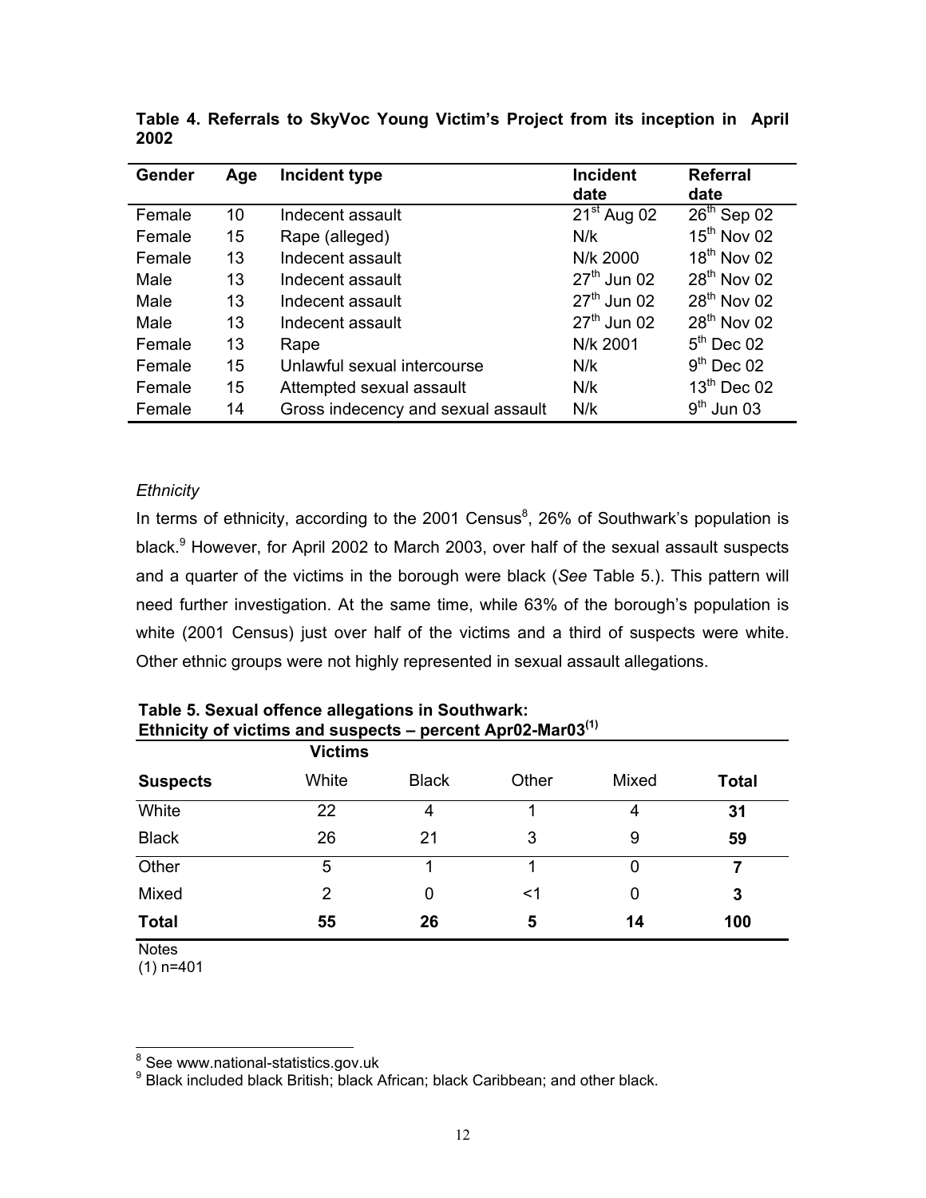**Table 4. Referrals to SkyVoc Young Victim's Project from its inception in April 2002**

| Gender | Age | Incident type | Incident date | Referral date |
|---|---|---|---|---|
| Female | 10 | Indecent assault | 21st Aug 02 | 26th Sep 02 |
| Female | 15 | Rape (alleged) | N/k | 15th Nov 02 |
| Female | 13 | Indecent assault | N/k 2000 | 18th Nov 02 |
| Male | 13 | Indecent assault | 27th Jun 02 | 28th Nov 02 |
| Male | 13 | Indecent assault | 27th Jun 02 | 28th Nov 02 |
| Male | 13 | Indecent assault | 27th Jun 02 | 28th Nov 02 |
| Female | 13 | Rape | N/k 2001 | 5th Dec 02 |
| Female | 15 | Unlawful sexual intercourse | N/k | 9th Dec 02 |
| Female | 15 | Attempted sexual assault | N/k | 13th Dec 02 |
| Female | 14 | Gross indecency and sexual assault | N/k | 9th Jun 03 |

*Ethnicity*

In terms of ethnicity, according to the 2001 Census[8], 26% of Southwark's population is black.[9] However, for April 2002 to March 2003, over half of the sexual assault suspects and a quarter of the victims in the borough were black (*See* Table 5.). This pattern will need further investigation. At the same time, while 63% of the borough's population is white (2001 Census) just over half of the victims and a third of suspects were white. Other ethnic groups were not highly represented in sexual assault allegations.

**Table 5. Sexual offence allegations in Southwark: Ethnicity of victims and suspects – percent Apr02-Mar03[(1)]**

| | Victims | | | | |
|---|---|---|---|---|---|
| **Suspects** | White | Black | Other | Mixed | **Total** |
| White | 22 | 4 | 1 | 4 | **31** |
| Black | 26 | 21 | 3 | 9 | **59** |
| Other | 5 | 1 | 1 | 0 | **7** |
| Mixed | 2 | 0 | <1 | 0 | **3** |
| **Total** | **55** | **26** | **5** | **14** | **100** |

Notes
(1) n=401

[8] See www.national-statistics.gov.uk

[9] Black included black British; black African; black Caribbean; and other black.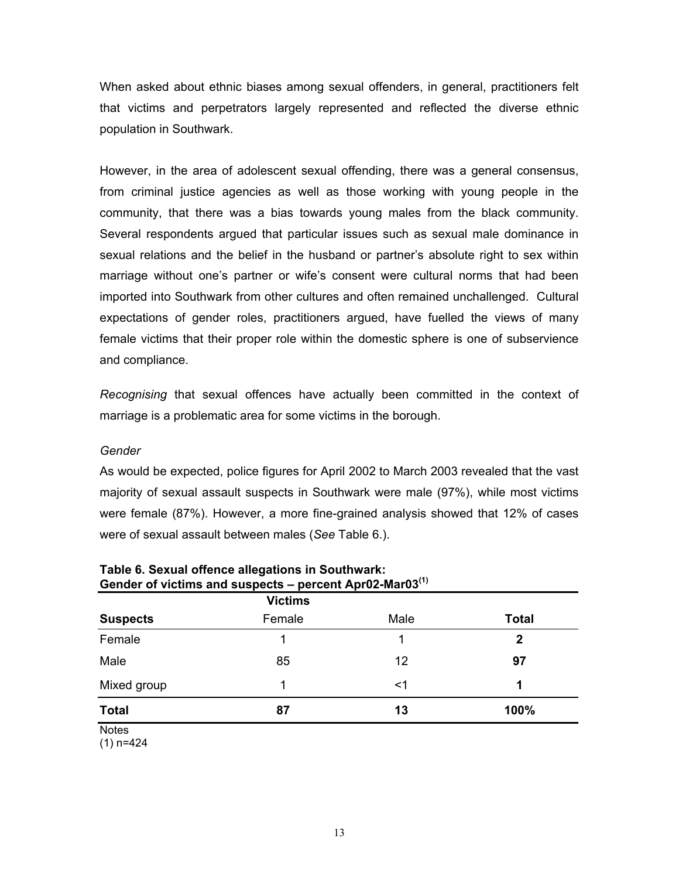When asked about ethnic biases among sexual offenders, in general, practitioners felt that victims and perpetrators largely represented and reflected the diverse ethnic population in Southwark.

However, in the area of adolescent sexual offending, there was a general consensus, from criminal justice agencies as well as those working with young people in the community, that there was a bias towards young males from the black community. Several respondents argued that particular issues such as sexual male dominance in sexual relations and the belief in the husband or partner's absolute right to sex within marriage without one's partner or wife's consent were cultural norms that had been imported into Southwark from other cultures and often remained unchallenged. Cultural expectations of gender roles, practitioners argued, have fuelled the views of many female victims that their proper role within the domestic sphere is one of subservience and compliance.

*Recognising* that sexual offences have actually been committed in the context of marriage is a problematic area for some victims in the borough.

*Gender*

As would be expected, police figures for April 2002 to March 2003 revealed that the vast majority of sexual assault suspects in Southwark were male (97%), while most victims were female (87%). However, a more fine-grained analysis showed that 12% of cases were of sexual assault between males (*See* Table 6.).

**Table 6. Sexual offence allegations in Southwark: Gender of victims and suspects – percent Apr02-Mar03[1]**

| | **Victims** | | |
|---|---|---|---|
| **Suspects** | Female | Male | **Total** |
| Female | 1 | 1 | **2** |
| Male | 85 | 12 | **97** |
| Mixed group | 1 | <1 | **1** |
| **Total** | **87** | **13** | **100%** |

Notes
(1) n=424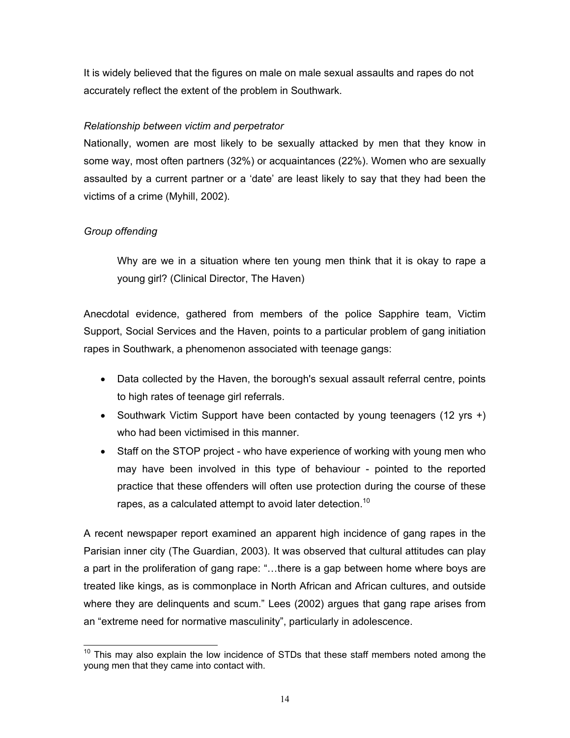It is widely believed that the figures on male on male sexual assaults and rapes do not accurately reflect the extent of the problem in Southwark.

*Relationship between victim and perpetrator*

Nationally, women are most likely to be sexually attacked by men that they know in some way, most often partners (32%) or acquaintances (22%). Women who are sexually assaulted by a current partner or a 'date' are least likely to say that they had been the victims of a crime (Myhill, 2002).

*Group offending*

> Why are we in a situation where ten young men think that it is okay to rape a young girl? (Clinical Director, The Haven)

Anecdotal evidence, gathered from members of the police Sapphire team, Victim Support, Social Services and the Haven, points to a particular problem of gang initiation rapes in Southwark, a phenomenon associated with teenage gangs:

- Data collected by the Haven, the borough's sexual assault referral centre, points to high rates of teenage girl referrals.
- Southwark Victim Support have been contacted by young teenagers (12 yrs +) who had been victimised in this manner.
- Staff on the STOP project - who have experience of working with young men who may have been involved in this type of behaviour - pointed to the reported practice that these offenders will often use protection during the course of these rapes, as a calculated attempt to avoid later detection.[10]

A recent newspaper report examined an apparent high incidence of gang rapes in the Parisian inner city (The Guardian, 2003). It was observed that cultural attitudes can play a part in the proliferation of gang rape: "…there is a gap between home where boys are treated like kings, as is commonplace in North African and African cultures, and outside where they are delinquents and scum." Lees (2002) argues that gang rape arises from an "extreme need for normative masculinity", particularly in adolescence.

[10] This may also explain the low incidence of STDs that these staff members noted among the young men that they came into contact with.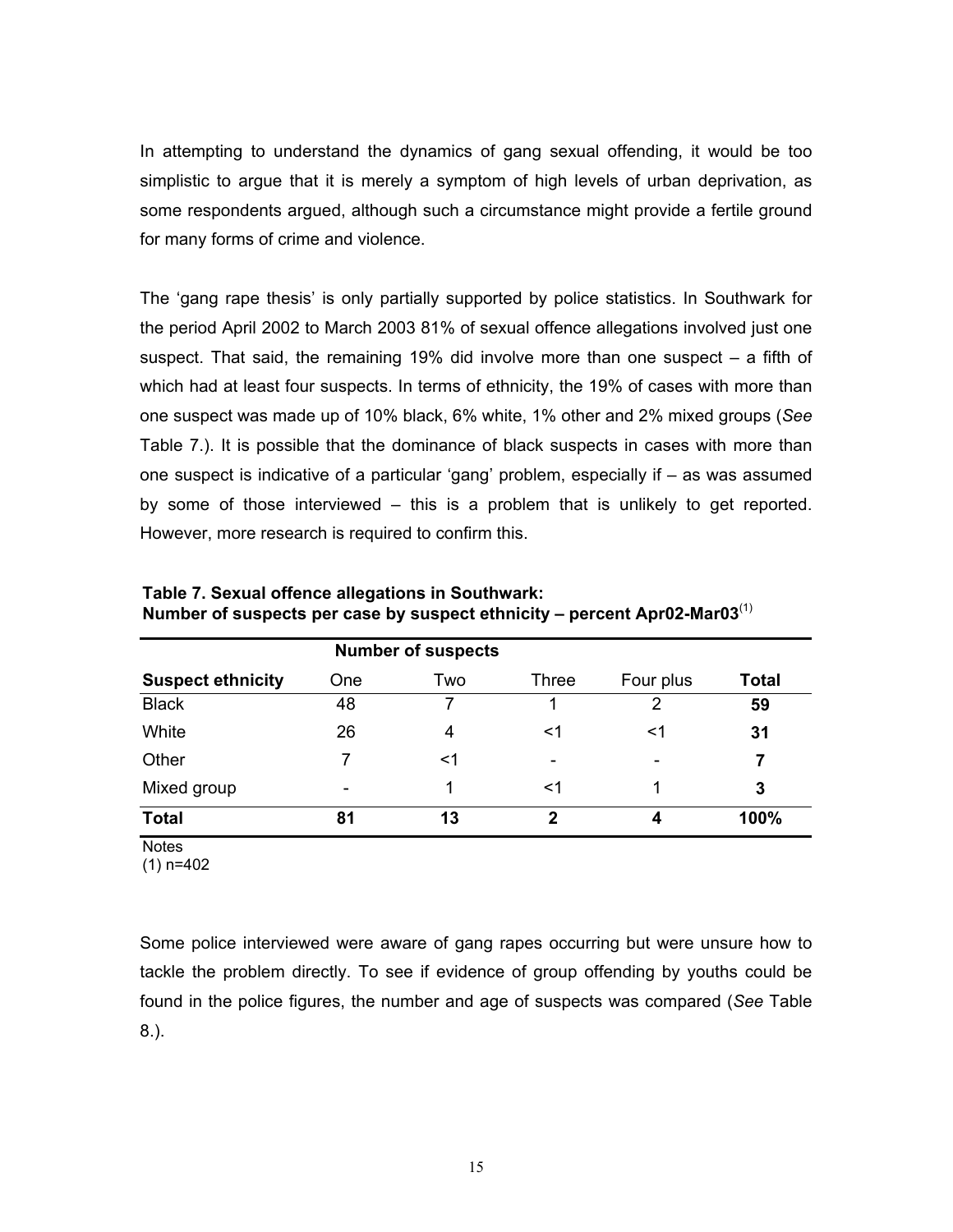In attempting to understand the dynamics of gang sexual offending, it would be too simplistic to argue that it is merely a symptom of high levels of urban deprivation, as some respondents argued, although such a circumstance might provide a fertile ground for many forms of crime and violence.

The 'gang rape thesis' is only partially supported by police statistics. In Southwark for the period April 2002 to March 2003 81% of sexual offence allegations involved just one suspect. That said, the remaining 19% did involve more than one suspect – a fifth of which had at least four suspects. In terms of ethnicity, the 19% of cases with more than one suspect was made up of 10% black, 6% white, 1% other and 2% mixed groups (*See* Table 7.). It is possible that the dominance of black suspects in cases with more than one suspect is indicative of a particular 'gang' problem, especially if – as was assumed by some of those interviewed – this is a problem that is unlikely to get reported. However, more research is required to confirm this.

**Table 7. Sexual offence allegations in Southwark: Number of suspects per case by suspect ethnicity – percent Apr02-Mar03**(1)

| | Number of suspects | | | | |
|---|---|---|---|---|---|
| **Suspect ethnicity** | One | Two | Three | Four plus | **Total** |
| Black | 48 | 7 | 1 | 2 | **59** |
| White | 26 | 4 | <1 | <1 | **31** |
| Other | 7 | <1 | - | - | **7** |
| Mixed group | - | 1 | <1 | 1 | **3** |
| **Total** | **81** | **13** | **2** | **4** | **100%** |

Notes
(1) n=402

Some police interviewed were aware of gang rapes occurring but were unsure how to tackle the problem directly. To see if evidence of group offending by youths could be found in the police figures, the number and age of suspects was compared (*See* Table 8.).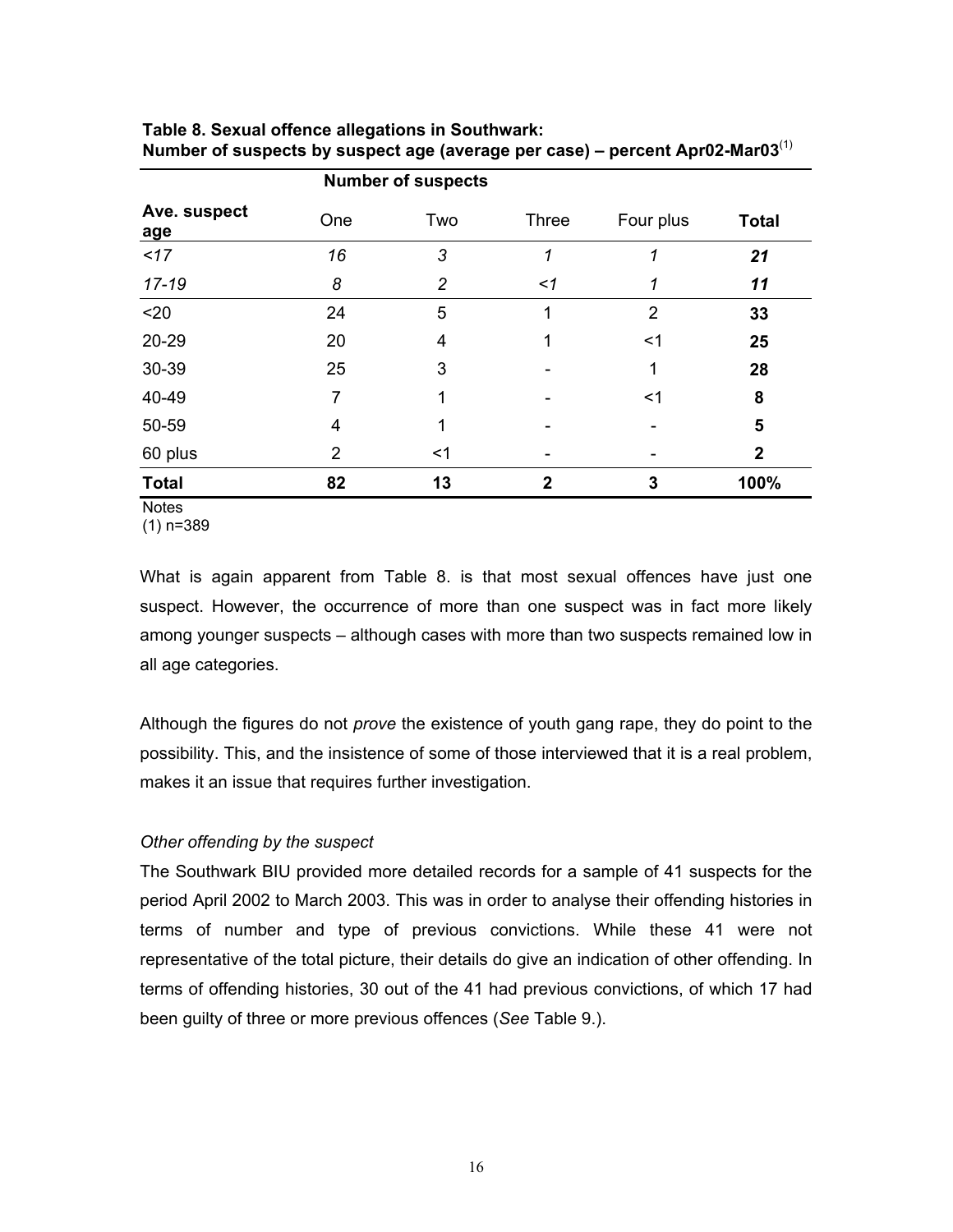**Table 8. Sexual offence allegations in Southwark: Number of suspects by suspect age (average per case) – percent Apr02-Mar03**[1]

| | Number of suspects | | | | |
|---|---|---|---|---|---|
| **Ave. suspect age** | One | Two | Three | Four plus | **Total** |
| *<17* | *16* | *3* | *1* | *1* | ***21*** |
| *17-19* | *8* | *2* | *<1* | *1* | ***11*** |
| <20 | 24 | 5 | 1 | 2 | **33** |
| 20-29 | 20 | 4 | 1 | <1 | **25** |
| 30-39 | 25 | 3 | - | 1 | **28** |
| 40-49 | 7 | 1 | - | <1 | **8** |
| 50-59 | 4 | 1 | - | - | **5** |
| 60 plus | 2 | <1 | - | - | **2** |
| **Total** | **82** | **13** | **2** | **3** | **100%** |

Notes
(1) n=389

What is again apparent from Table 8. is that most sexual offences have just one suspect. However, the occurrence of more than one suspect was in fact more likely among younger suspects – although cases with more than two suspects remained low in all age categories.

Although the figures do not *prove* the existence of youth gang rape, they do point to the possibility. This, and the insistence of some of those interviewed that it is a real problem, makes it an issue that requires further investigation.

*Other offending by the suspect*

The Southwark BIU provided more detailed records for a sample of 41 suspects for the period April 2002 to March 2003. This was in order to analyse their offending histories in terms of number and type of previous convictions. While these 41 were not representative of the total picture, their details do give an indication of other offending. In terms of offending histories, 30 out of the 41 had previous convictions, of which 17 had been guilty of three or more previous offences (*See* Table 9.).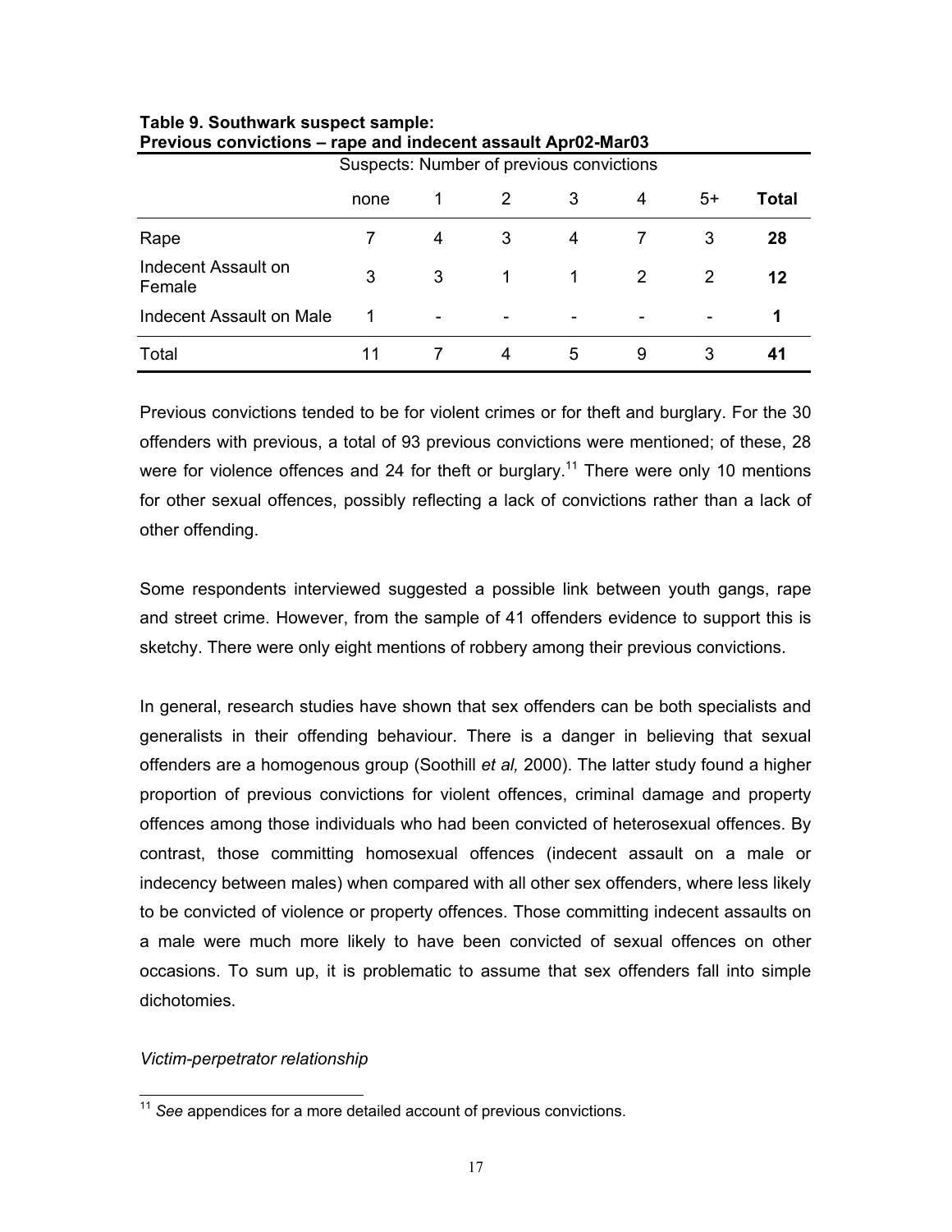**Table 9. Southwark suspect sample:**
**Previous convictions – rape and indecent assault Apr02-Mar03**

| | Suspects: Number of previous convictions | | | | | | |
|---|---|---|---|---|---|---|---|
| | none | 1 | 2 | 3 | 4 | 5+ | **Total** |
| Rape | 7 | 4 | 3 | 4 | 7 | 3 | **28** |
| Indecent Assault on Female | 3 | 3 | 1 | 1 | 2 | 2 | **12** |
| Indecent Assault on Male | 1 | - | - | - | - | - | **1** |
| Total | 11 | 7 | 4 | 5 | 9 | 3 | **41** |

Previous convictions tended to be for violent crimes or for theft and burglary. For the 30 offenders with previous, a total of 93 previous convictions were mentioned; of these, 28 were for violence offences and 24 for theft or burglary.[11] There were only 10 mentions for other sexual offences, possibly reflecting a lack of convictions rather than a lack of other offending.

Some respondents interviewed suggested a possible link between youth gangs, rape and street crime. However, from the sample of 41 offenders evidence to support this is sketchy. There were only eight mentions of robbery among their previous convictions.

In general, research studies have shown that sex offenders can be both specialists and generalists in their offending behaviour. There is a danger in believing that sexual offenders are a homogenous group (Soothill *et al,* 2000). The latter study found a higher proportion of previous convictions for violent offences, criminal damage and property offences among those individuals who had been convicted of heterosexual offences. By contrast, those committing homosexual offences (indecent assault on a male or indecency between males) when compared with all other sex offenders, where less likely to be convicted of violence or property offences. Those committing indecent assaults on a male were much more likely to have been convicted of sexual offences on other occasions. To sum up, it is problematic to assume that sex offenders fall into simple dichotomies.

*Victim-perpetrator relationship*

[11] *See* appendices for a more detailed account of previous convictions.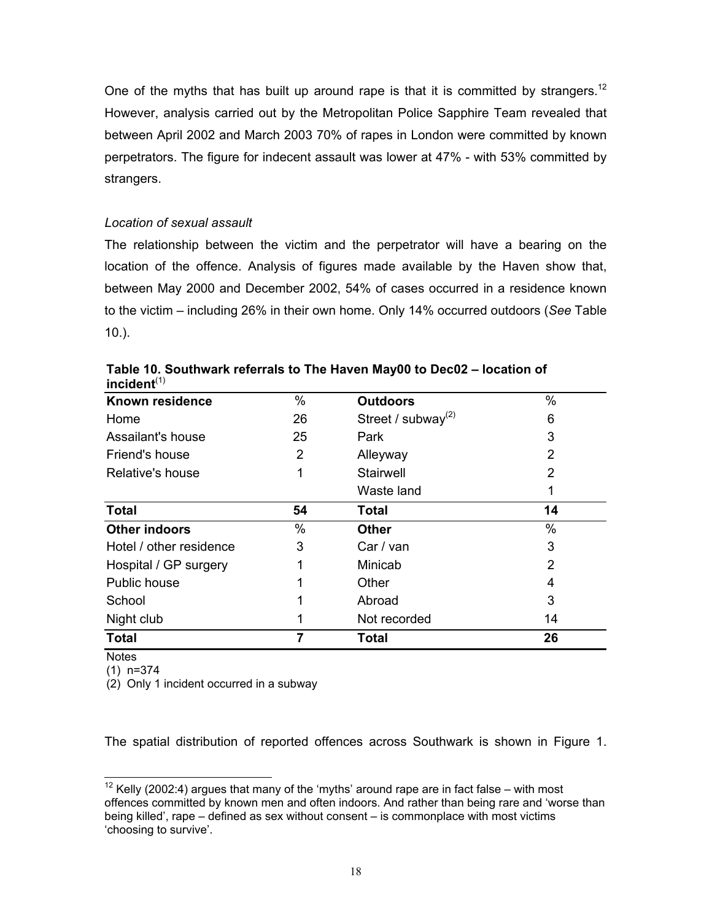One of the myths that has built up around rape is that it is committed by strangers.[12] However, analysis carried out by the Metropolitan Police Sapphire Team revealed that between April 2002 and March 2003 70% of rapes in London were committed by known perpetrators. The figure for indecent assault was lower at 47% - with 53% committed by strangers.

*Location of sexual assault*

The relationship between the victim and the perpetrator will have a bearing on the location of the offence. Analysis of figures made available by the Haven show that, between May 2000 and December 2002, 54% of cases occurred in a residence known to the victim – including 26% in their own home. Only 14% occurred outdoors (*See* Table 10.).

**Table 10. Southwark referrals to The Haven May00 to Dec02 – location of incident**[(1)]

| **Known residence** | % | **Outdoors** | % |
|---|---|---|---|
| Home | 26 | Street / subway[(2)] | 6 |
| Assailant's house | 25 | Park | 3 |
| Friend's house | 2 | Alleyway | 2 |
| Relative's house | 1 | Stairwell | 2 |
| | | Waste land | 1 |
| **Total** | **54** | **Total** | **14** |
| **Other indoors** | % | **Other** | % |
| Hotel / other residence | 3 | Car / van | 3 |
| Hospital / GP surgery | 1 | Minicab | 2 |
| Public house | 1 | Other | 4 |
| School | 1 | Abroad | 3 |
| Night club | 1 | Not recorded | 14 |
| **Total** | **7** | **Total** | **26** |

Notes

(1) n=374

(2) Only 1 incident occurred in a subway

The spatial distribution of reported offences across Southwark is shown in Figure 1.

[12] Kelly (2002:4) argues that many of the 'myths' around rape are in fact false – with most offences committed by known men and often indoors. And rather than being rare and 'worse than being killed', rape – defined as sex without consent – is commonplace with most victims 'choosing to survive'.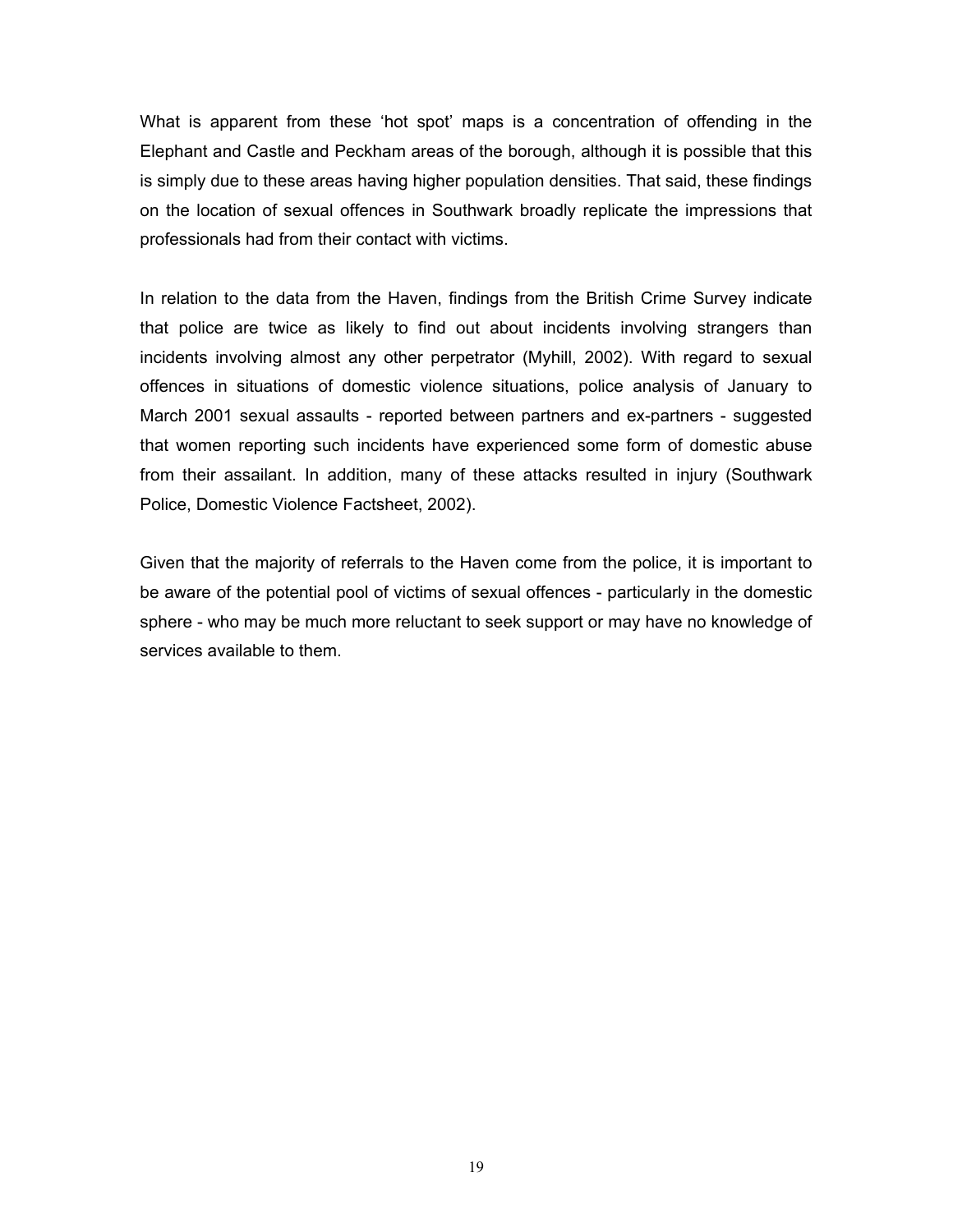What is apparent from these 'hot spot' maps is a concentration of offending in the Elephant and Castle and Peckham areas of the borough, although it is possible that this is simply due to these areas having higher population densities. That said, these findings on the location of sexual offences in Southwark broadly replicate the impressions that professionals had from their contact with victims.

In relation to the data from the Haven, findings from the British Crime Survey indicate that police are twice as likely to find out about incidents involving strangers than incidents involving almost any other perpetrator (Myhill, 2002). With regard to sexual offences in situations of domestic violence situations, police analysis of January to March 2001 sexual assaults - reported between partners and ex-partners - suggested that women reporting such incidents have experienced some form of domestic abuse from their assailant. In addition, many of these attacks resulted in injury (Southwark Police, Domestic Violence Factsheet, 2002).

Given that the majority of referrals to the Haven come from the police, it is important to be aware of the potential pool of victims of sexual offences - particularly in the domestic sphere - who may be much more reluctant to seek support or may have no knowledge of services available to them.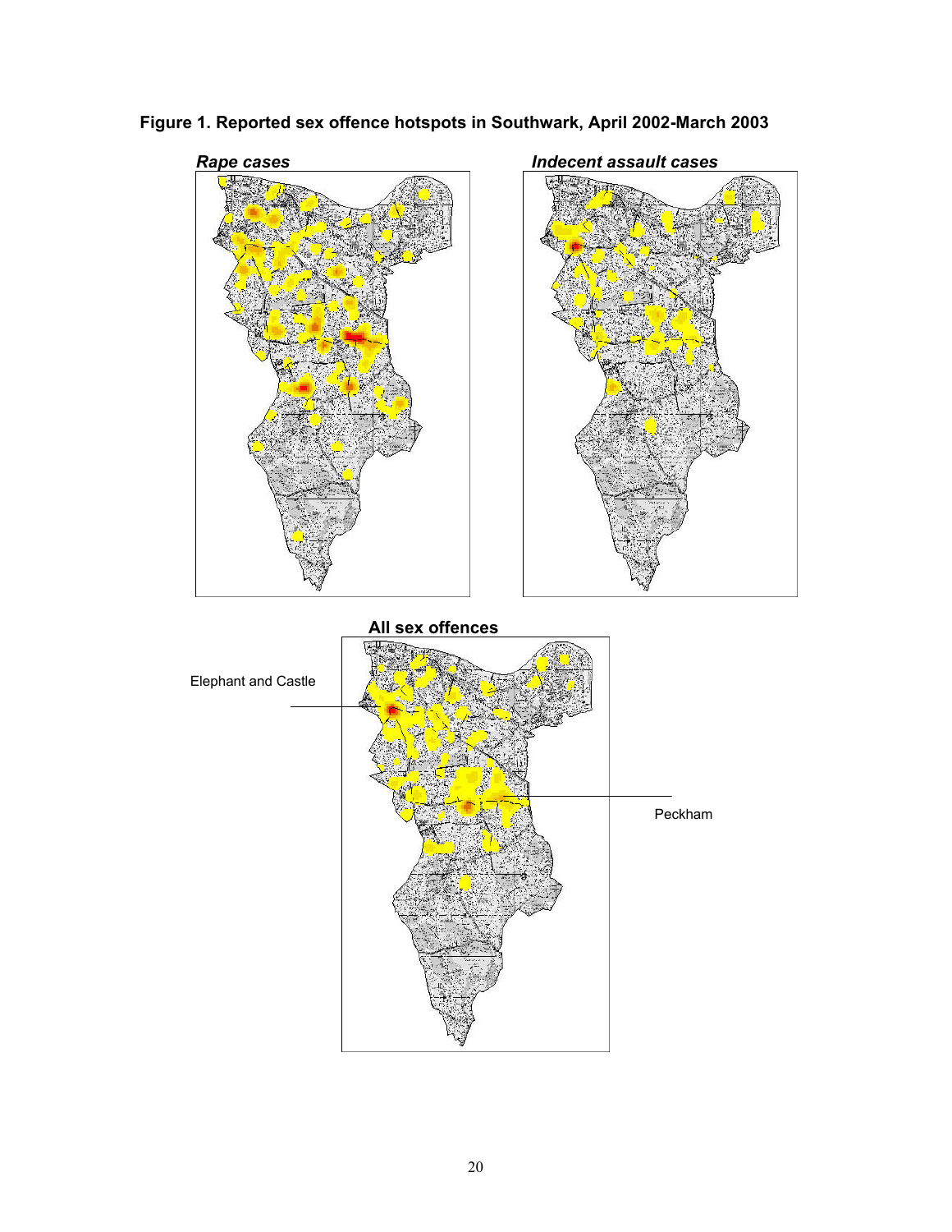**Figure 1. Reported sex offence hotspots in Southwark, April 2002-March 2003**

*Rape cases*

*Indecent assault cases*

**All sex offences**

Elephant and Castle

Peckham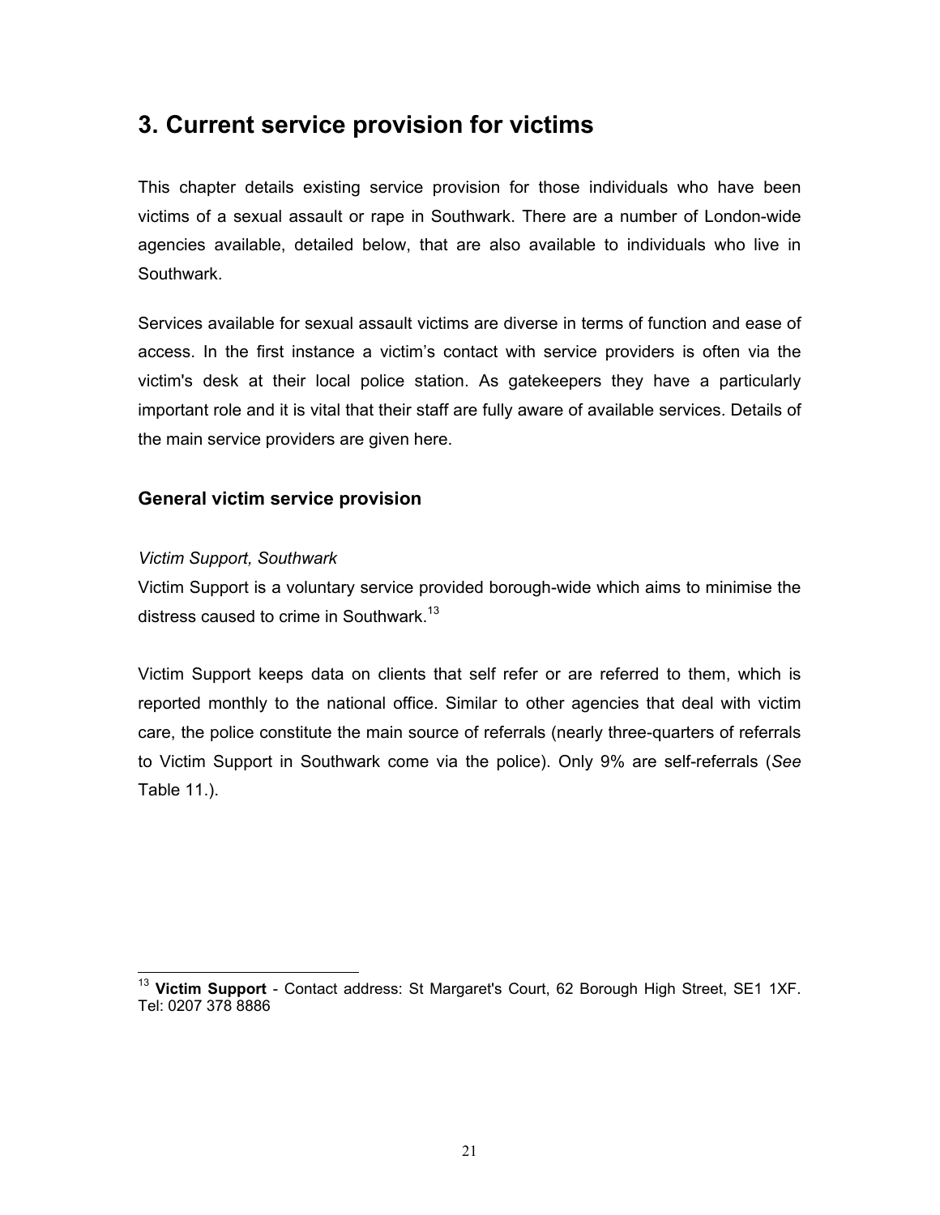# 3. Current service provision for victims

This chapter details existing service provision for those individuals who have been victims of a sexual assault or rape in Southwark. There are a number of London-wide agencies available, detailed below, that are also available to individuals who live in Southwark.

Services available for sexual assault victims are diverse in terms of function and ease of access. In the first instance a victim's contact with service providers is often via the victim's desk at their local police station. As gatekeepers they have a particularly important role and it is vital that their staff are fully aware of available services. Details of the main service providers are given here.

## General victim service provision

*Victim Support, Southwark*

Victim Support is a voluntary service provided borough-wide which aims to minimise the distress caused to crime in Southwark.[13]

Victim Support keeps data on clients that self refer or are referred to them, which is reported monthly to the national office. Similar to other agencies that deal with victim care, the police constitute the main source of referrals (nearly three-quarters of referrals to Victim Support in Southwark come via the police). Only 9% are self-referrals (*See* Table 11.).

---

[13] **Victim Support** - Contact address: St Margaret's Court, 62 Borough High Street, SE1 1XF. Tel: 0207 378 8886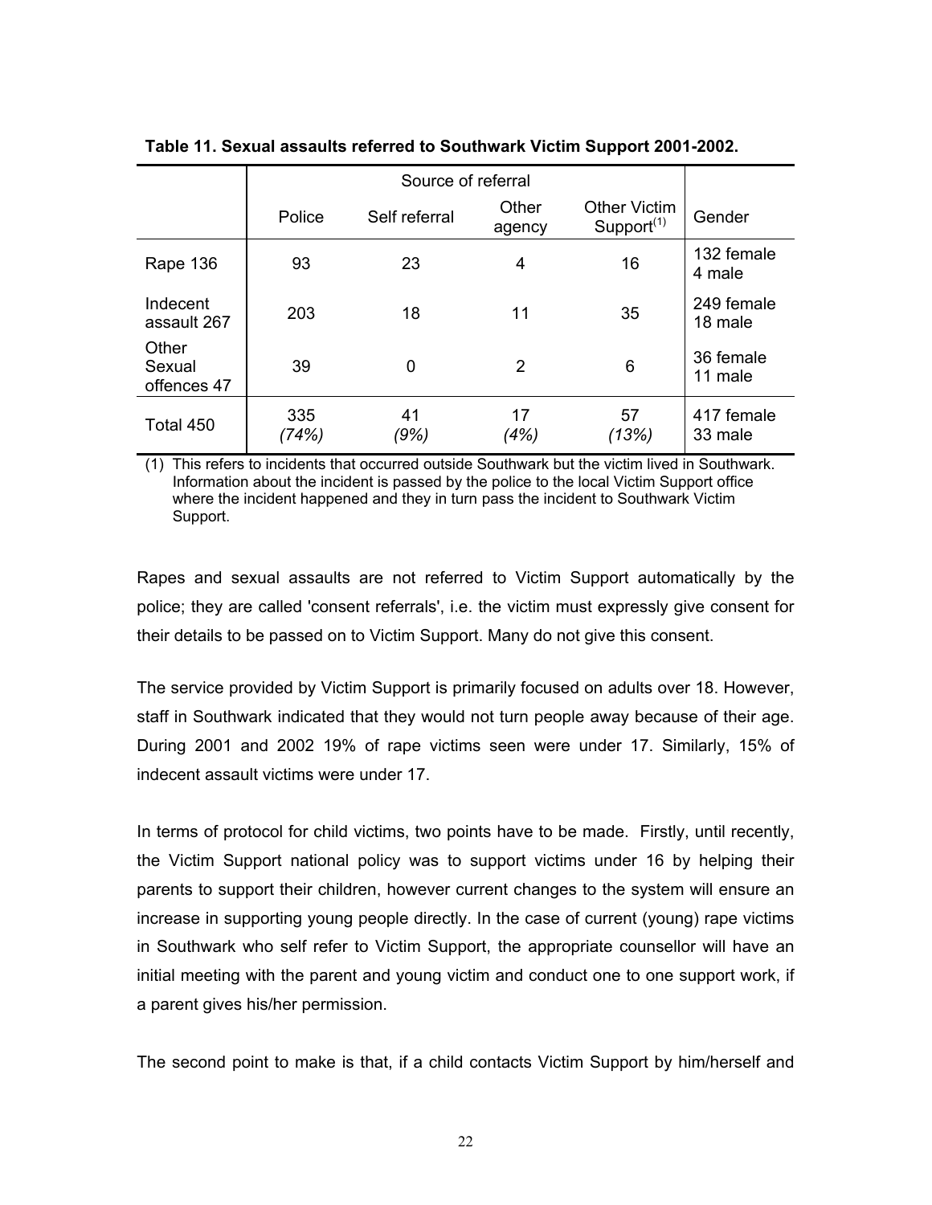**Table 11. Sexual assaults referred to Southwark Victim Support 2001-2002.**

| | Source of referral | | | | |
|---|---|---|---|---|---|
| | Police | Self referral | Other agency | Other Victim Support[(1)] | Gender |
| Rape 136 | 93 | 23 | 4 | 16 | 132 female 4 male |
| Indecent assault 267 | 203 | 18 | 11 | 35 | 249 female 18 male |
| Other Sexual offences 47 | 39 | 0 | 2 | 6 | 36 female 11 male |
| Total 450 | 335 *(74%)* | 41 *(9%)* | 17 *(4%)* | 57 *(13%)* | 417 female 33 male |

(1) This refers to incidents that occurred outside Southwark but the victim lived in Southwark. Information about the incident is passed by the police to the local Victim Support office where the incident happened and they in turn pass the incident to Southwark Victim Support.

Rapes and sexual assaults are not referred to Victim Support automatically by the police; they are called 'consent referrals', i.e. the victim must expressly give consent for their details to be passed on to Victim Support. Many do not give this consent.

The service provided by Victim Support is primarily focused on adults over 18. However, staff in Southwark indicated that they would not turn people away because of their age. During 2001 and 2002 19% of rape victims seen were under 17. Similarly, 15% of indecent assault victims were under 17.

In terms of protocol for child victims, two points have to be made. Firstly, until recently, the Victim Support national policy was to support victims under 16 by helping their parents to support their children, however current changes to the system will ensure an increase in supporting young people directly. In the case of current (young) rape victims in Southwark who self refer to Victim Support, the appropriate counsellor will have an initial meeting with the parent and young victim and conduct one to one support work, if a parent gives his/her permission.

The second point to make is that, if a child contacts Victim Support by him/herself and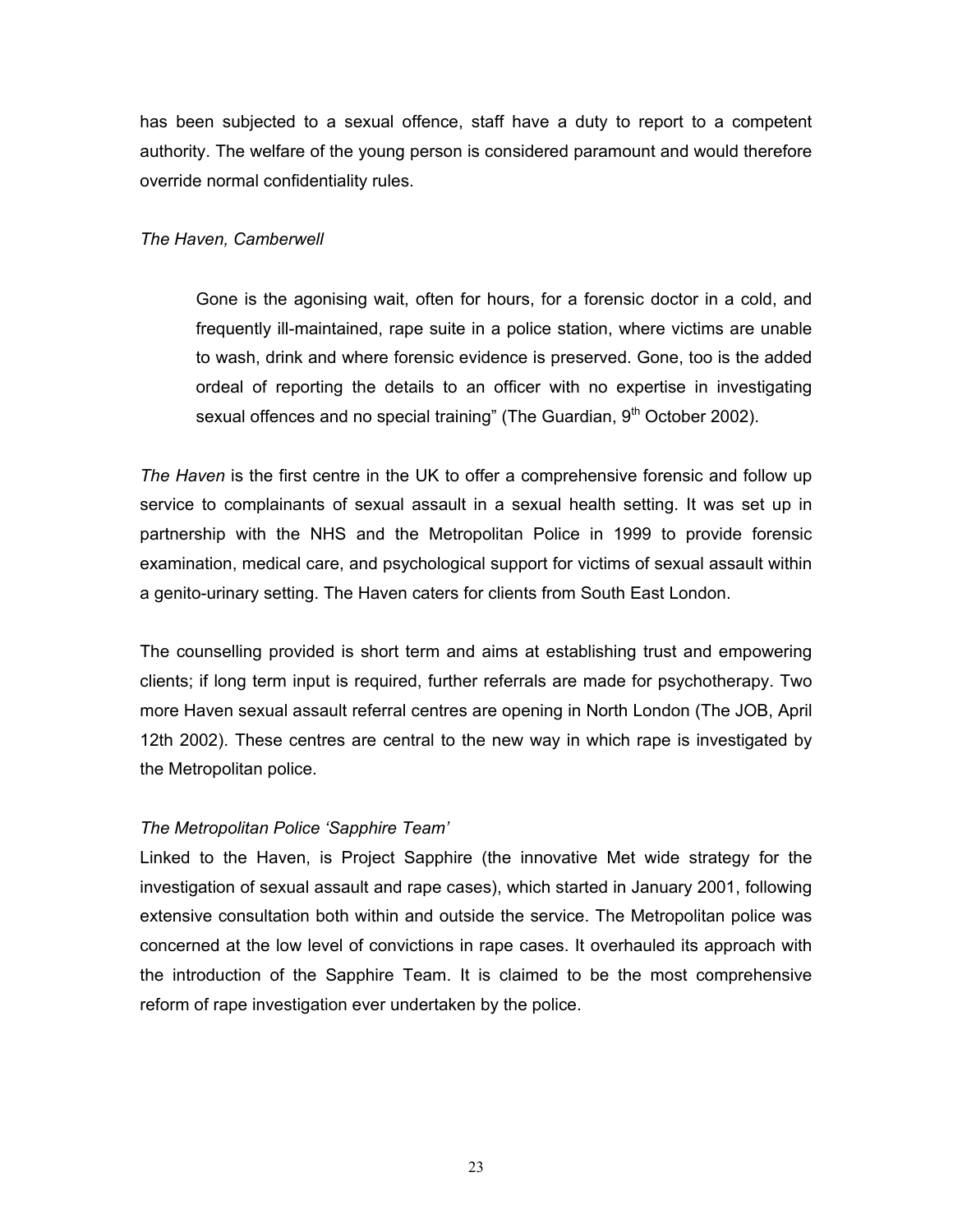has been subjected to a sexual offence, staff have a duty to report to a competent authority. The welfare of the young person is considered paramount and would therefore override normal confidentiality rules.

*The Haven, Camberwell*

> Gone is the agonising wait, often for hours, for a forensic doctor in a cold, and frequently ill-maintained, rape suite in a police station, where victims are unable to wash, drink and where forensic evidence is preserved. Gone, too is the added ordeal of reporting the details to an officer with no expertise in investigating sexual offences and no special training" (The Guardian, 9th October 2002).

*The Haven* is the first centre in the UK to offer a comprehensive forensic and follow up service to complainants of sexual assault in a sexual health setting. It was set up in partnership with the NHS and the Metropolitan Police in 1999 to provide forensic examination, medical care, and psychological support for victims of sexual assault within a genito-urinary setting. The Haven caters for clients from South East London.

The counselling provided is short term and aims at establishing trust and empowering clients; if long term input is required, further referrals are made for psychotherapy. Two more Haven sexual assault referral centres are opening in North London (The JOB, April 12th 2002). These centres are central to the new way in which rape is investigated by the Metropolitan police.

*The Metropolitan Police 'Sapphire Team'*

Linked to the Haven, is Project Sapphire (the innovative Met wide strategy for the investigation of sexual assault and rape cases), which started in January 2001, following extensive consultation both within and outside the service. The Metropolitan police was concerned at the low level of convictions in rape cases. It overhauled its approach with the introduction of the Sapphire Team. It is claimed to be the most comprehensive reform of rape investigation ever undertaken by the police.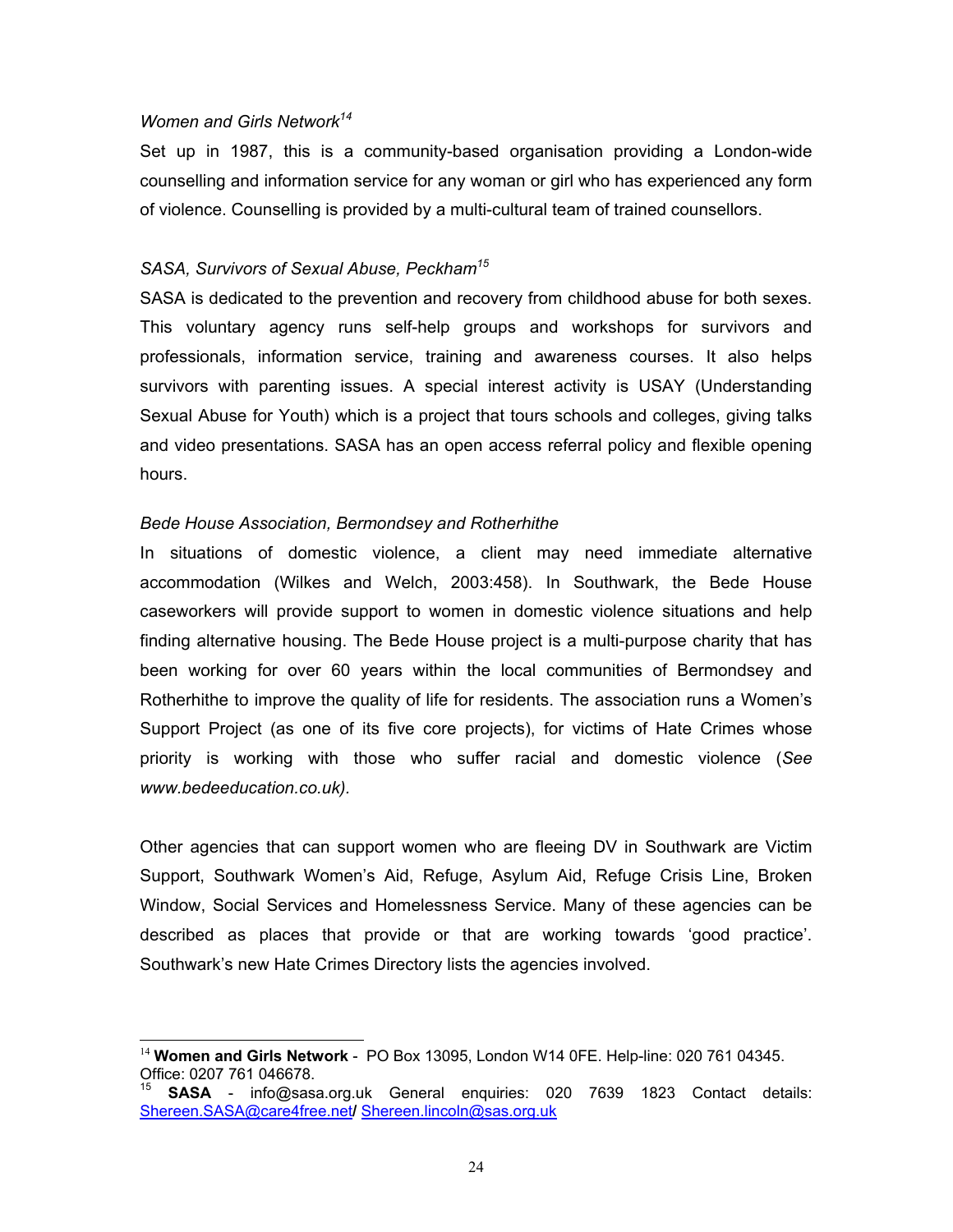*Women and Girls Network*[14]

Set up in 1987, this is a community-based organisation providing a London-wide counselling and information service for any woman or girl who has experienced any form of violence. Counselling is provided by a multi-cultural team of trained counsellors.

*SASA, Survivors of Sexual Abuse, Peckham*[15]

SASA is dedicated to the prevention and recovery from childhood abuse for both sexes. This voluntary agency runs self-help groups and workshops for survivors and professionals, information service, training and awareness courses. It also helps survivors with parenting issues. A special interest activity is USAY (Understanding Sexual Abuse for Youth) which is a project that tours schools and colleges, giving talks and video presentations. SASA has an open access referral policy and flexible opening hours.

*Bede House Association, Bermondsey and Rotherhithe*

In situations of domestic violence, a client may need immediate alternative accommodation (Wilkes and Welch, 2003:458). In Southwark, the Bede House caseworkers will provide support to women in domestic violence situations and help finding alternative housing. The Bede House project is a multi-purpose charity that has been working for over 60 years within the local communities of Bermondsey and Rotherhithe to improve the quality of life for residents. The association runs a Women's Support Project (as one of its five core projects), for victims of Hate Crimes whose priority is working with those who suffer racial and domestic violence (*See www.bedeeducation.co.uk).*

Other agencies that can support women who are fleeing DV in Southwark are Victim Support, Southwark Women's Aid, Refuge, Asylum Aid, Refuge Crisis Line, Broken Window, Social Services and Homelessness Service. Many of these agencies can be described as places that provide or that are working towards 'good practice'. Southwark's new Hate Crimes Directory lists the agencies involved.

---

[14] **Women and Girls Network** - PO Box 13095, London W14 0FE. Help-line: 020 761 04345. Office: 0207 761 046678.

[15] **SASA** - info@sasa.org.uk General enquiries: 020 7639 1823 Contact details: Shereen.SASA@care4free.net/ Shereen.lincoln@sas.org.uk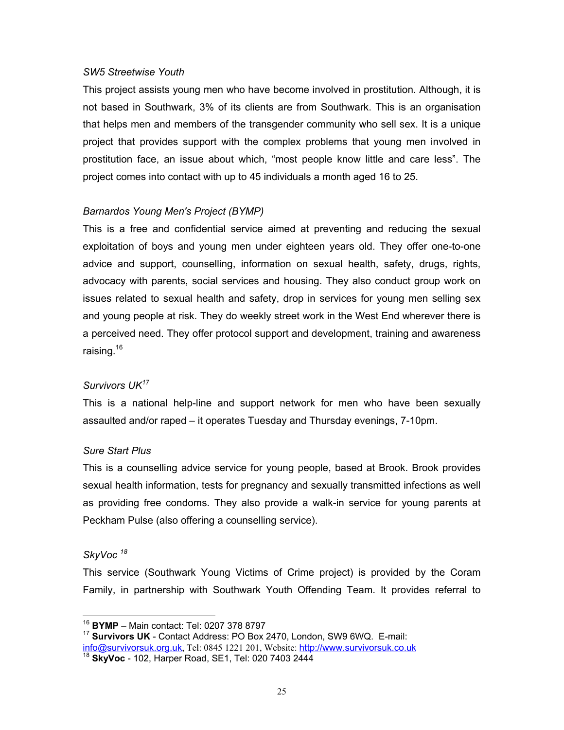*SW5 Streetwise Youth*

This project assists young men who have become involved in prostitution. Although, it is not based in Southwark, 3% of its clients are from Southwark. This is an organisation that helps men and members of the transgender community who sell sex. It is a unique project that provides support with the complex problems that young men involved in prostitution face, an issue about which, "most people know little and care less". The project comes into contact with up to 45 individuals a month aged 16 to 25.

*Barnardos Young Men's Project (BYMP)*

This is a free and confidential service aimed at preventing and reducing the sexual exploitation of boys and young men under eighteen years old. They offer one-to-one advice and support, counselling, information on sexual health, safety, drugs, rights, advocacy with parents, social services and housing. They also conduct group work on issues related to sexual health and safety, drop in services for young men selling sex and young people at risk. They do weekly street work in the West End wherever there is a perceived need. They offer protocol support and development, training and awareness raising.[16]

*Survivors UK*[17]

This is a national help-line and support network for men who have been sexually assaulted and/or raped – it operates Tuesday and Thursday evenings, 7-10pm.

*Sure Start Plus*

This is a counselling advice service for young people, based at Brook. Brook provides sexual health information, tests for pregnancy and sexually transmitted infections as well as providing free condoms. They also provide a walk-in service for young parents at Peckham Pulse (also offering a counselling service).

*SkyVoc* [18]

This service (Southwark Young Victims of Crime project) is provided by the Coram Family, in partnership with Southwark Youth Offending Team. It provides referral to

---

[16] **BYMP** – Main contact: Tel: 0207 378 8797

[17] **Survivors UK** - Contact Address: PO Box 2470, London, SW9 6WQ. E-mail: info@survivorsuk.org.uk, Tel: 0845 1221 201, Website: http://www.survivorsuk.co.uk

[18] **SkyVoc** - 102, Harper Road, SE1, Tel: 020 7403 2444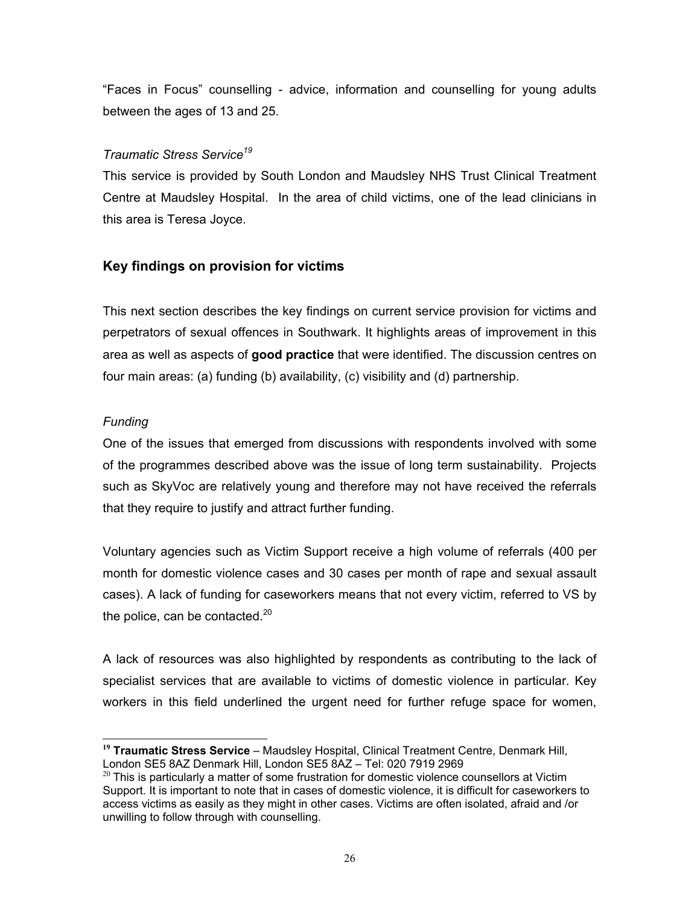"Faces in Focus" counselling - advice, information and counselling for young adults between the ages of 13 and 25.

*Traumatic Stress Service*[19]

This service is provided by South London and Maudsley NHS Trust Clinical Treatment Centre at Maudsley Hospital. In the area of child victims, one of the lead clinicians in this area is Teresa Joyce.

## Key findings on provision for victims

This next section describes the key findings on current service provision for victims and perpetrators of sexual offences in Southwark. It highlights areas of improvement in this area as well as aspects of **good practice** that were identified. The discussion centres on four main areas: (a) funding (b) availability, (c) visibility and (d) partnership.

*Funding*

One of the issues that emerged from discussions with respondents involved with some of the programmes described above was the issue of long term sustainability. Projects such as SkyVoc are relatively young and therefore may not have received the referrals that they require to justify and attract further funding.

Voluntary agencies such as Victim Support receive a high volume of referrals (400 per month for domestic violence cases and 30 cases per month of rape and sexual assault cases). A lack of funding for caseworkers means that not every victim, referred to VS by the police, can be contacted.[20]

A lack of resources was also highlighted by respondents as contributing to the lack of specialist services that are available to victims of domestic violence in particular. Key workers in this field underlined the urgent need for further refuge space for women,

---

[19] **Traumatic Stress Service** – Maudsley Hospital, Clinical Treatment Centre, Denmark Hill, London SE5 8AZ Denmark Hill, London SE5 8AZ – Tel: 020 7919 2969

[20] This is particularly a matter of some frustration for domestic violence counsellors at Victim Support. It is important to note that in cases of domestic violence, it is difficult for caseworkers to access victims as easily as they might in other cases. Victims are often isolated, afraid and /or unwilling to follow through with counselling.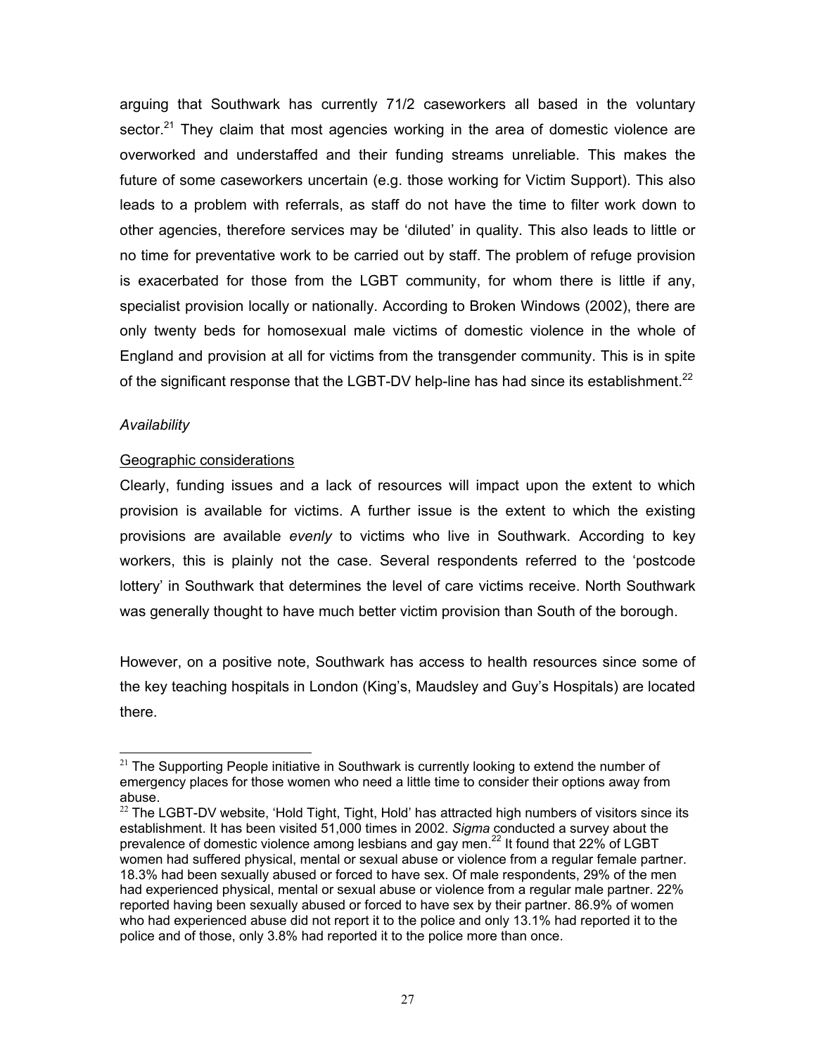arguing that Southwark has currently 71/2 caseworkers all based in the voluntary sector.[21] They claim that most agencies working in the area of domestic violence are overworked and understaffed and their funding streams unreliable. This makes the future of some caseworkers uncertain (e.g. those working for Victim Support). This also leads to a problem with referrals, as staff do not have the time to filter work down to other agencies, therefore services may be 'diluted' in quality. This also leads to little or no time for preventative work to be carried out by staff. The problem of refuge provision is exacerbated for those from the LGBT community, for whom there is little if any, specialist provision locally or nationally. According to Broken Windows (2002), there are only twenty beds for homosexual male victims of domestic violence in the whole of England and provision at all for victims from the transgender community. This is in spite of the significant response that the LGBT-DV help-line has had since its establishment.[22]

*Availability*

Geographic considerations

Clearly, funding issues and a lack of resources will impact upon the extent to which provision is available for victims. A further issue is the extent to which the existing provisions are available *evenly* to victims who live in Southwark. According to key workers, this is plainly not the case. Several respondents referred to the 'postcode lottery' in Southwark that determines the level of care victims receive. North Southwark was generally thought to have much better victim provision than South of the borough.

However, on a positive note, Southwark has access to health resources since some of the key teaching hospitals in London (King's, Maudsley and Guy's Hospitals) are located there.

---

[21] The Supporting People initiative in Southwark is currently looking to extend the number of emergency places for those women who need a little time to consider their options away from abuse.

[22] The LGBT-DV website, 'Hold Tight, Tight, Hold' has attracted high numbers of visitors since its establishment. It has been visited 51,000 times in 2002. *Sigma* conducted a survey about the prevalence of domestic violence among lesbians and gay men.[22] It found that 22% of LGBT women had suffered physical, mental or sexual abuse or violence from a regular female partner. 18.3% had been sexually abused or forced to have sex. Of male respondents, 29% of the men had experienced physical, mental or sexual abuse or violence from a regular male partner. 22% reported having been sexually abused or forced to have sex by their partner. 86.9% of women who had experienced abuse did not report it to the police and only 13.1% had reported it to the police and of those, only 3.8% had reported it to the police more than once.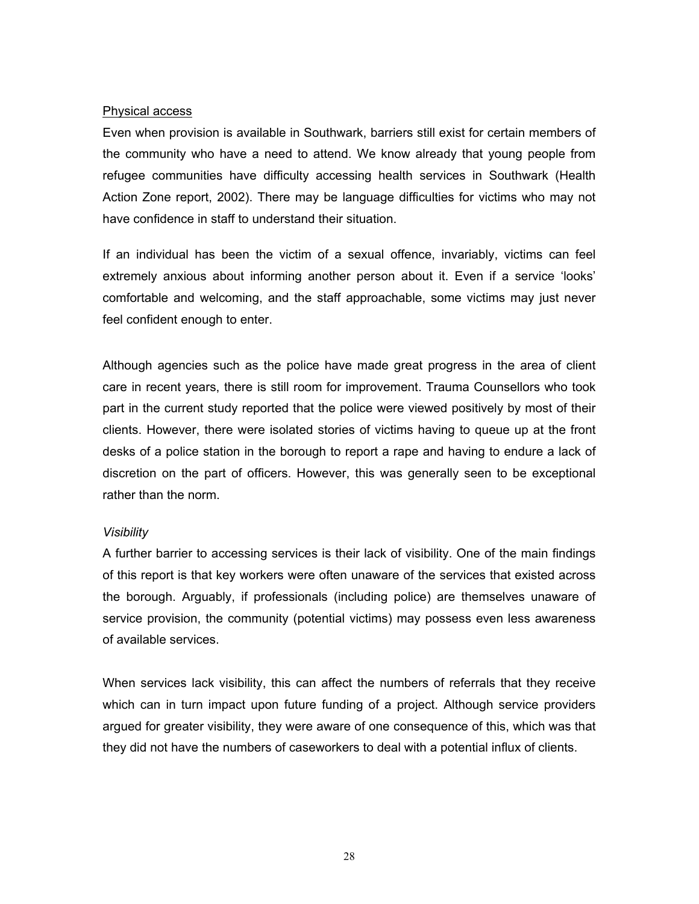<u>Physical access</u>

Even when provision is available in Southwark, barriers still exist for certain members of the community who have a need to attend. We know already that young people from refugee communities have difficulty accessing health services in Southwark (Health Action Zone report, 2002). There may be language difficulties for victims who may not have confidence in staff to understand their situation.

If an individual has been the victim of a sexual offence, invariably, victims can feel extremely anxious about informing another person about it. Even if a service 'looks' comfortable and welcoming, and the staff approachable, some victims may just never feel confident enough to enter.

Although agencies such as the police have made great progress in the area of client care in recent years, there is still room for improvement. Trauma Counsellors who took part in the current study reported that the police were viewed positively by most of their clients. However, there were isolated stories of victims having to queue up at the front desks of a police station in the borough to report a rape and having to endure a lack of discretion on the part of officers. However, this was generally seen to be exceptional rather than the norm.

*Visibility*

A further barrier to accessing services is their lack of visibility. One of the main findings of this report is that key workers were often unaware of the services that existed across the borough. Arguably, if professionals (including police) are themselves unaware of service provision, the community (potential victims) may possess even less awareness of available services.

When services lack visibility, this can affect the numbers of referrals that they receive which can in turn impact upon future funding of a project. Although service providers argued for greater visibility, they were aware of one consequence of this, which was that they did not have the numbers of caseworkers to deal with a potential influx of clients.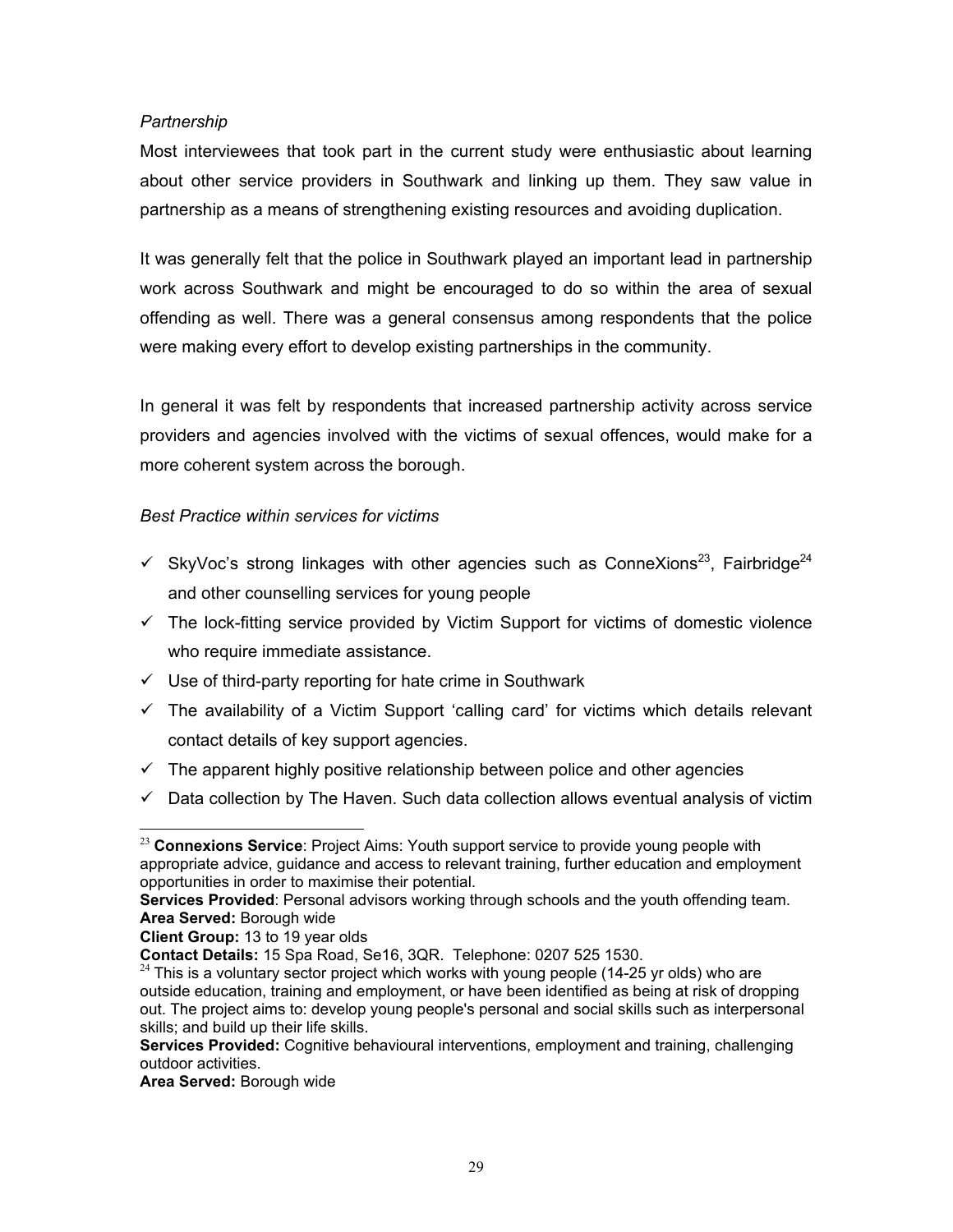*Partnership*

Most interviewees that took part in the current study were enthusiastic about learning about other service providers in Southwark and linking up them. They saw value in partnership as a means of strengthening existing resources and avoiding duplication.

It was generally felt that the police in Southwark played an important lead in partnership work across Southwark and might be encouraged to do so within the area of sexual offending as well. There was a general consensus among respondents that the police were making every effort to develop existing partnerships in the community.

In general it was felt by respondents that increased partnership activity across service providers and agencies involved with the victims of sexual offences, would make for a more coherent system across the borough.

*Best Practice within services for victims*

- ✓ SkyVoc's strong linkages with other agencies such as ConneXions[23], Fairbridge[24] and other counselling services for young people
- ✓ The lock-fitting service provided by Victim Support for victims of domestic violence who require immediate assistance.
- ✓ Use of third-party reporting for hate crime in Southwark
- ✓ The availability of a Victim Support 'calling card' for victims which details relevant contact details of key support agencies.
- ✓ The apparent highly positive relationship between police and other agencies
- ✓ Data collection by The Haven. Such data collection allows eventual analysis of victim

---

[23] **Connexions Service**: Project Aims: Youth support service to provide young people with appropriate advice, guidance and access to relevant training, further education and employment opportunities in order to maximise their potential.
**Services Provided**: Personal advisors working through schools and the youth offending team.
**Area Served:** Borough wide
**Client Group:** 13 to 19 year olds
**Contact Details:** 15 Spa Road, Se16, 3QR. Telephone: 0207 525 1530.

[24] This is a voluntary sector project which works with young people (14-25 yr olds) who are outside education, training and employment, or have been identified as being at risk of dropping out. The project aims to: develop young people's personal and social skills such as interpersonal skills; and build up their life skills.
**Services Provided:** Cognitive behavioural interventions, employment and training, challenging outdoor activities.
**Area Served:** Borough wide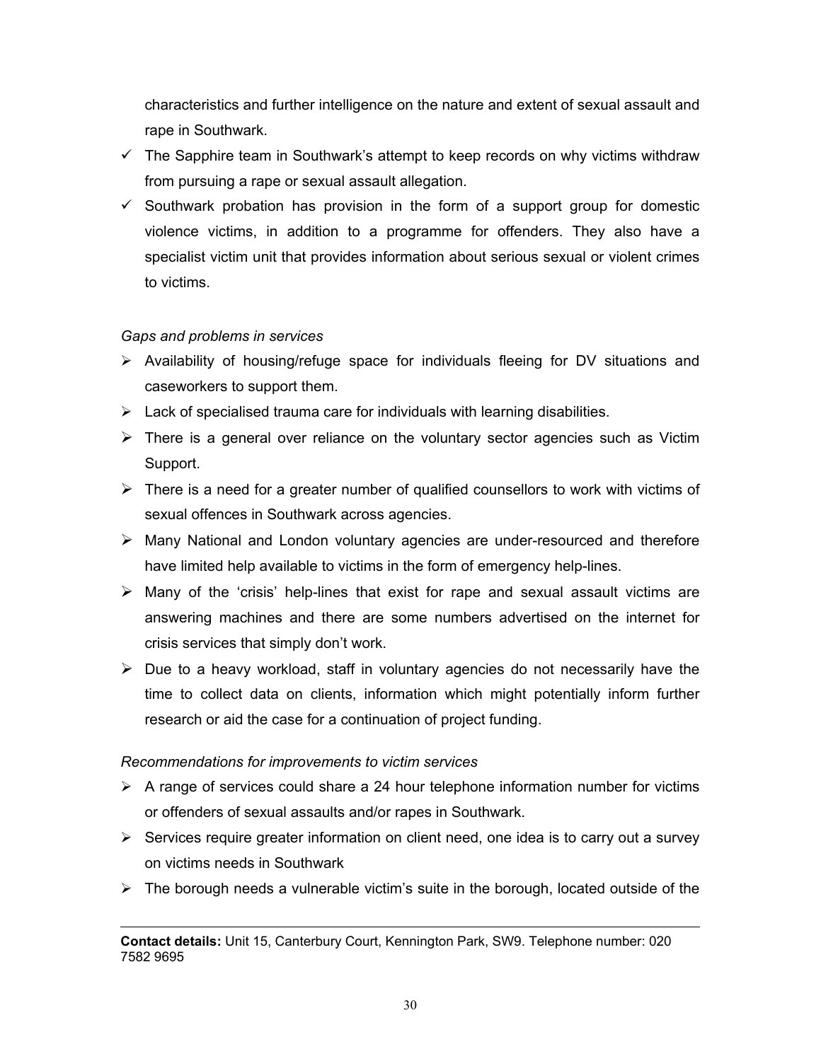characteristics and further intelligence on the nature and extent of sexual assault and rape in Southwark.

- ✓ The Sapphire team in Southwark's attempt to keep records on why victims withdraw from pursuing a rape or sexual assault allegation.
- ✓ Southwark probation has provision in the form of a support group for domestic violence victims, in addition to a programme for offenders. They also have a specialist victim unit that provides information about serious sexual or violent crimes to victims.

*Gaps and problems in services*

- Availability of housing/refuge space for individuals fleeing for DV situations and caseworkers to support them.
- Lack of specialised trauma care for individuals with learning disabilities.
- There is a general over reliance on the voluntary sector agencies such as Victim Support.
- There is a need for a greater number of qualified counsellors to work with victims of sexual offences in Southwark across agencies.
- Many National and London voluntary agencies are under-resourced and therefore have limited help available to victims in the form of emergency help-lines.
- Many of the 'crisis' help-lines that exist for rape and sexual assault victims are answering machines and there are some numbers advertised on the internet for crisis services that simply don't work.
- Due to a heavy workload, staff in voluntary agencies do not necessarily have the time to collect data on clients, information which might potentially inform further research or aid the case for a continuation of project funding.

*Recommendations for improvements to victim services*

- A range of services could share a 24 hour telephone information number for victims or offenders of sexual assaults and/or rapes in Southwark.
- Services require greater information on client need, one idea is to carry out a survey on victims needs in Southwark
- The borough needs a vulnerable victim's suite in the borough, located outside of the

---

**Contact details:** Unit 15, Canterbury Court, Kennington Park, SW9. Telephone number: 020 7582 9695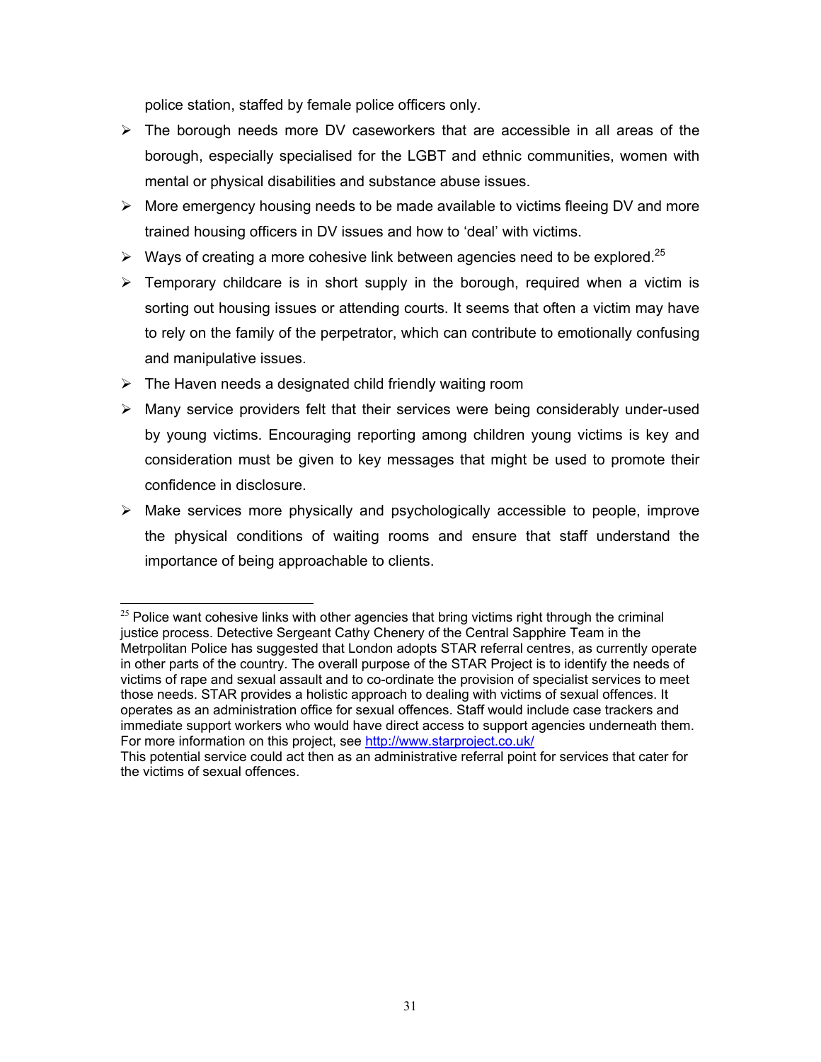police station, staffed by female police officers only.

- The borough needs more DV caseworkers that are accessible in all areas of the borough, especially specialised for the LGBT and ethnic communities, women with mental or physical disabilities and substance abuse issues.
- More emergency housing needs to be made available to victims fleeing DV and more trained housing officers in DV issues and how to 'deal' with victims.
- Ways of creating a more cohesive link between agencies need to be explored.[25]
- Temporary childcare is in short supply in the borough, required when a victim is sorting out housing issues or attending courts. It seems that often a victim may have to rely on the family of the perpetrator, which can contribute to emotionally confusing and manipulative issues.
- The Haven needs a designated child friendly waiting room
- Many service providers felt that their services were being considerably under-used by young victims. Encouraging reporting among children young victims is key and consideration must be given to key messages that might be used to promote their confidence in disclosure.
- Make services more physically and psychologically accessible to people, improve the physical conditions of waiting rooms and ensure that staff understand the importance of being approachable to clients.

---

[25] Police want cohesive links with other agencies that bring victims right through the criminal justice process. Detective Sergeant Cathy Chenery of the Central Sapphire Team in the Metrpolitan Police has suggested that London adopts STAR referral centres, as currently operate in other parts of the country. The overall purpose of the STAR Project is to identify the needs of victims of rape and sexual assault and to co-ordinate the provision of specialist services to meet those needs. STAR provides a holistic approach to dealing with victims of sexual offences. It operates as an administration office for sexual offences. Staff would include case trackers and immediate support workers who would have direct access to support agencies underneath them. For more information on this project, see http://www.starproject.co.uk/
This potential service could act then as an administrative referral point for services that cater for the victims of sexual offences.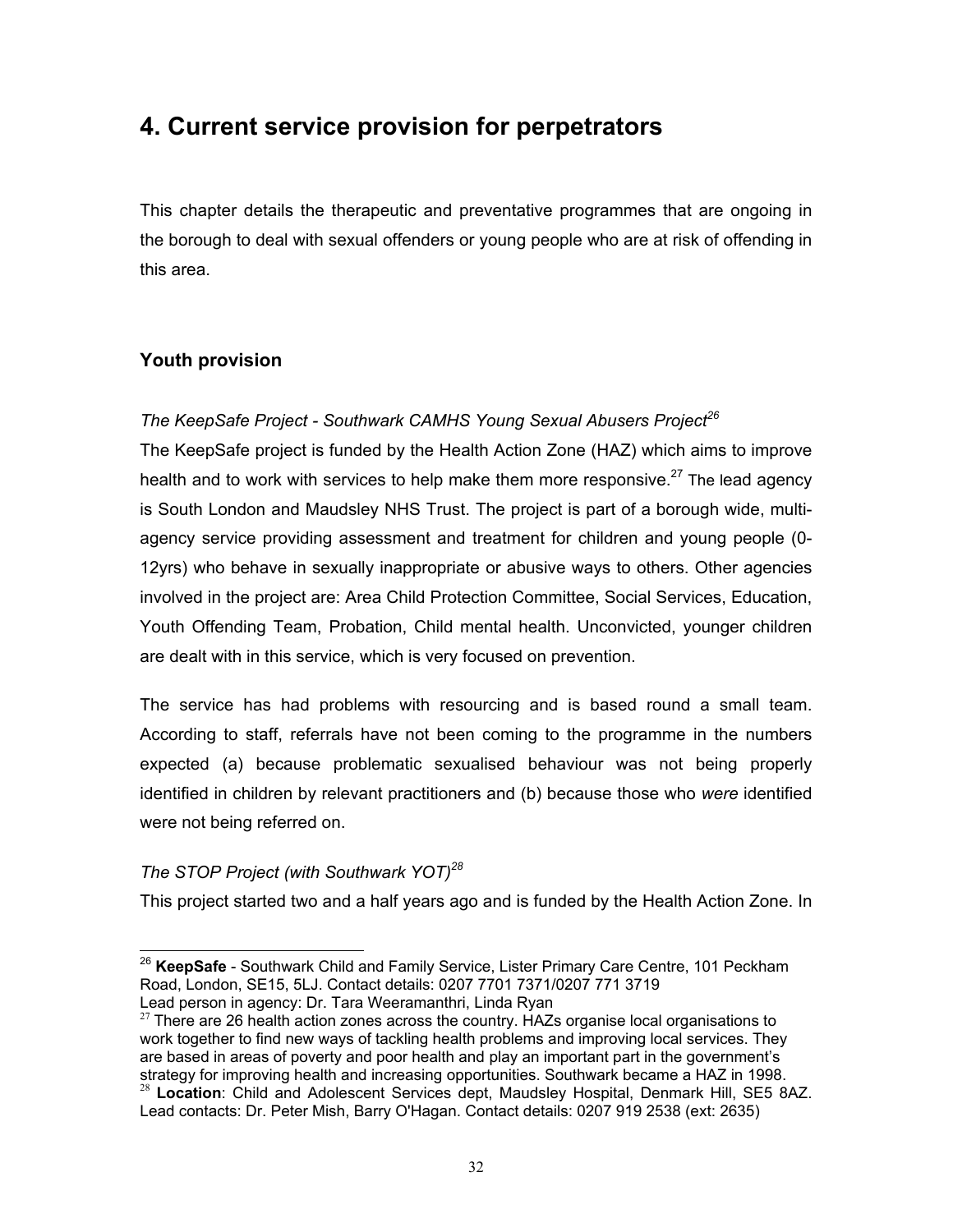# 4. Current service provision for perpetrators

This chapter details the therapeutic and preventative programmes that are ongoing in the borough to deal with sexual offenders or young people who are at risk of offending in this area.

## Youth provision

*The KeepSafe Project - Southwark CAMHS Young Sexual Abusers Project*[26]

The KeepSafe project is funded by the Health Action Zone (HAZ) which aims to improve health and to work with services to help make them more responsive.[27] The lead agency is South London and Maudsley NHS Trust. The project is part of a borough wide, multi-agency service providing assessment and treatment for children and young people (0-12yrs) who behave in sexually inappropriate or abusive ways to others. Other agencies involved in the project are: Area Child Protection Committee, Social Services, Education, Youth Offending Team, Probation, Child mental health. Unconvicted, younger children are dealt with in this service, which is very focused on prevention.

The service has had problems with resourcing and is based round a small team. According to staff, referrals have not been coming to the programme in the numbers expected (a) because problematic sexualised behaviour was not being properly identified in children by relevant practitioners and (b) because those who *were* identified were not being referred on.

*The STOP Project (with Southwark YOT)*[28]

This project started two and a half years ago and is funded by the Health Action Zone. In

---

[26] **KeepSafe** - Southwark Child and Family Service, Lister Primary Care Centre, 101 Peckham Road, London, SE15, 5LJ. Contact details: 0207 7701 7371/0207 771 3719
Lead person in agency: Dr. Tara Weeramanthri, Linda Ryan

[27] There are 26 health action zones across the country. HAZs organise local organisations to work together to find new ways of tackling health problems and improving local services. They are based in areas of poverty and poor health and play an important part in the government's strategy for improving health and increasing opportunities. Southwark became a HAZ in 1998.

[28] **Location**: Child and Adolescent Services dept, Maudsley Hospital, Denmark Hill, SE5 8AZ. Lead contacts: Dr. Peter Mish, Barry O'Hagan. Contact details: 0207 919 2538 (ext: 2635)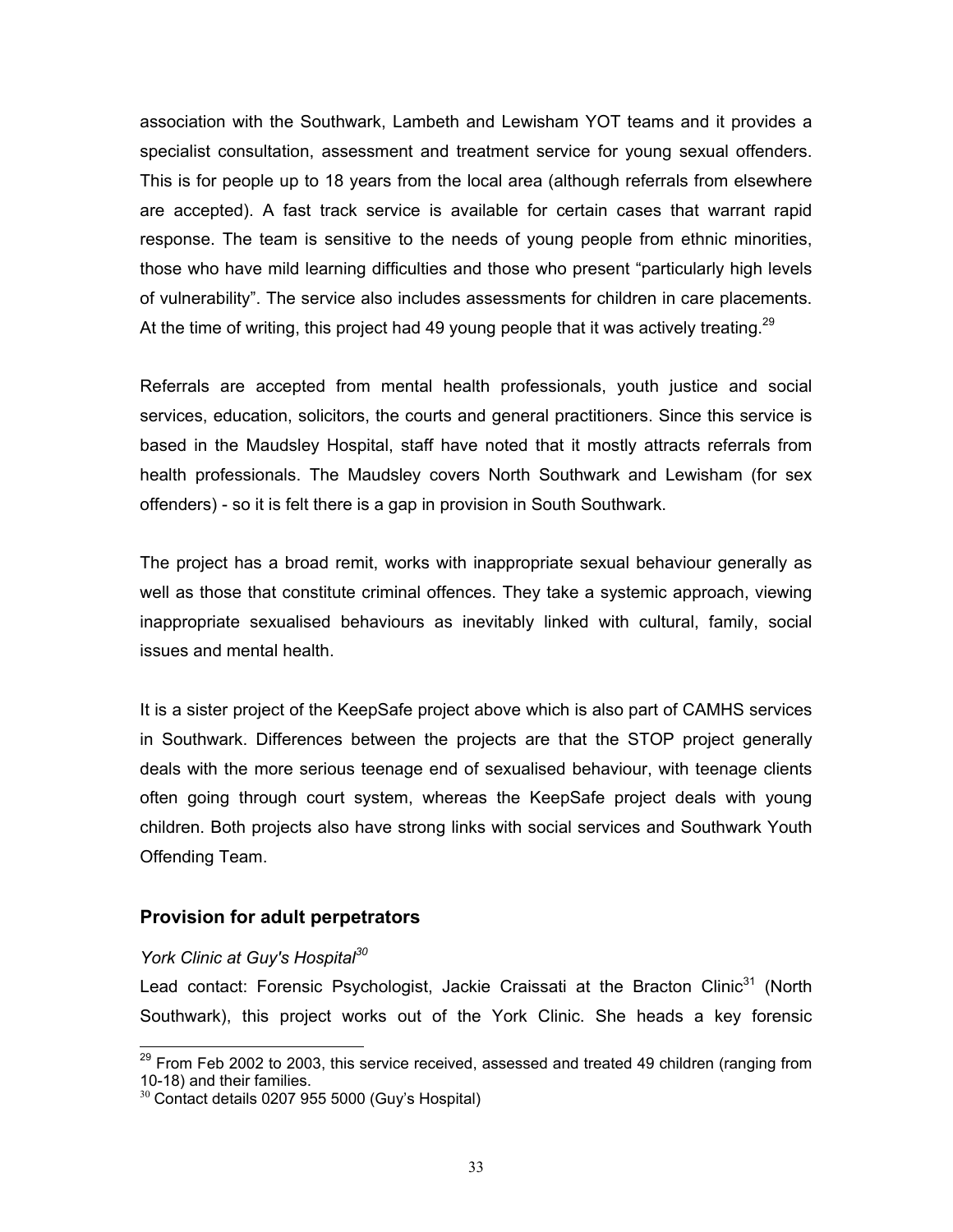association with the Southwark, Lambeth and Lewisham YOT teams and it provides a specialist consultation, assessment and treatment service for young sexual offenders. This is for people up to 18 years from the local area (although referrals from elsewhere are accepted). A fast track service is available for certain cases that warrant rapid response. The team is sensitive to the needs of young people from ethnic minorities, those who have mild learning difficulties and those who present "particularly high levels of vulnerability". The service also includes assessments for children in care placements. At the time of writing, this project had 49 young people that it was actively treating.[29]

Referrals are accepted from mental health professionals, youth justice and social services, education, solicitors, the courts and general practitioners. Since this service is based in the Maudsley Hospital, staff have noted that it mostly attracts referrals from health professionals. The Maudsley covers North Southwark and Lewisham (for sex offenders) - so it is felt there is a gap in provision in South Southwark.

The project has a broad remit, works with inappropriate sexual behaviour generally as well as those that constitute criminal offences. They take a systemic approach, viewing inappropriate sexualised behaviours as inevitably linked with cultural, family, social issues and mental health.

It is a sister project of the KeepSafe project above which is also part of CAMHS services in Southwark. Differences between the projects are that the STOP project generally deals with the more serious teenage end of sexualised behaviour, with teenage clients often going through court system, whereas the KeepSafe project deals with young children. Both projects also have strong links with social services and Southwark Youth Offending Team.

### Provision for adult perpetrators

*York Clinic at Guy's Hospital*[30]

Lead contact: Forensic Psychologist, Jackie Craissati at the Bracton Clinic[31] (North Southwark), this project works out of the York Clinic. She heads a key forensic

[29] From Feb 2002 to 2003, this service received, assessed and treated 49 children (ranging from 10-18) and their families.

[30] Contact details 0207 955 5000 (Guy's Hospital)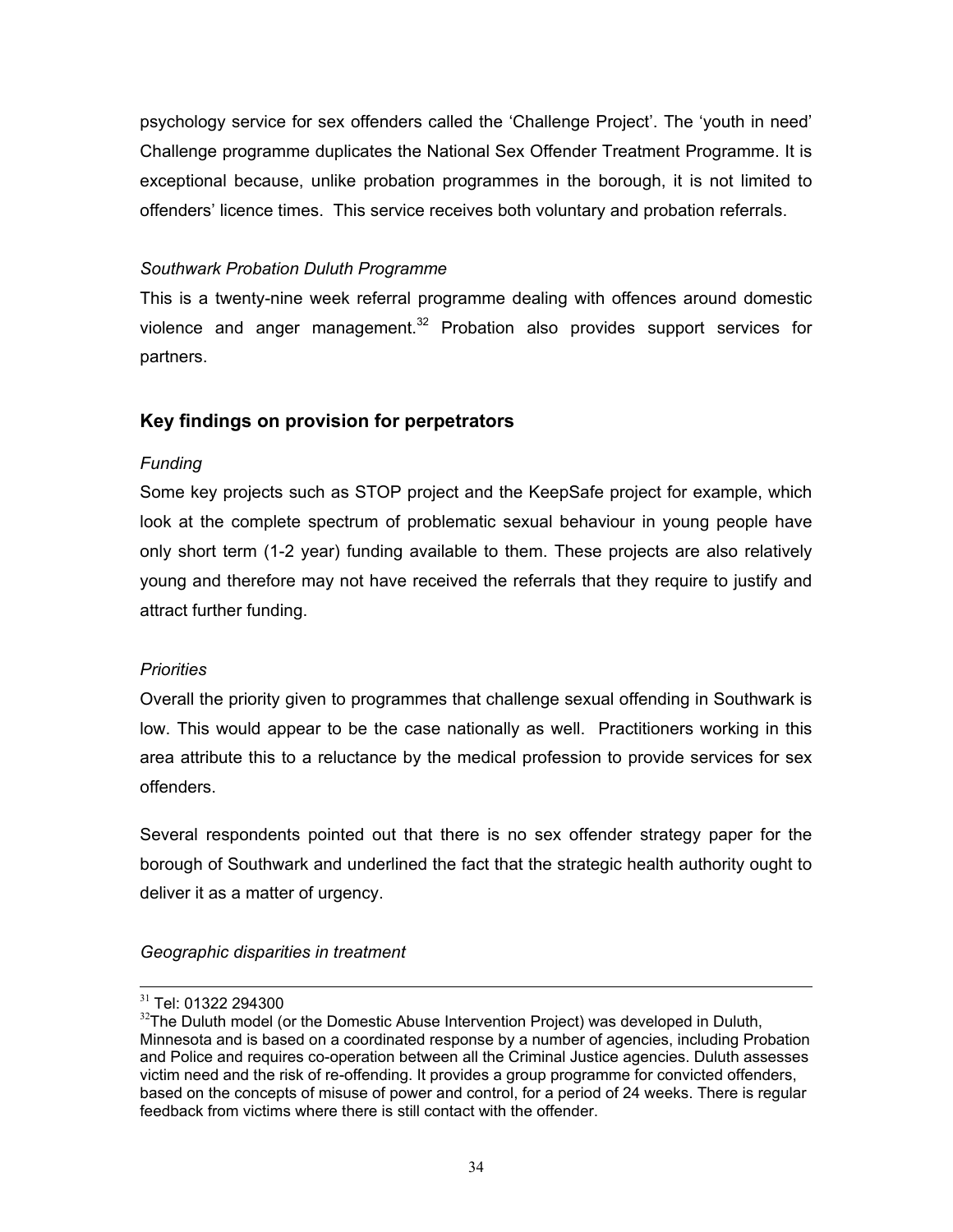psychology service for sex offenders called the 'Challenge Project'. The 'youth in need' Challenge programme duplicates the National Sex Offender Treatment Programme. It is exceptional because, unlike probation programmes in the borough, it is not limited to offenders' licence times. This service receives both voluntary and probation referrals.

*Southwark Probation Duluth Programme*

This is a twenty-nine week referral programme dealing with offences around domestic violence and anger management.[32] Probation also provides support services for partners.

## Key findings on provision for perpetrators

*Funding*

Some key projects such as STOP project and the KeepSafe project for example, which look at the complete spectrum of problematic sexual behaviour in young people have only short term (1-2 year) funding available to them. These projects are also relatively young and therefore may not have received the referrals that they require to justify and attract further funding.

*Priorities*

Overall the priority given to programmes that challenge sexual offending in Southwark is low. This would appear to be the case nationally as well. Practitioners working in this area attribute this to a reluctance by the medical profession to provide services for sex offenders.

Several respondents pointed out that there is no sex offender strategy paper for the borough of Southwark and underlined the fact that the strategic health authority ought to deliver it as a matter of urgency.

*Geographic disparities in treatment*

---

[31] Tel: 01322 294300

[32] The Duluth model (or the Domestic Abuse Intervention Project) was developed in Duluth, Minnesota and is based on a coordinated response by a number of agencies, including Probation and Police and requires co-operation between all the Criminal Justice agencies. Duluth assesses victim need and the risk of re-offending. It provides a group programme for convicted offenders, based on the concepts of misuse of power and control, for a period of 24 weeks. There is regular feedback from victims where there is still contact with the offender.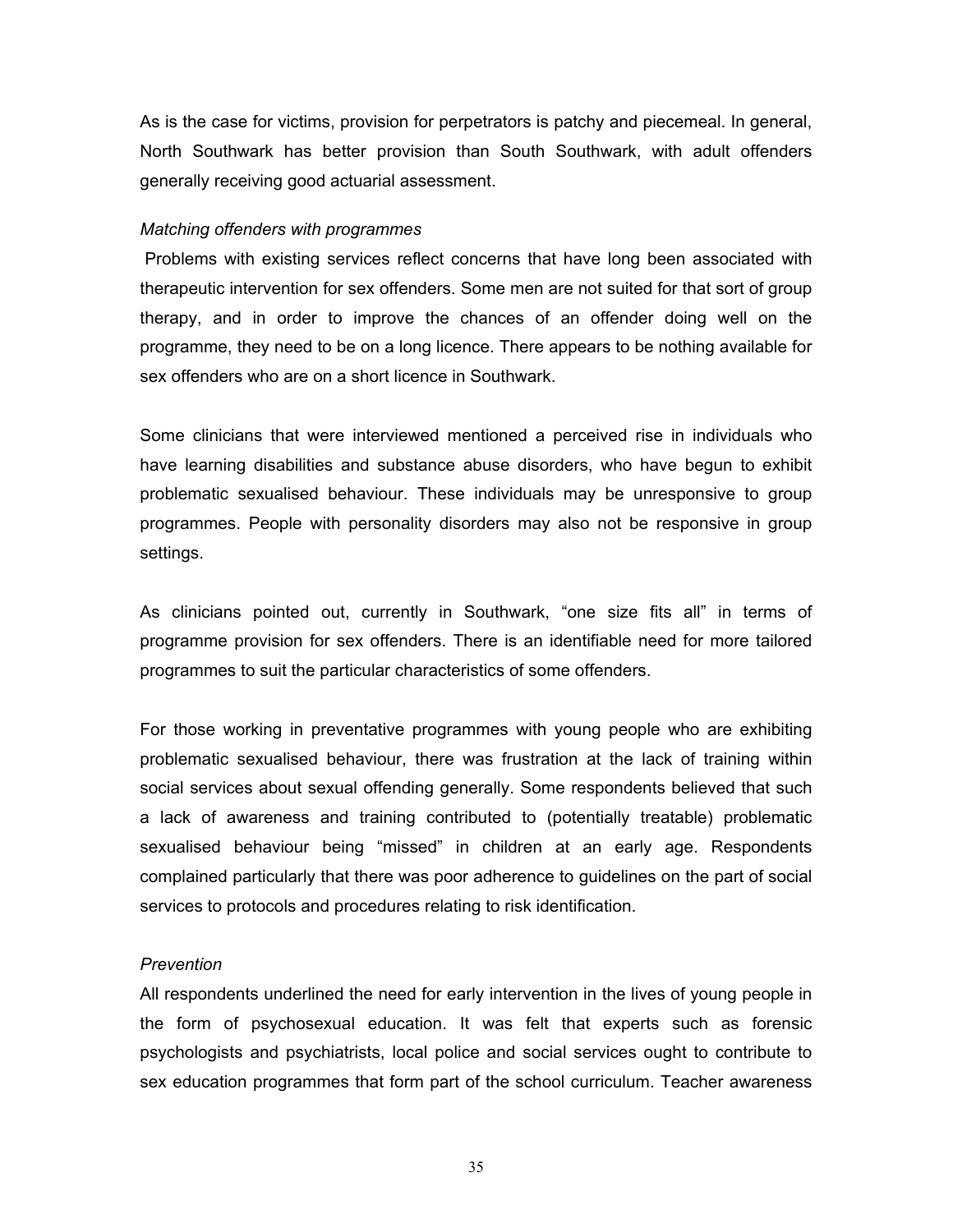As is the case for victims, provision for perpetrators is patchy and piecemeal. In general, North Southwark has better provision than South Southwark, with adult offenders generally receiving good actuarial assessment.

*Matching offenders with programmes*

Problems with existing services reflect concerns that have long been associated with therapeutic intervention for sex offenders. Some men are not suited for that sort of group therapy, and in order to improve the chances of an offender doing well on the programme, they need to be on a long licence. There appears to be nothing available for sex offenders who are on a short licence in Southwark.

Some clinicians that were interviewed mentioned a perceived rise in individuals who have learning disabilities and substance abuse disorders, who have begun to exhibit problematic sexualised behaviour. These individuals may be unresponsive to group programmes. People with personality disorders may also not be responsive in group settings.

As clinicians pointed out, currently in Southwark, "one size fits all" in terms of programme provision for sex offenders. There is an identifiable need for more tailored programmes to suit the particular characteristics of some offenders.

For those working in preventative programmes with young people who are exhibiting problematic sexualised behaviour, there was frustration at the lack of training within social services about sexual offending generally. Some respondents believed that such a lack of awareness and training contributed to (potentially treatable) problematic sexualised behaviour being "missed" in children at an early age. Respondents complained particularly that there was poor adherence to guidelines on the part of social services to protocols and procedures relating to risk identification.

*Prevention*

All respondents underlined the need for early intervention in the lives of young people in the form of psychosexual education. It was felt that experts such as forensic psychologists and psychiatrists, local police and social services ought to contribute to sex education programmes that form part of the school curriculum. Teacher awareness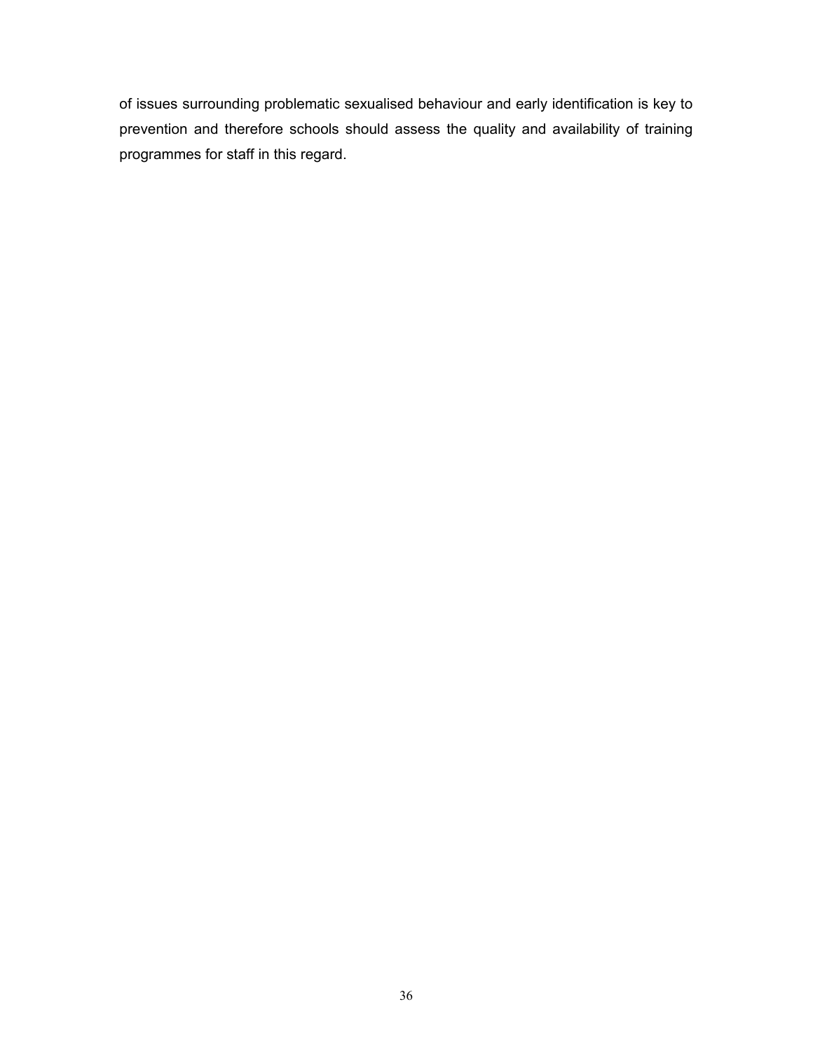of issues surrounding problematic sexualised behaviour and early identification is key to prevention and therefore schools should assess the quality and availability of training programmes for staff in this regard.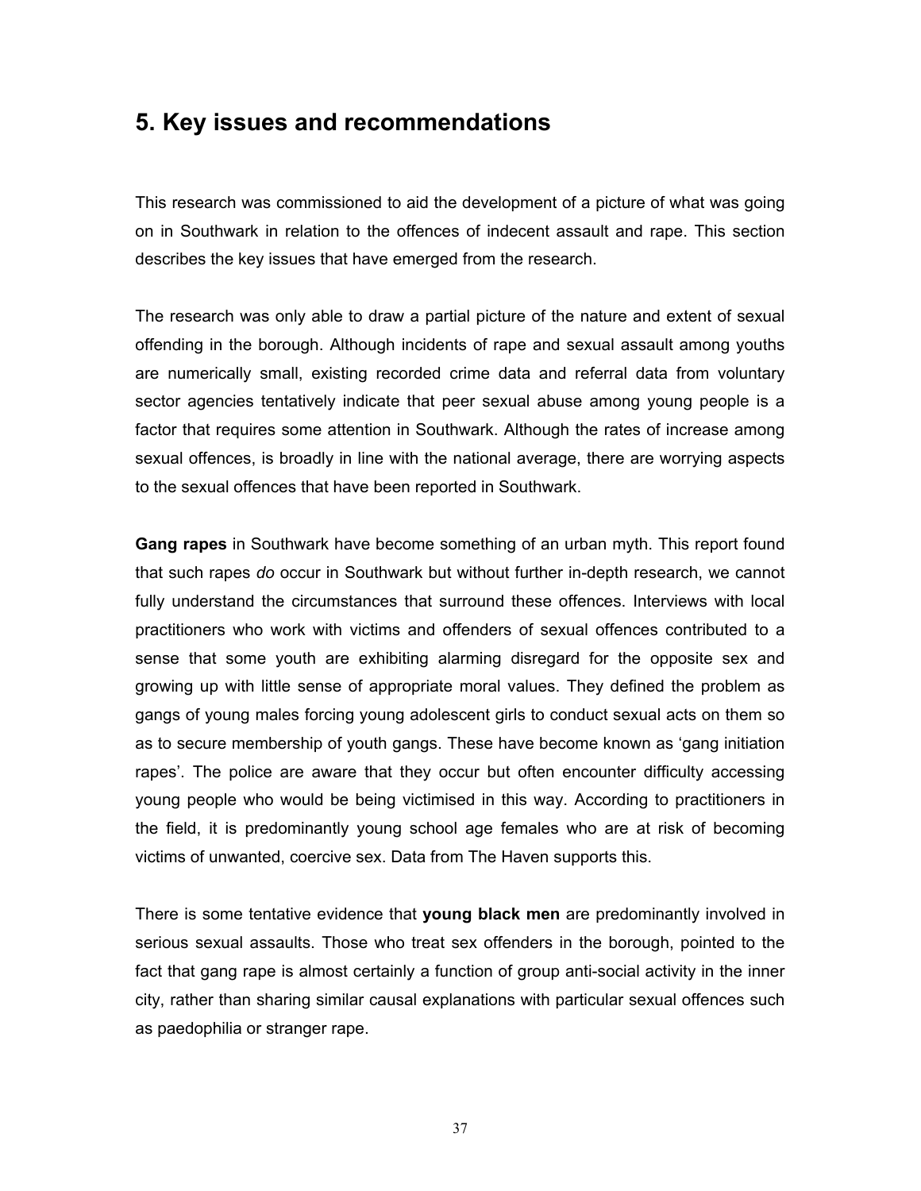## 5. Key issues and recommendations

This research was commissioned to aid the development of a picture of what was going on in Southwark in relation to the offences of indecent assault and rape. This section describes the key issues that have emerged from the research.

The research was only able to draw a partial picture of the nature and extent of sexual offending in the borough. Although incidents of rape and sexual assault among youths are numerically small, existing recorded crime data and referral data from voluntary sector agencies tentatively indicate that peer sexual abuse among young people is a factor that requires some attention in Southwark. Although the rates of increase among sexual offences, is broadly in line with the national average, there are worrying aspects to the sexual offences that have been reported in Southwark.

**Gang rapes** in Southwark have become something of an urban myth. This report found that such rapes *do* occur in Southwark but without further in-depth research, we cannot fully understand the circumstances that surround these offences. Interviews with local practitioners who work with victims and offenders of sexual offences contributed to a sense that some youth are exhibiting alarming disregard for the opposite sex and growing up with little sense of appropriate moral values. They defined the problem as gangs of young males forcing young adolescent girls to conduct sexual acts on them so as to secure membership of youth gangs. These have become known as 'gang initiation rapes'. The police are aware that they occur but often encounter difficulty accessing young people who would be being victimised in this way. According to practitioners in the field, it is predominantly young school age females who are at risk of becoming victims of unwanted, coercive sex. Data from The Haven supports this.

There is some tentative evidence that **young black men** are predominantly involved in serious sexual assaults. Those who treat sex offenders in the borough, pointed to the fact that gang rape is almost certainly a function of group anti-social activity in the inner city, rather than sharing similar causal explanations with particular sexual offences such as paedophilia or stranger rape.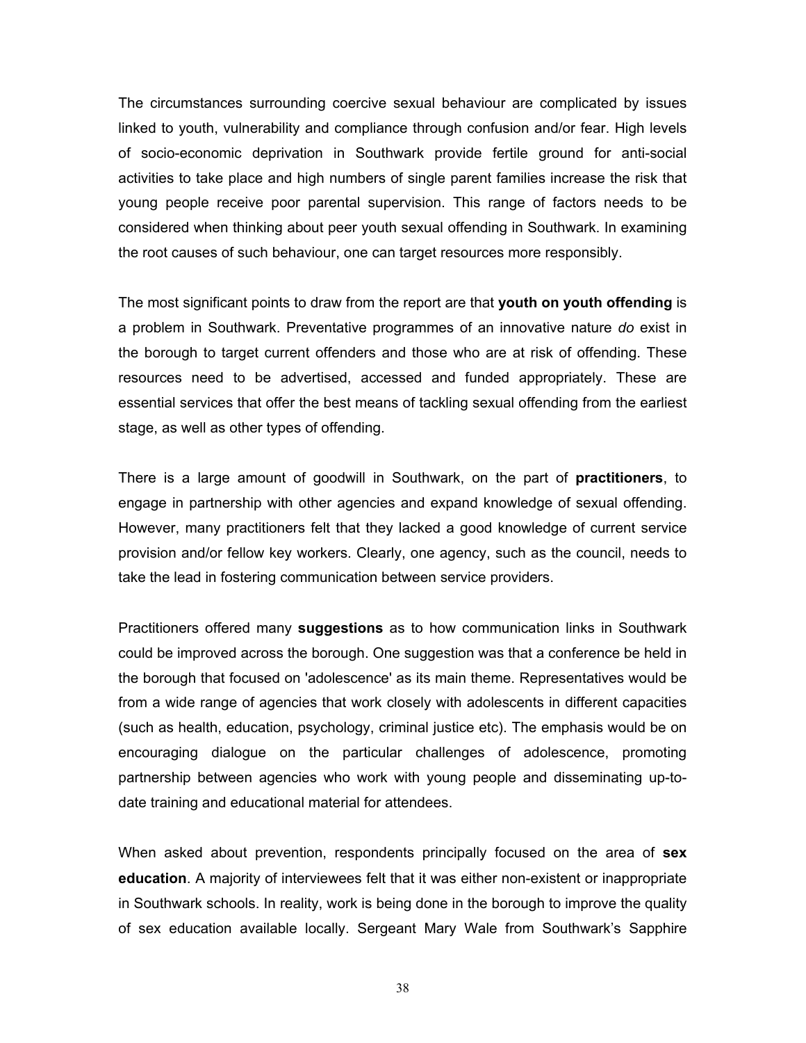The circumstances surrounding coercive sexual behaviour are complicated by issues linked to youth, vulnerability and compliance through confusion and/or fear. High levels of socio-economic deprivation in Southwark provide fertile ground for anti-social activities to take place and high numbers of single parent families increase the risk that young people receive poor parental supervision. This range of factors needs to be considered when thinking about peer youth sexual offending in Southwark. In examining the root causes of such behaviour, one can target resources more responsibly.

The most significant points to draw from the report are that **youth on youth offending** is a problem in Southwark. Preventative programmes of an innovative nature *do* exist in the borough to target current offenders and those who are at risk of offending. These resources need to be advertised, accessed and funded appropriately. These are essential services that offer the best means of tackling sexual offending from the earliest stage, as well as other types of offending.

There is a large amount of goodwill in Southwark, on the part of **practitioners**, to engage in partnership with other agencies and expand knowledge of sexual offending. However, many practitioners felt that they lacked a good knowledge of current service provision and/or fellow key workers. Clearly, one agency, such as the council, needs to take the lead in fostering communication between service providers.

Practitioners offered many **suggestions** as to how communication links in Southwark could be improved across the borough. One suggestion was that a conference be held in the borough that focused on 'adolescence' as its main theme. Representatives would be from a wide range of agencies that work closely with adolescents in different capacities (such as health, education, psychology, criminal justice etc). The emphasis would be on encouraging dialogue on the particular challenges of adolescence, promoting partnership between agencies who work with young people and disseminating up-to-date training and educational material for attendees.

When asked about prevention, respondents principally focused on the area of **sex education**. A majority of interviewees felt that it was either non-existent or inappropriate in Southwark schools. In reality, work is being done in the borough to improve the quality of sex education available locally. Sergeant Mary Wale from Southwark's Sapphire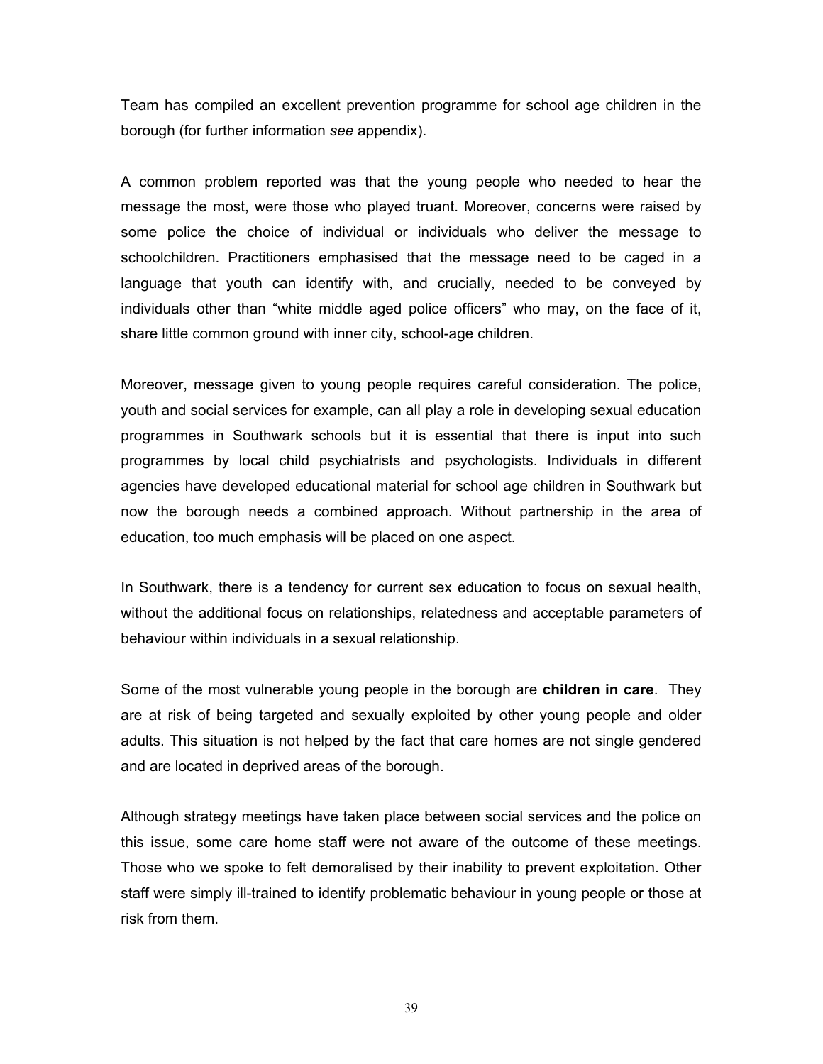Team has compiled an excellent prevention programme for school age children in the borough (for further information *see* appendix).

A common problem reported was that the young people who needed to hear the message the most, were those who played truant. Moreover, concerns were raised by some police the choice of individual or individuals who deliver the message to schoolchildren. Practitioners emphasised that the message need to be caged in a language that youth can identify with, and crucially, needed to be conveyed by individuals other than "white middle aged police officers" who may, on the face of it, share little common ground with inner city, school-age children.

Moreover, message given to young people requires careful consideration. The police, youth and social services for example, can all play a role in developing sexual education programmes in Southwark schools but it is essential that there is input into such programmes by local child psychiatrists and psychologists. Individuals in different agencies have developed educational material for school age children in Southwark but now the borough needs a combined approach. Without partnership in the area of education, too much emphasis will be placed on one aspect.

In Southwark, there is a tendency for current sex education to focus on sexual health, without the additional focus on relationships, relatedness and acceptable parameters of behaviour within individuals in a sexual relationship.

Some of the most vulnerable young people in the borough are **children in care**. They are at risk of being targeted and sexually exploited by other young people and older adults. This situation is not helped by the fact that care homes are not single gendered and are located in deprived areas of the borough.

Although strategy meetings have taken place between social services and the police on this issue, some care home staff were not aware of the outcome of these meetings. Those who we spoke to felt demoralised by their inability to prevent exploitation. Other staff were simply ill-trained to identify problematic behaviour in young people or those at risk from them.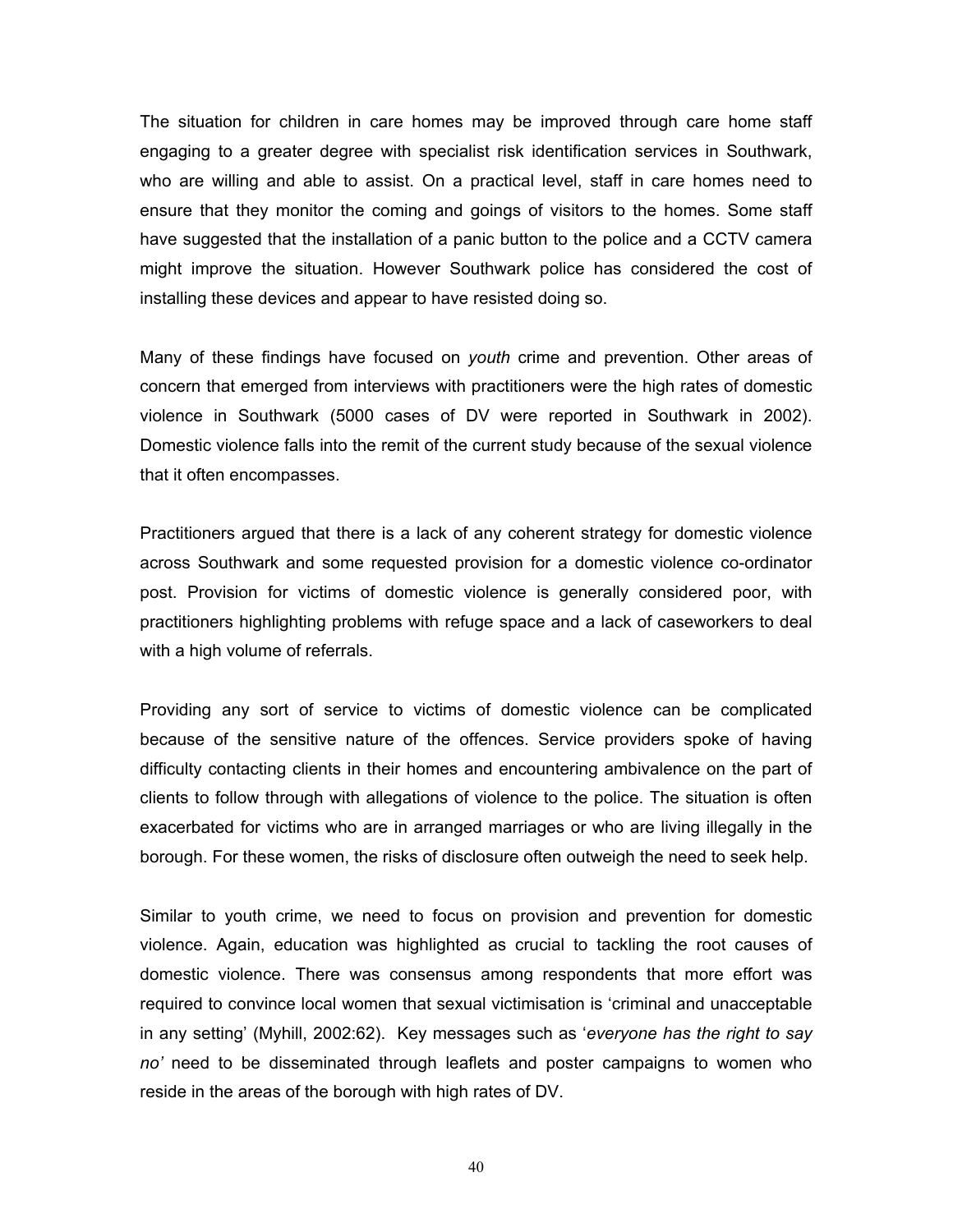The situation for children in care homes may be improved through care home staff engaging to a greater degree with specialist risk identification services in Southwark, who are willing and able to assist. On a practical level, staff in care homes need to ensure that they monitor the coming and goings of visitors to the homes. Some staff have suggested that the installation of a panic button to the police and a CCTV camera might improve the situation. However Southwark police has considered the cost of installing these devices and appear to have resisted doing so.

Many of these findings have focused on *youth* crime and prevention. Other areas of concern that emerged from interviews with practitioners were the high rates of domestic violence in Southwark (5000 cases of DV were reported in Southwark in 2002). Domestic violence falls into the remit of the current study because of the sexual violence that it often encompasses.

Practitioners argued that there is a lack of any coherent strategy for domestic violence across Southwark and some requested provision for a domestic violence co-ordinator post. Provision for victims of domestic violence is generally considered poor, with practitioners highlighting problems with refuge space and a lack of caseworkers to deal with a high volume of referrals.

Providing any sort of service to victims of domestic violence can be complicated because of the sensitive nature of the offences. Service providers spoke of having difficulty contacting clients in their homes and encountering ambivalence on the part of clients to follow through with allegations of violence to the police. The situation is often exacerbated for victims who are in arranged marriages or who are living illegally in the borough. For these women, the risks of disclosure often outweigh the need to seek help.

Similar to youth crime, we need to focus on provision and prevention for domestic violence. Again, education was highlighted as crucial to tackling the root causes of domestic violence. There was consensus among respondents that more effort was required to convince local women that sexual victimisation is 'criminal and unacceptable in any setting' (Myhill, 2002:62). Key messages such as '*everyone has the right to say no'* need to be disseminated through leaflets and poster campaigns to women who reside in the areas of the borough with high rates of DV.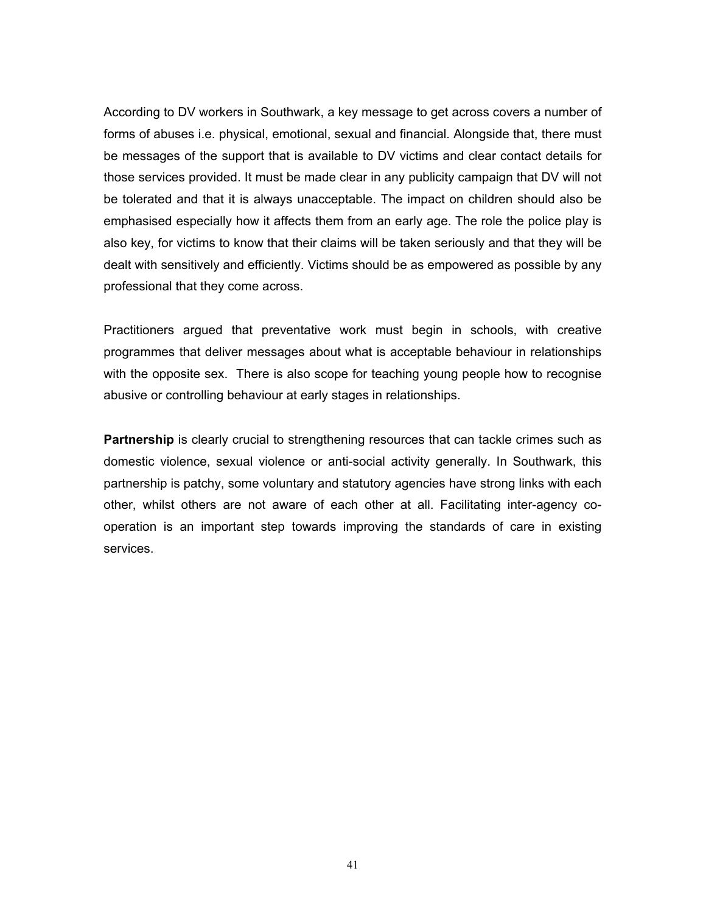According to DV workers in Southwark, a key message to get across covers a number of forms of abuses i.e. physical, emotional, sexual and financial. Alongside that, there must be messages of the support that is available to DV victims and clear contact details for those services provided. It must be made clear in any publicity campaign that DV will not be tolerated and that it is always unacceptable. The impact on children should also be emphasised especially how it affects them from an early age. The role the police play is also key, for victims to know that their claims will be taken seriously and that they will be dealt with sensitively and efficiently. Victims should be as empowered as possible by any professional that they come across.

Practitioners argued that preventative work must begin in schools, with creative programmes that deliver messages about what is acceptable behaviour in relationships with the opposite sex. There is also scope for teaching young people how to recognise abusive or controlling behaviour at early stages in relationships.

**Partnership** is clearly crucial to strengthening resources that can tackle crimes such as domestic violence, sexual violence or anti-social activity generally. In Southwark, this partnership is patchy, some voluntary and statutory agencies have strong links with each other, whilst others are not aware of each other at all. Facilitating inter-agency co-operation is an important step towards improving the standards of care in existing services.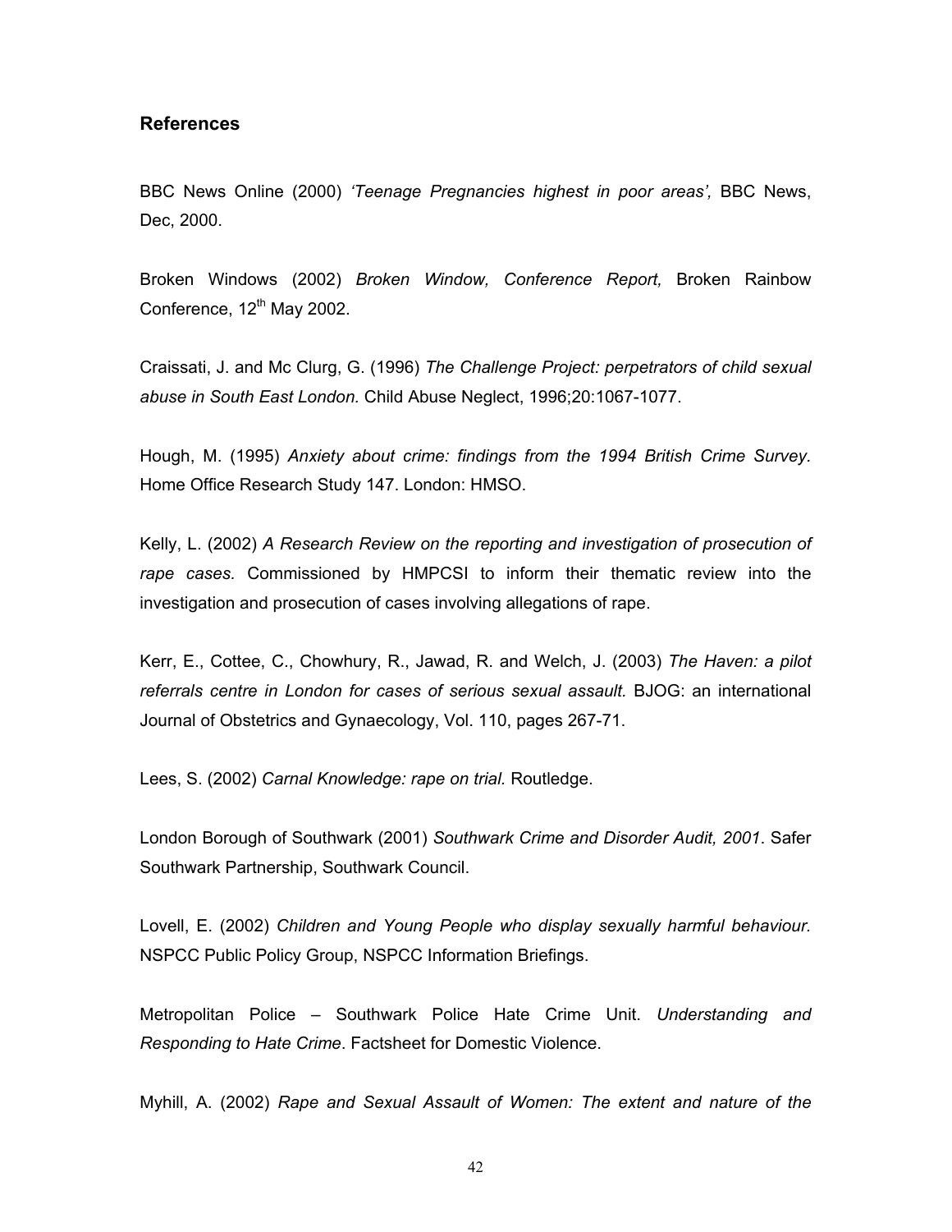## References

BBC News Online (2000) *'Teenage Pregnancies highest in poor areas',* BBC News, Dec, 2000.

Broken Windows (2002) *Broken Window, Conference Report,* Broken Rainbow Conference, 12th May 2002.

Craissati, J. and Mc Clurg, G. (1996) *The Challenge Project: perpetrators of child sexual abuse in South East London.* Child Abuse Neglect, 1996;20:1067-1077.

Hough, M. (1995) *Anxiety about crime: findings from the 1994 British Crime Survey.* Home Office Research Study 147. London: HMSO.

Kelly, L. (2002) *A Research Review on the reporting and investigation of prosecution of rape cases.* Commissioned by HMPCSI to inform their thematic review into the investigation and prosecution of cases involving allegations of rape.

Kerr, E., Cottee, C., Chowhury, R., Jawad, R. and Welch, J. (2003) *The Haven: a pilot referrals centre in London for cases of serious sexual assault.* BJOG: an international Journal of Obstetrics and Gynaecology, Vol. 110, pages 267-71.

Lees, S. (2002) *Carnal Knowledge: rape on trial*. Routledge.

London Borough of Southwark (2001) *Southwark Crime and Disorder Audit, 2001*. Safer Southwark Partnership, Southwark Council.

Lovell, E. (2002) *Children and Young People who display sexually harmful behaviour.* NSPCC Public Policy Group, NSPCC Information Briefings.

Metropolitan Police – Southwark Police Hate Crime Unit. *Understanding and Responding to Hate Crime*. Factsheet for Domestic Violence.

Myhill, A. (2002) *Rape and Sexual Assault of Women: The extent and nature of the*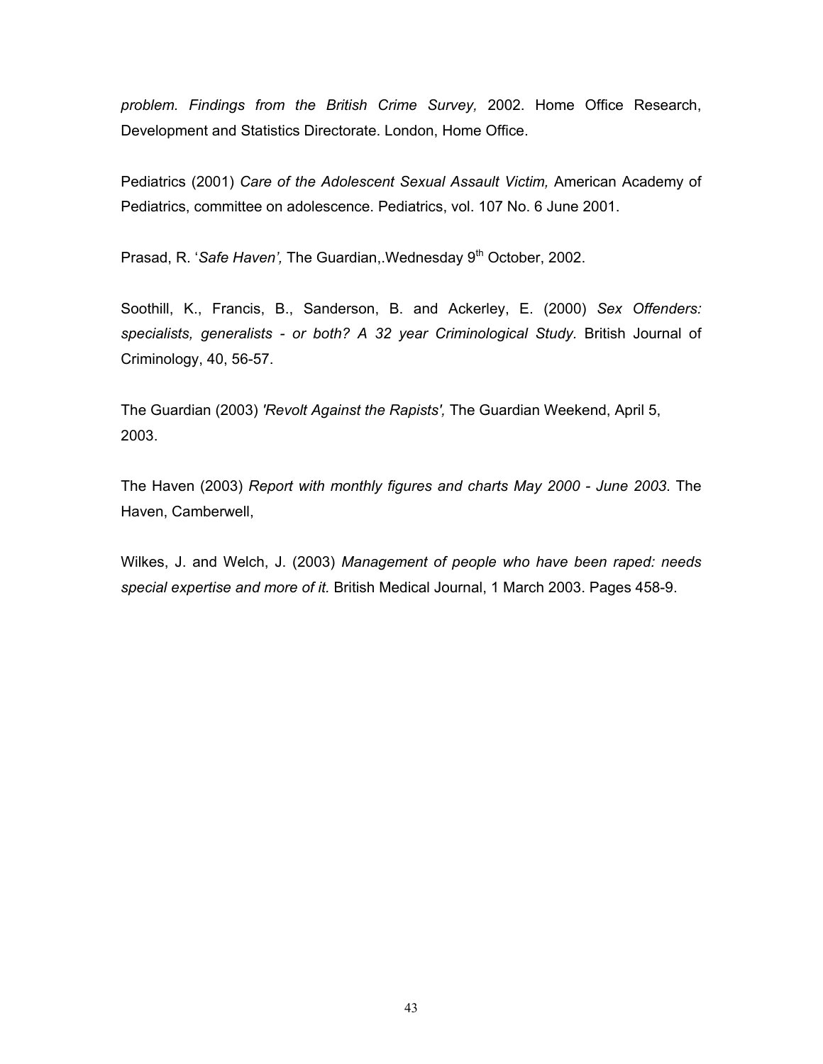*problem. Findings from the British Crime Survey,* 2002. Home Office Research, Development and Statistics Directorate. London, Home Office.

Pediatrics (2001) *Care of the Adolescent Sexual Assault Victim,* American Academy of Pediatrics, committee on adolescence. Pediatrics, vol. 107 No. 6 June 2001.

Prasad, R. '*Safe Haven',* The Guardian,.Wednesday 9th October, 2002.

Soothill, K., Francis, B., Sanderson, B. and Ackerley, E. (2000) *Sex Offenders: specialists, generalists - or both? A 32 year Criminological Study*. British Journal of Criminology, 40, 56-57.

The Guardian (2003) *'Revolt Against the Rapists',* The Guardian Weekend, April 5, 2003.

The Haven (2003) *Report with monthly figures and charts May 2000 - June 2003*. The Haven, Camberwell,

Wilkes, J. and Welch, J. (2003) *Management of people who have been raped: needs special expertise and more of it.* British Medical Journal, 1 March 2003. Pages 458-9.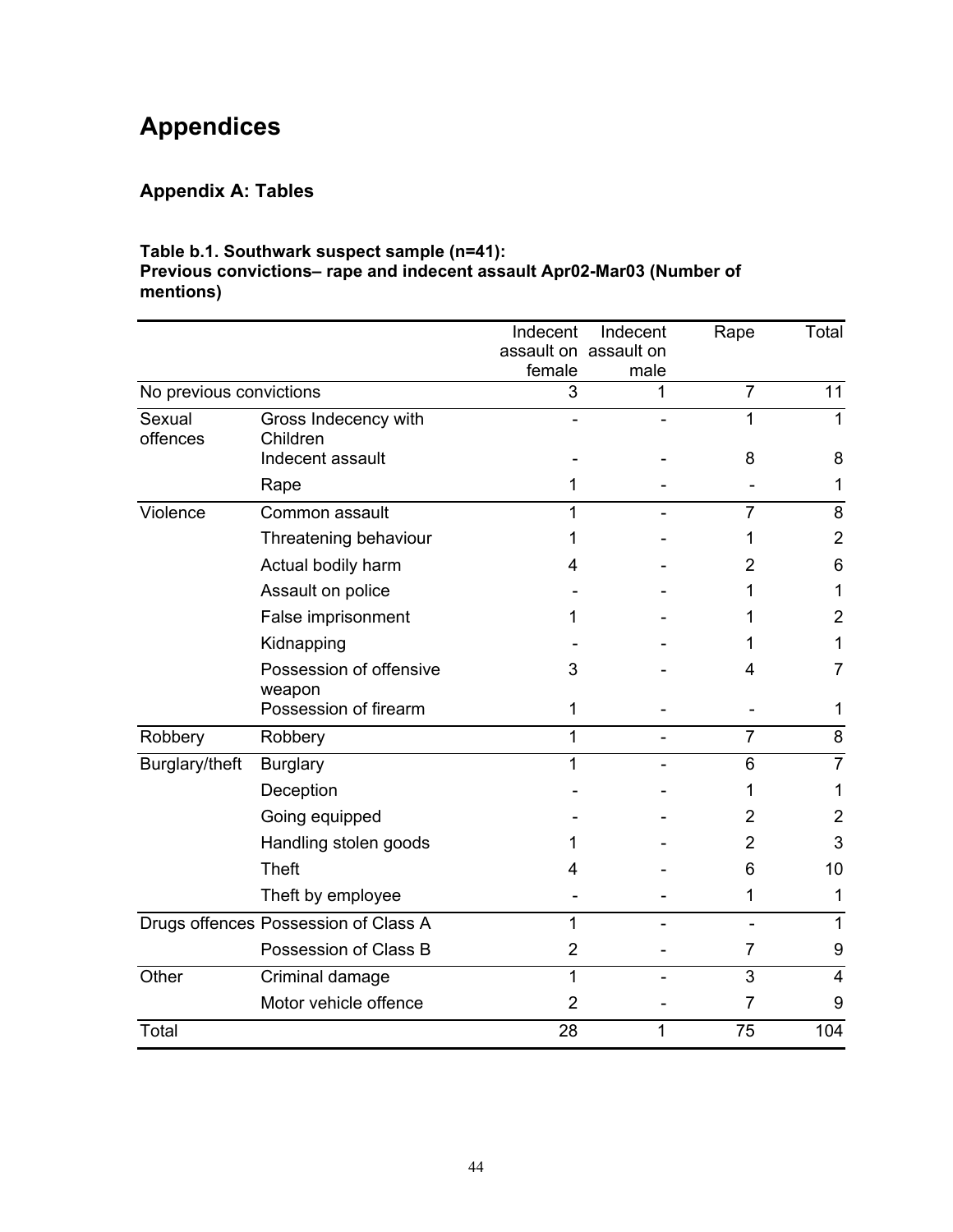# Appendices

## Appendix A: Tables

**Table b.1. Southwark suspect sample (n=41):**
**Previous convictions– rape and indecent assault Apr02-Mar03 (Number of mentions)**

| | | Indecent assault on female | Indecent assault on male | Rape | Total |
|---|---|---|---|---|---|
| No previous convictions | | 3 | 1 | 7 | 11 |
| Sexual offences | Gross Indecency with Children | - | - | 1 | 1 |
| | Indecent assault | - | - | 8 | 8 |
| | Rape | 1 | - | - | 1 |
| Violence | Common assault | 1 | - | 7 | 8 |
| | Threatening behaviour | 1 | - | 1 | 2 |
| | Actual bodily harm | 4 | - | 2 | 6 |
| | Assault on police | - | - | 1 | 1 |
| | False imprisonment | 1 | - | 1 | 2 |
| | Kidnapping | - | - | 1 | 1 |
| | Possession of offensive weapon | 3 | - | 4 | 7 |
| | Possession of firearm | 1 | - | - | 1 |
| Robbery | Robbery | 1 | - | 7 | 8 |
| Burglary/theft | Burglary | 1 | - | 6 | 7 |
| | Deception | - | - | 1 | 1 |
| | Going equipped | - | - | 2 | 2 |
| | Handling stolen goods | 1 | - | 2 | 3 |
| | Theft | 4 | - | 6 | 10 |
| | Theft by employee | - | - | 1 | 1 |
| Drugs offences | Possession of Class A | 1 | - | - | 1 |
| | Possession of Class B | 2 | - | 7 | 9 |
| Other | Criminal damage | 1 | - | 3 | 4 |
| | Motor vehicle offence | 2 | - | 7 | 9 |
| Total | | 28 | 1 | 75 | 104 |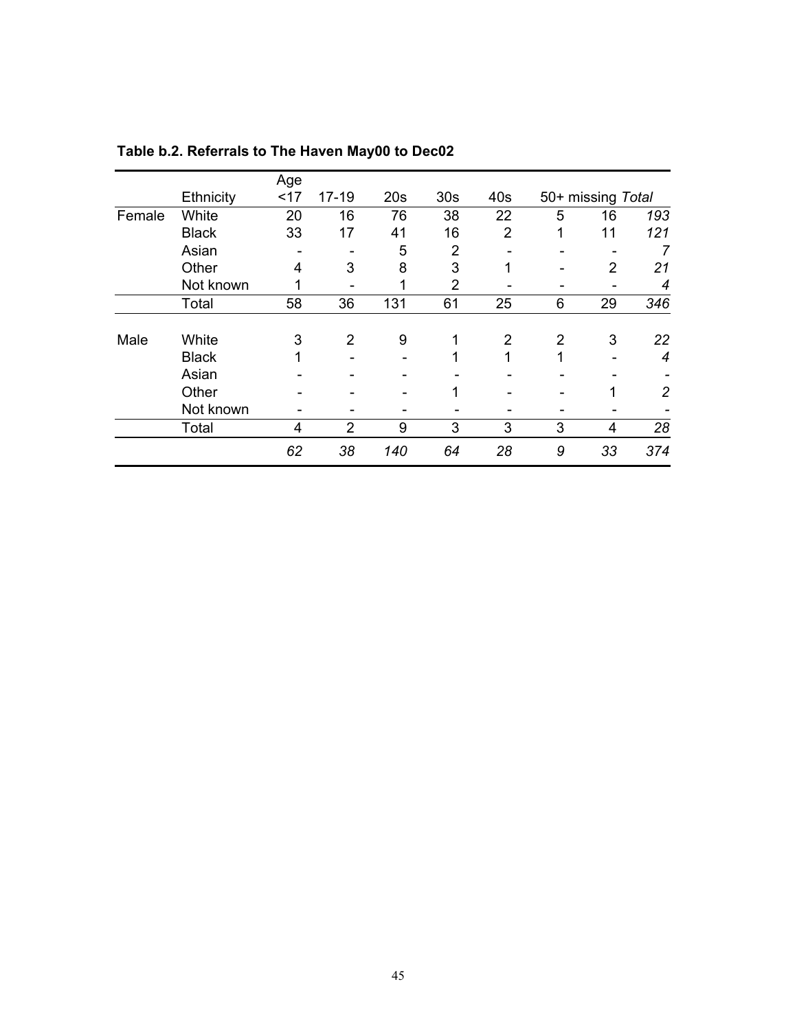**Table b.2. Referrals to The Haven May00 to Dec02**

| | Ethnicity | Age <17 | 17-19 | 20s | 30s | 40s | 50+ | missing | *Total* |
|---|---|---|---|---|---|---|---|---|---|
| Female | White | 20 | 16 | 76 | 38 | 22 | 5 | 16 | *193* |
| | Black | 33 | 17 | 41 | 16 | 2 | 1 | 11 | *121* |
| | Asian | - | - | 5 | 2 | - | - | - | *7* |
| | Other | 4 | 3 | 8 | 3 | 1 | - | 2 | *21* |
| | Not known | 1 | - | 1 | 2 | - | - | - | *4* |
| | Total | 58 | 36 | 131 | 61 | 25 | 6 | 29 | *346* |
| Male | White | 3 | 2 | 9 | 1 | 2 | 2 | 3 | *22* |
| | Black | 1 | - | - | 1 | 1 | 1 | - | *4* |
| | Asian | - | - | - | - | - | - | - | - |
| | Other | - | - | - | 1 | - | - | 1 | *2* |
| | Not known | - | - | - | - | - | - | - | - |
| | Total | 4 | 2 | 9 | 3 | 3 | 3 | 4 | *28* |
| | | *62* | *38* | *140* | *64* | *28* | *9* | *33* | *374* |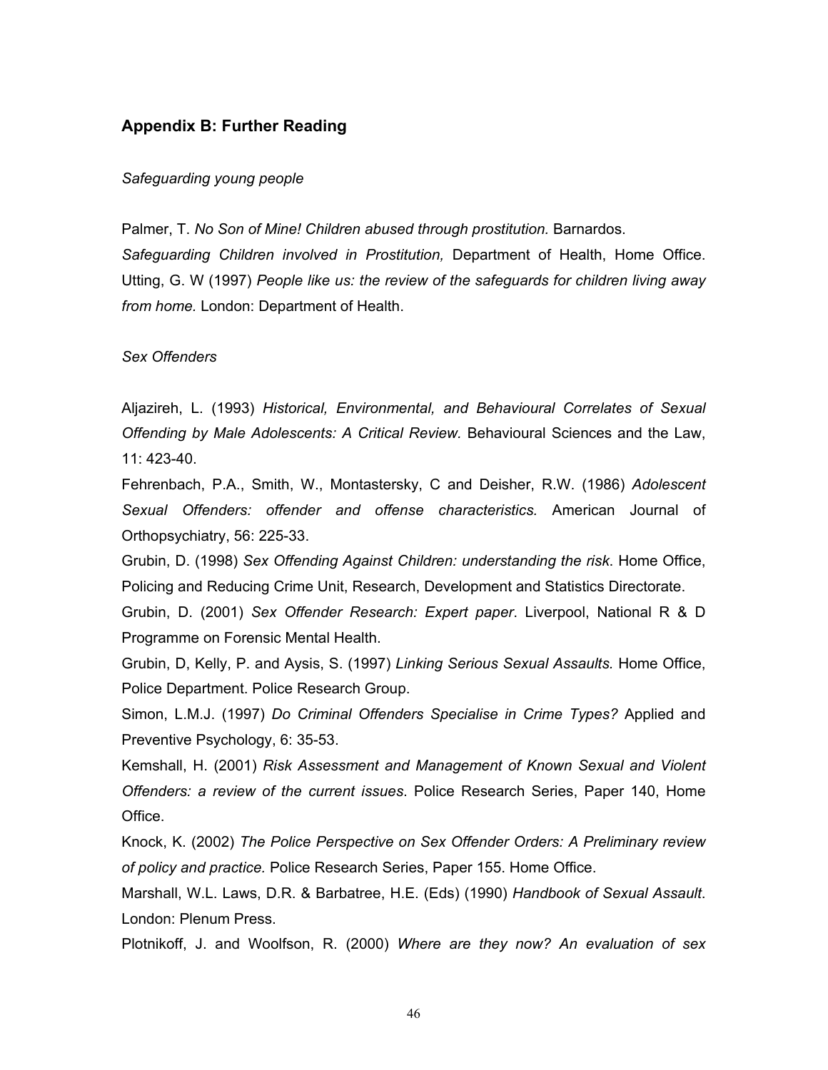## Appendix B: Further Reading

*Safeguarding young people*

Palmer, T. *No Son of Mine! Children abused through prostitution.* Barnardos.
*Safeguarding Children involved in Prostitution,* Department of Health, Home Office.
Utting, G. W (1997) *People like us: the review of the safeguards for children living away from home.* London: Department of Health.

*Sex Offenders*

Aljazireh, L. (1993) *Historical, Environmental, and Behavioural Correlates of Sexual Offending by Male Adolescents: A Critical Review.* Behavioural Sciences and the Law, 11: 423-40.
Fehrenbach, P.A., Smith, W., Montastersky, C and Deisher, R.W. (1986) *Adolescent Sexual Offenders: offender and offense characteristics.* American Journal of Orthopsychiatry, 56: 225-33.
Grubin, D. (1998) *Sex Offending Against Children: understanding the risk*. Home Office, Policing and Reducing Crime Unit, Research, Development and Statistics Directorate.
Grubin, D. (2001) *Sex Offender Research: Expert paper*. Liverpool, National R & D Programme on Forensic Mental Health.
Grubin, D, Kelly, P. and Aysis, S. (1997) *Linking Serious Sexual Assaults.* Home Office, Police Department. Police Research Group.
Simon, L.M.J. (1997) *Do Criminal Offenders Specialise in Crime Types?* Applied and Preventive Psychology, 6: 35-53.
Kemshall, H. (2001) *Risk Assessment and Management of Known Sexual and Violent Offenders: a review of the current issues*. Police Research Series, Paper 140, Home Office.
Knock, K. (2002) *The Police Perspective on Sex Offender Orders: A Preliminary review of policy and practice.* Police Research Series, Paper 155. Home Office.
Marshall, W.L. Laws, D.R. & Barbatree, H.E. (Eds) (1990) *Handbook of Sexual Assault*. London: Plenum Press.
Plotnikoff, J. and Woolfson, R. (2000) *Where are they now? An evaluation of sex*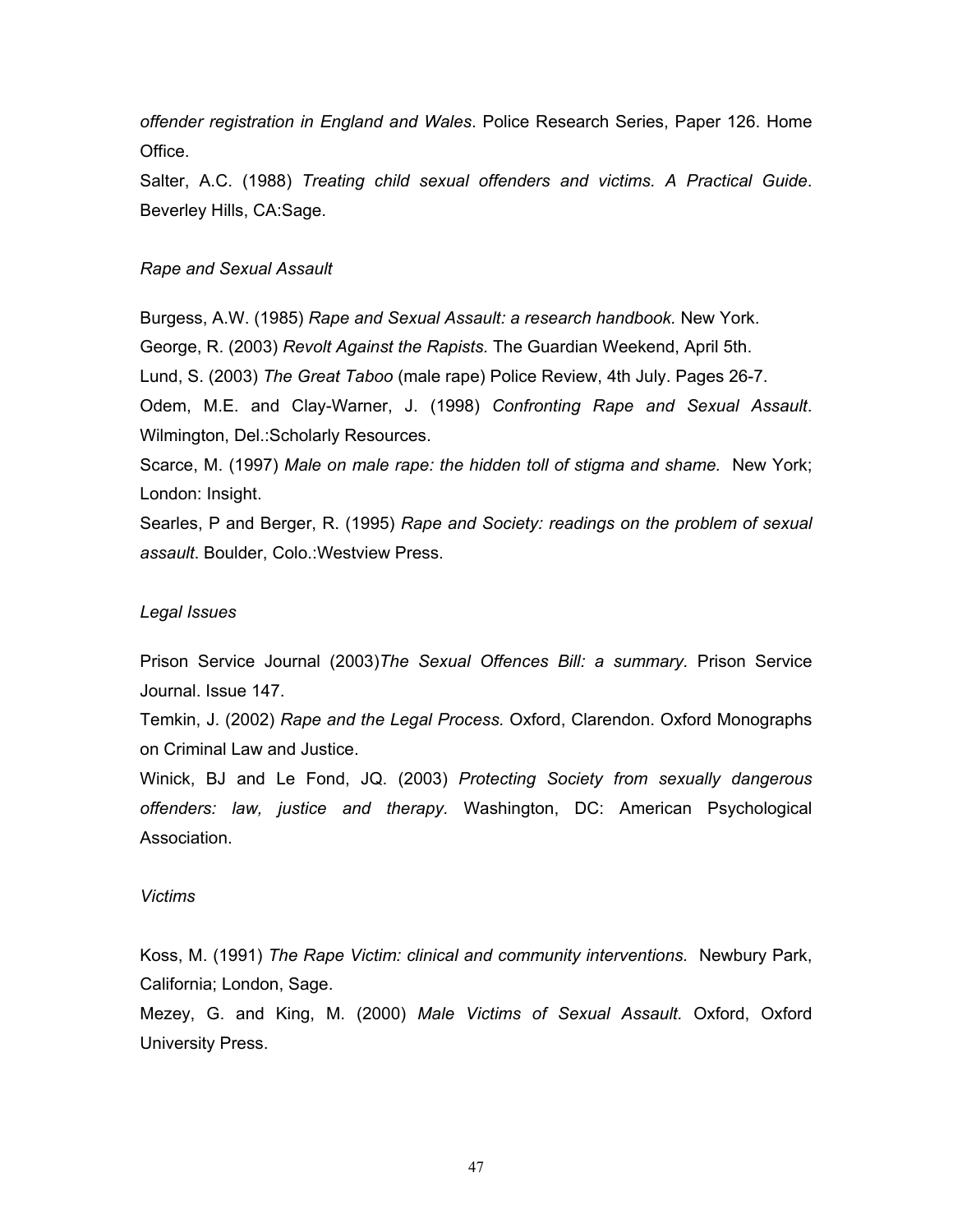*offender registration in England and Wales*. Police Research Series, Paper 126. Home Office.

Salter, A.C. (1988) *Treating child sexual offenders and victims. A Practical Guide*. Beverley Hills, CA:Sage.

*Rape and Sexual Assault*

Burgess, A.W. (1985) *Rape and Sexual Assault: a research handbook.* New York.

George, R. (2003) *Revolt Against the Rapists.* The Guardian Weekend, April 5th.

Lund, S. (2003) *The Great Taboo* (male rape) Police Review, 4th July. Pages 26-7.

Odem, M.E. and Clay-Warner, J. (1998) *Confronting Rape and Sexual Assault*. Wilmington, Del.:Scholarly Resources.

Scarce, M. (1997) *Male on male rape: the hidden toll of stigma and shame.* New York; London: Insight.

Searles, P and Berger, R. (1995) *Rape and Society: readings on the problem of sexual assault*. Boulder, Colo.:Westview Press.

*Legal Issues*

Prison Service Journal (2003)*The Sexual Offences Bill: a summary.* Prison Service Journal. Issue 147.

Temkin, J. (2002) *Rape and the Legal Process.* Oxford, Clarendon. Oxford Monographs on Criminal Law and Justice.

Winick, BJ and Le Fond, JQ. (2003) *Protecting Society from sexually dangerous offenders: law, justice and therapy.* Washington, DC: American Psychological Association.

*Victims*

Koss, M. (1991) *The Rape Victim: clinical and community interventions.* Newbury Park, California; London, Sage.

Mezey, G. and King, M. (2000) *Male Victims of Sexual Assault.* Oxford, Oxford University Press.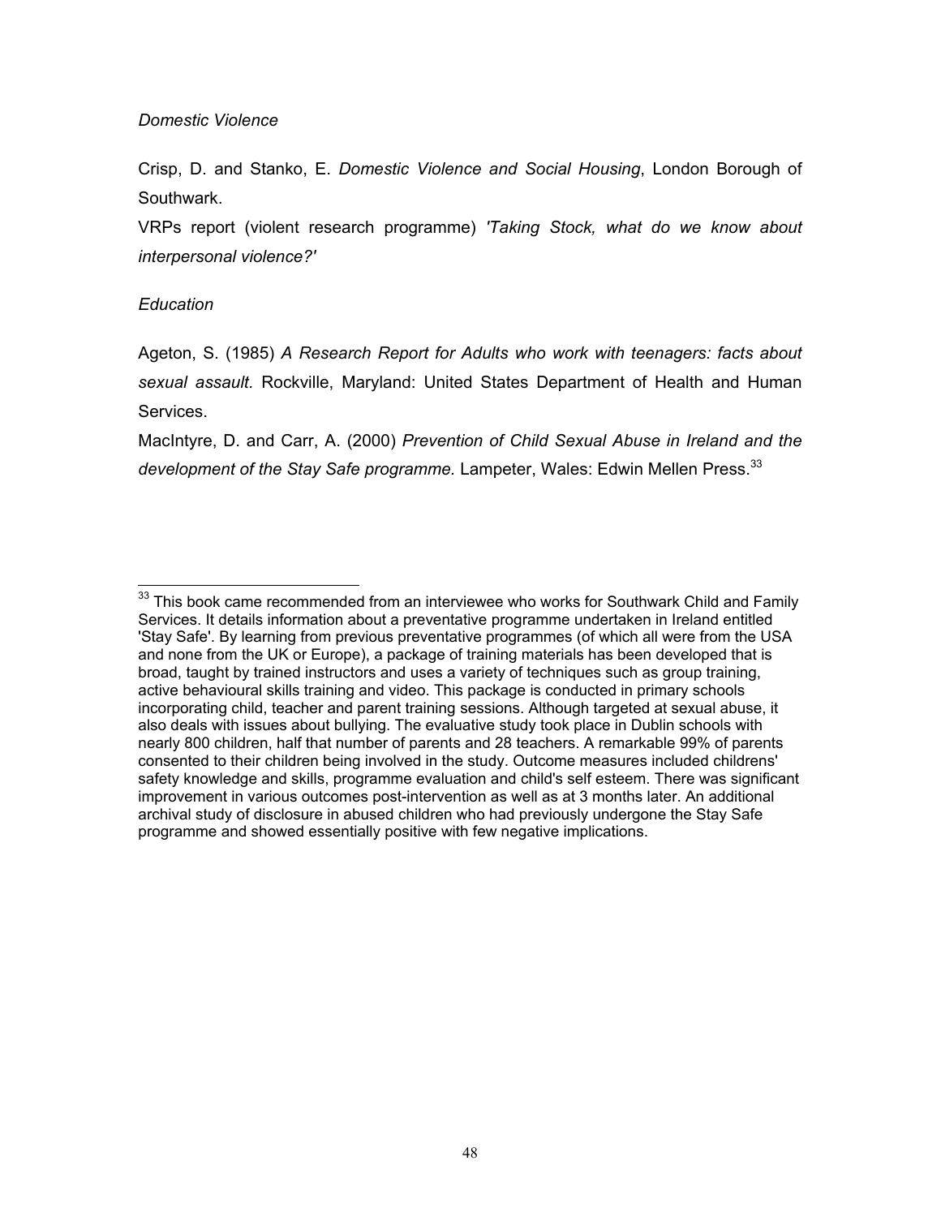*Domestic Violence*

Crisp, D. and Stanko, E. *Domestic Violence and Social Housing*, London Borough of Southwark.

VRPs report (violent research programme) *'Taking Stock, what do we know about interpersonal violence?'*

*Education*

Ageton, S. (1985) *A Research Report for Adults who work with teenagers: facts about sexual assault.* Rockville, Maryland: United States Department of Health and Human Services.

MacIntyre, D. and Carr, A. (2000) *Prevention of Child Sexual Abuse in Ireland and the development of the Stay Safe programme.* Lampeter, Wales: Edwin Mellen Press.[33]

---

[33] This book came recommended from an interviewee who works for Southwark Child and Family Services. It details information about a preventative programme undertaken in Ireland entitled 'Stay Safe'. By learning from previous preventative programmes (of which all were from the USA and none from the UK or Europe), a package of training materials has been developed that is broad, taught by trained instructors and uses a variety of techniques such as group training, active behavioural skills training and video. This package is conducted in primary schools incorporating child, teacher and parent training sessions. Although targeted at sexual abuse, it also deals with issues about bullying. The evaluative study took place in Dublin schools with nearly 800 children, half that number of parents and 28 teachers. A remarkable 99% of parents consented to their children being involved in the study. Outcome measures included childrens' safety knowledge and skills, programme evaluation and child's self esteem. There was significant improvement in various outcomes post-intervention as well as at 3 months later. An additional archival study of disclosure in abused children who had previously undergone the Stay Safe programme and showed essentially positive with few negative implications.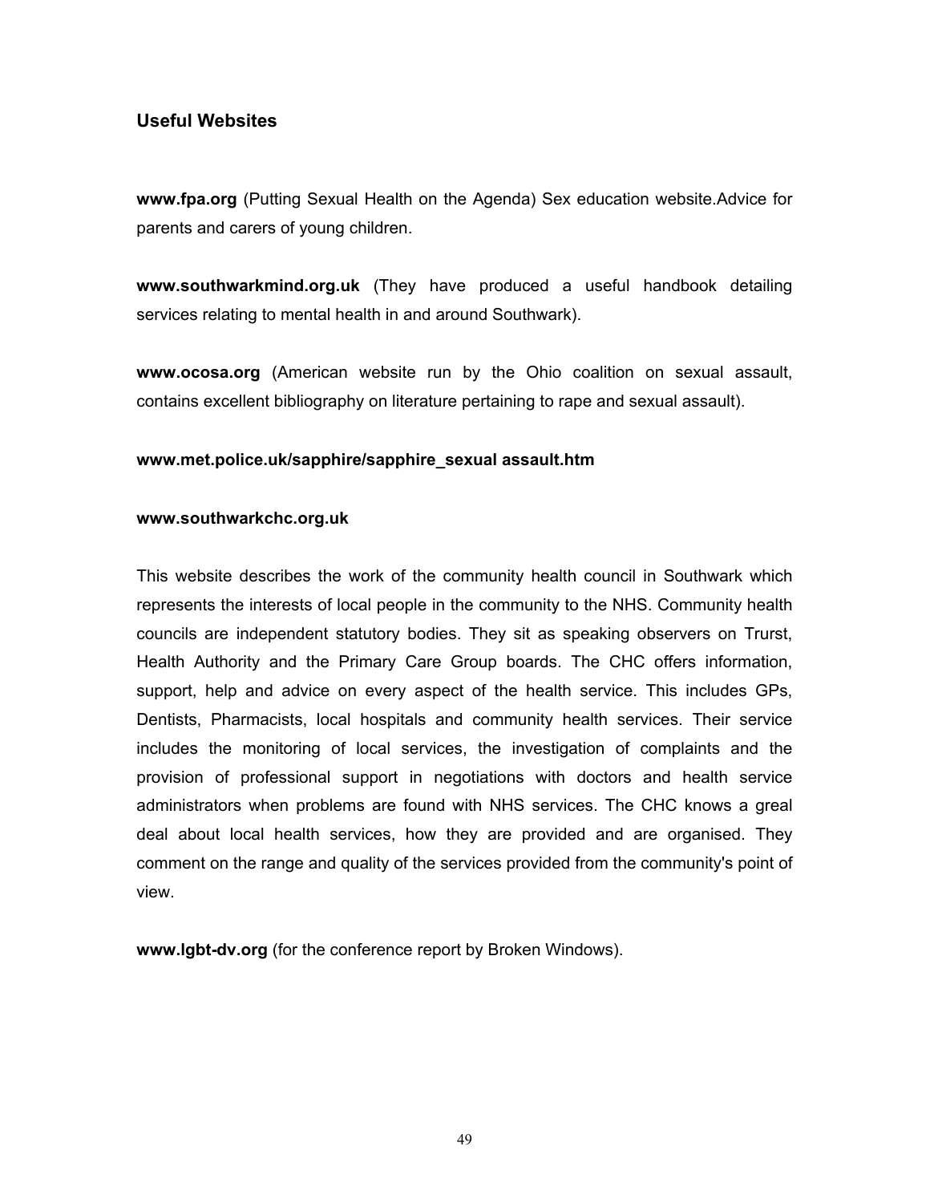## Useful Websites

**www.fpa.org** (Putting Sexual Health on the Agenda) Sex education website.Advice for parents and carers of young children.

**www.southwarkmind.org.uk** (They have produced a useful handbook detailing services relating to mental health in and around Southwark).

**www.ocosa.org** (American website run by the Ohio coalition on sexual assault, contains excellent bibliography on literature pertaining to rape and sexual assault).

**www.met.police.uk/sapphire/sapphire_sexual assault.htm**

**www.southwarkchc.org.uk**

This website describes the work of the community health council in Southwark which represents the interests of local people in the community to the NHS. Community health councils are independent statutory bodies. They sit as speaking observers on Trurst, Health Authority and the Primary Care Group boards. The CHC offers information, support, help and advice on every aspect of the health service. This includes GPs, Dentists, Pharmacists, local hospitals and community health services. Their service includes the monitoring of local services, the investigation of complaints and the provision of professional support in negotiations with doctors and health service administrators when problems are found with NHS services. The CHC knows a greal deal about local health services, how they are provided and are organised. They comment on the range and quality of the services provided from the community's point of view.

**www.lgbt-dv.org** (for the conference report by Broken Windows).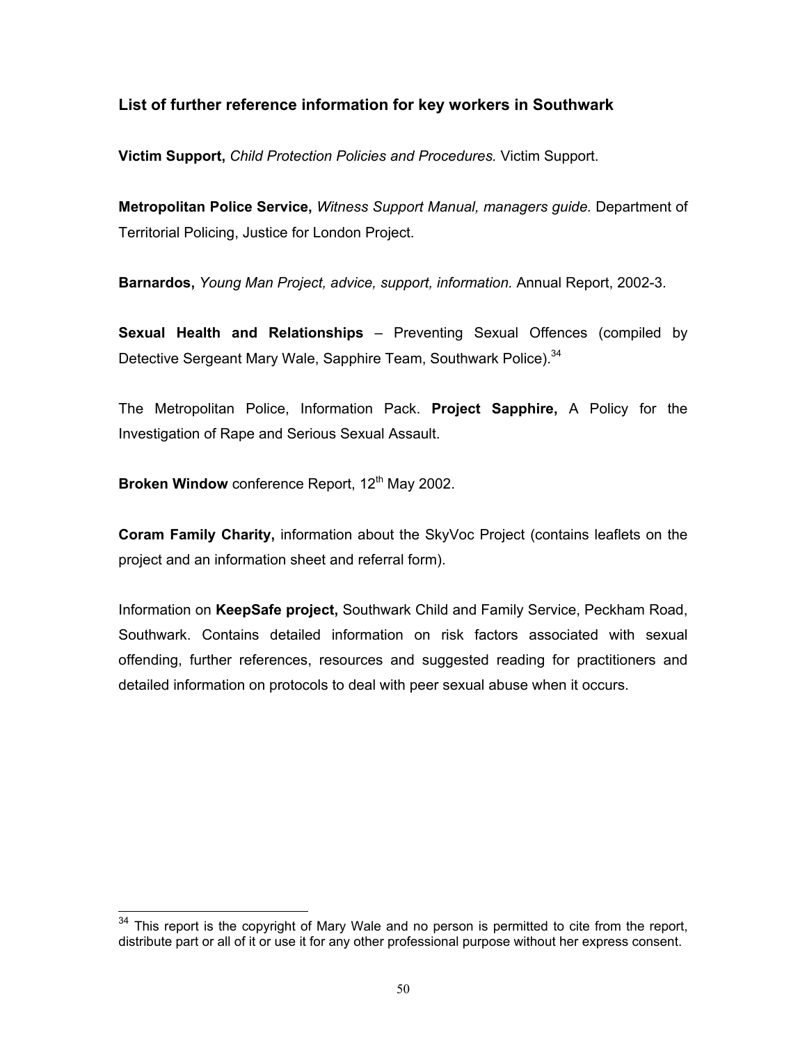### List of further reference information for key workers in Southwark

**Victim Support,** *Child Protection Policies and Procedures.* Victim Support.

**Metropolitan Police Service,** *Witness Support Manual, managers guide.* Department of Territorial Policing, Justice for London Project.

**Barnardos,** *Young Man Project, advice, support, information.* Annual Report, 2002-3.

**Sexual Health and Relationships** – Preventing Sexual Offences (compiled by Detective Sergeant Mary Wale, Sapphire Team, Southwark Police).[34]

The Metropolitan Police, Information Pack. **Project Sapphire,** A Policy for the Investigation of Rape and Serious Sexual Assault.

**Broken Window** conference Report, 12th May 2002.

**Coram Family Charity,** information about the SkyVoc Project (contains leaflets on the project and an information sheet and referral form).

Information on **KeepSafe project,** Southwark Child and Family Service, Peckham Road, Southwark. Contains detailed information on risk factors associated with sexual offending, further references, resources and suggested reading for practitioners and detailed information on protocols to deal with peer sexual abuse when it occurs.

---

[34] This report is the copyright of Mary Wale and no person is permitted to cite from the report, distribute part or all of it or use it for any other professional purpose without her express consent.